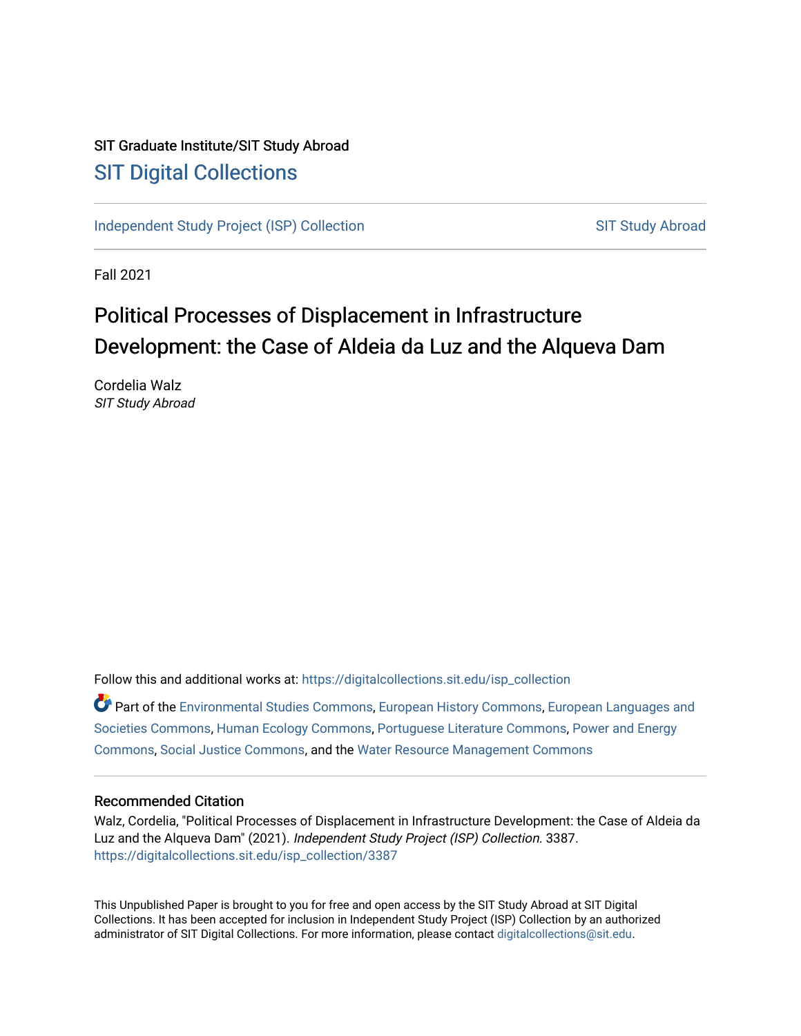SIT Graduate Institute/SIT Study Abroad

# SIT Digital Collections

Independent Study Project (ISP) Collection | SIT Study Abroad

Fall 2021

# Political Processes of Displacement in Infrastructure Development: the Case of Aldeia da Luz and the Alqueva Dam

Cordelia Walz
*SIT Study Abroad*

Follow this and additional works at: https://digitalcollections.sit.edu/isp_collection

Part of the Environmental Studies Commons, European History Commons, European Languages and Societies Commons, Human Ecology Commons, Portuguese Literature Commons, Power and Energy Commons, Social Justice Commons, and the Water Resource Management Commons

## Recommended Citation

Walz, Cordelia, "Political Processes of Displacement in Infrastructure Development: the Case of Aldeia da Luz and the Alqueva Dam" (2021). *Independent Study Project (ISP) Collection*. 3387.
https://digitalcollections.sit.edu/isp_collection/3387

This Unpublished Paper is brought to you for free and open access by the SIT Study Abroad at SIT Digital Collections. It has been accepted for inclusion in Independent Study Project (ISP) Collection by an authorized administrator of SIT Digital Collections. For more information, please contact digitalcollections@sit.edu.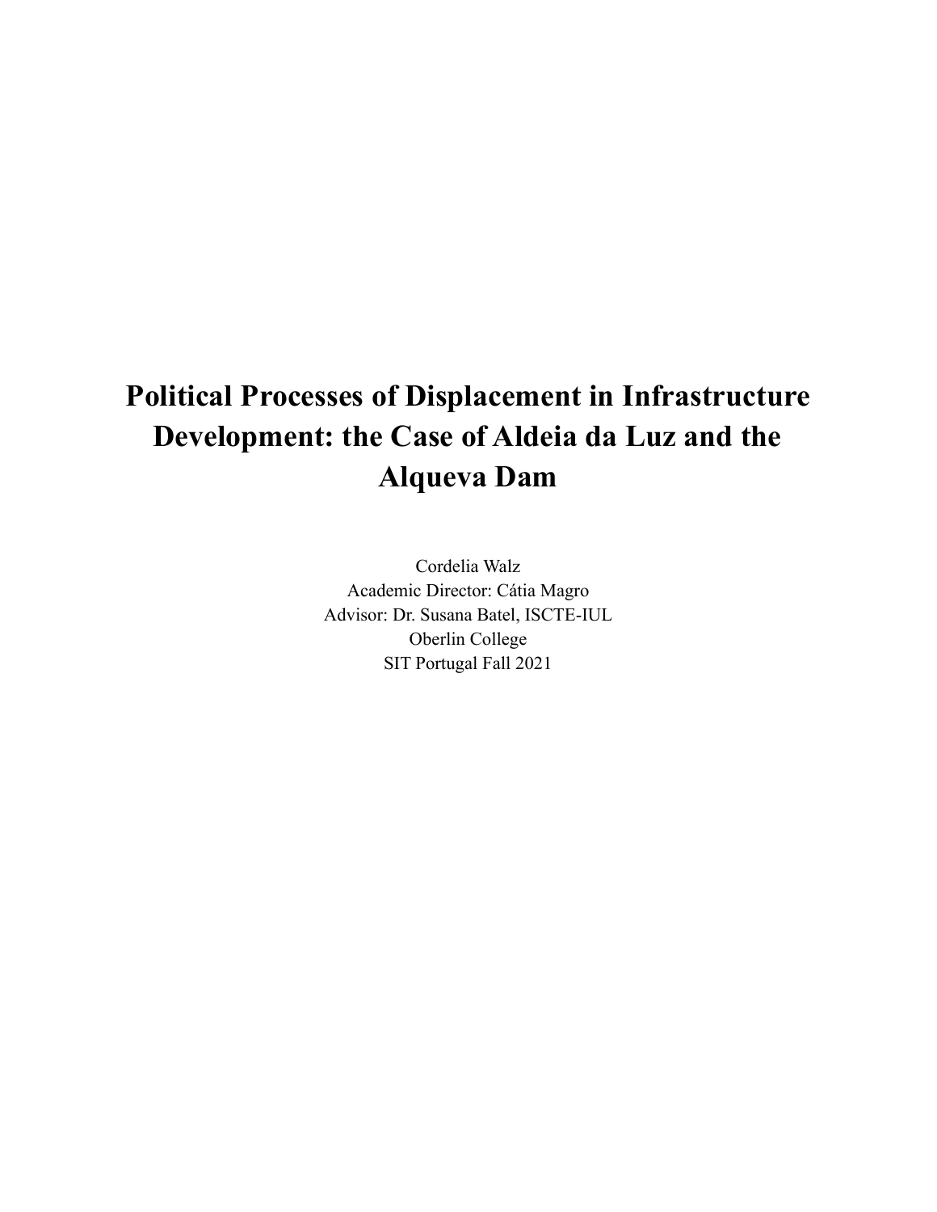# Political Processes of Displacement in Infrastructure Development: the Case of Aldeia da Luz and the Alqueva Dam

Cordelia Walz
Academic Director: Cátia Magro
Advisor: Dr. Susana Batel, ISCTE-IUL
Oberlin College
SIT Portugal Fall 2021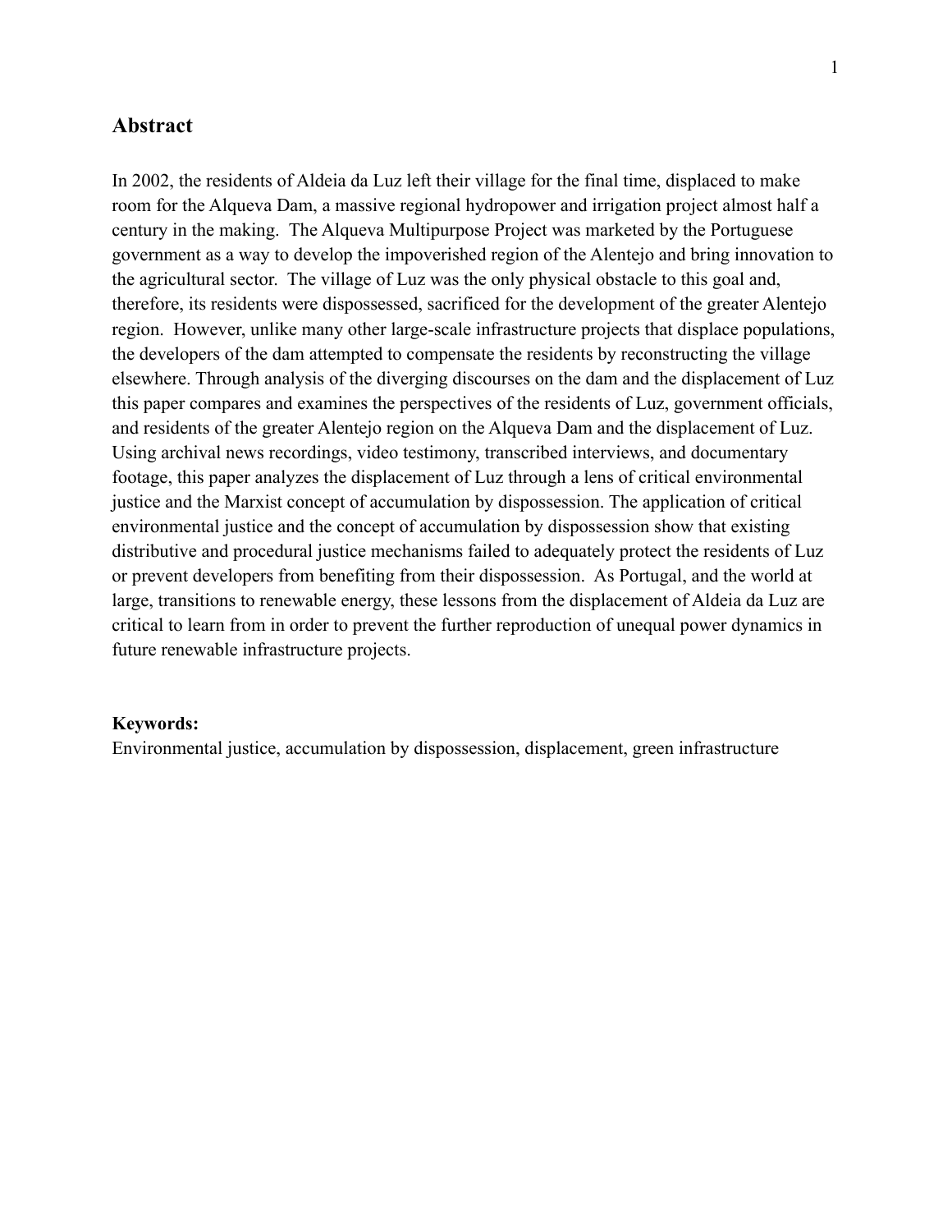## Abstract

In 2002, the residents of Aldeia da Luz left their village for the final time, displaced to make room for the Alqueva Dam, a massive regional hydropower and irrigation project almost half a century in the making. The Alqueva Multipurpose Project was marketed by the Portuguese government as a way to develop the impoverished region of the Alentejo and bring innovation to the agricultural sector. The village of Luz was the only physical obstacle to this goal and, therefore, its residents were dispossessed, sacrificed for the development of the greater Alentejo region. However, unlike many other large-scale infrastructure projects that displace populations, the developers of the dam attempted to compensate the residents by reconstructing the village elsewhere. Through analysis of the diverging discourses on the dam and the displacement of Luz this paper compares and examines the perspectives of the residents of Luz, government officials, and residents of the greater Alentejo region on the Alqueva Dam and the displacement of Luz. Using archival news recordings, video testimony, transcribed interviews, and documentary footage, this paper analyzes the displacement of Luz through a lens of critical environmental justice and the Marxist concept of accumulation by dispossession. The application of critical environmental justice and the concept of accumulation by dispossession show that existing distributive and procedural justice mechanisms failed to adequately protect the residents of Luz or prevent developers from benefiting from their dispossession. As Portugal, and the world at large, transitions to renewable energy, these lessons from the displacement of Aldeia da Luz are critical to learn from in order to prevent the further reproduction of unequal power dynamics in future renewable infrastructure projects.

**Keywords:**
Environmental justice, accumulation by dispossession, displacement, green infrastructure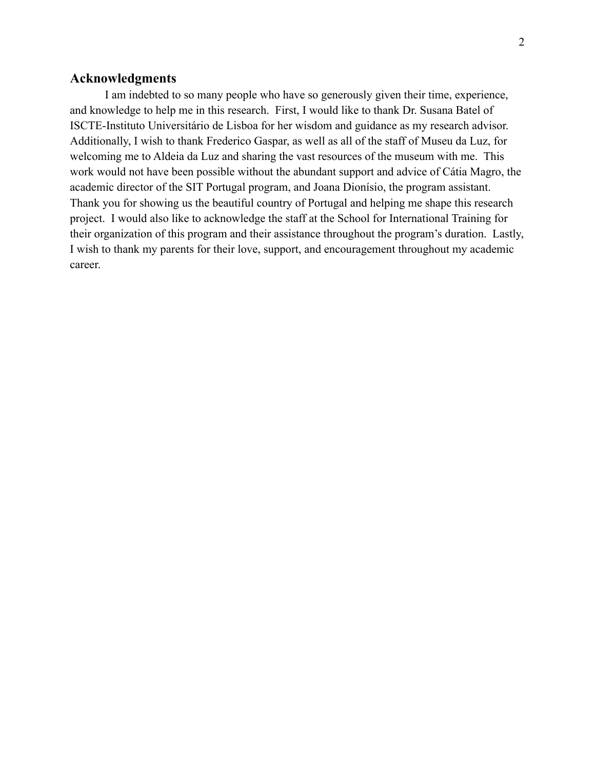## Acknowledgments

I am indebted to so many people who have so generously given their time, experience, and knowledge to help me in this research. First, I would like to thank Dr. Susana Batel of ISCTE-Instituto Universitário de Lisboa for her wisdom and guidance as my research advisor. Additionally, I wish to thank Frederico Gaspar, as well as all of the staff of Museu da Luz, for welcoming me to Aldeia da Luz and sharing the vast resources of the museum with me. This work would not have been possible without the abundant support and advice of Cátia Magro, the academic director of the SIT Portugal program, and Joana Dionísio, the program assistant. Thank you for showing us the beautiful country of Portugal and helping me shape this research project. I would also like to acknowledge the staff at the School for International Training for their organization of this program and their assistance throughout the program's duration. Lastly, I wish to thank my parents for their love, support, and encouragement throughout my academic career.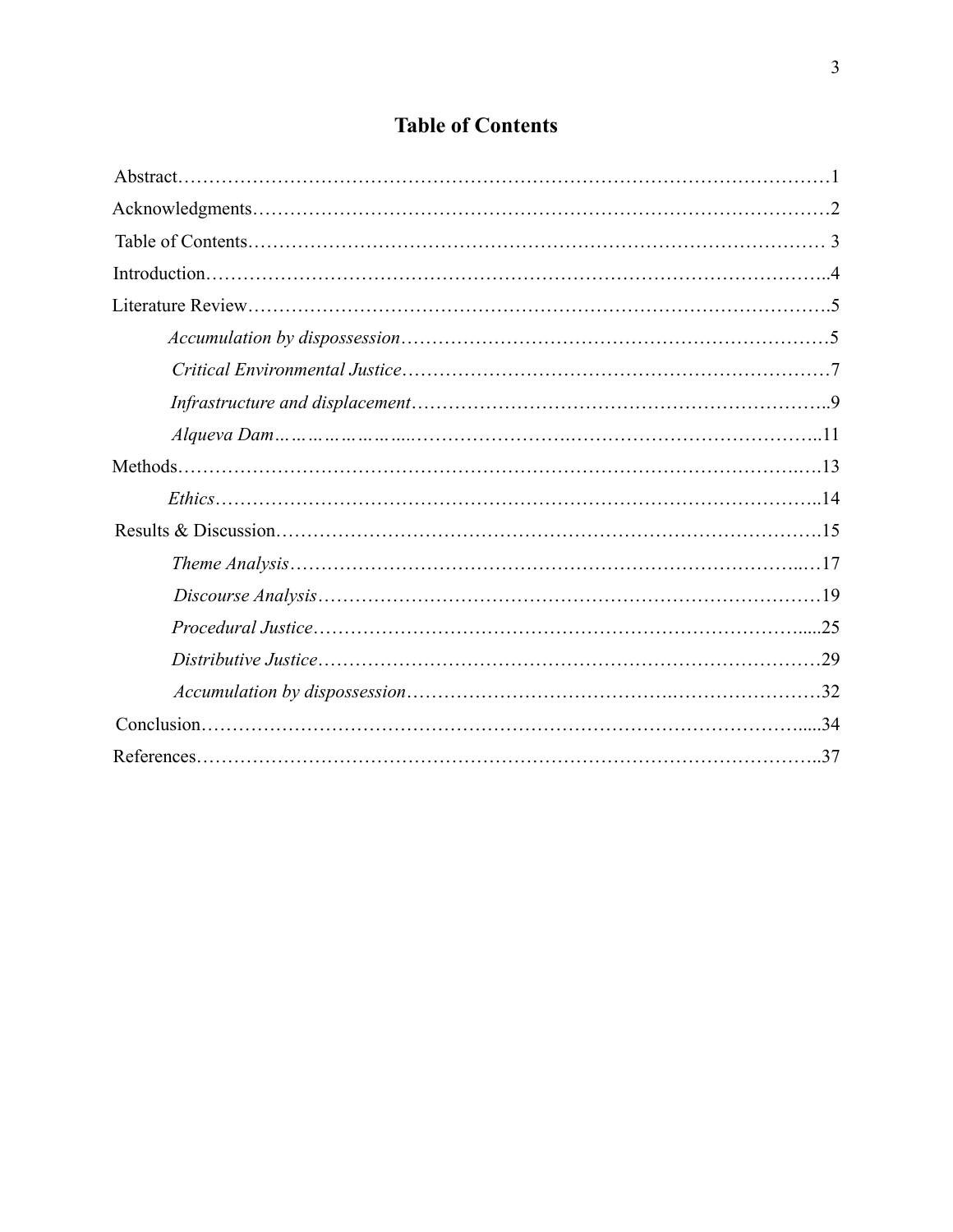# Table of Contents

Abstract……………………………………………………………………………………………1

Acknowledgments…………………………………………………………………………………2

Table of Contents…………………………………………………………………………………3

Introduction………………………………………………………………………………………..4

Literature Review………………………………………………………………………………….5

*Accumulation by dispossession*……………………………………………………………5

*Critical Environmental Justice*……………………………………………………………7

*Infrastructure and displacement*…………………………………………………………..9

*Alqueva Dam*……………………………………………………………………………..11

Methods……………………………………………………………………………………….13

*Ethics*……………………………………………………………………………………..14

Results & Discussion…………………………………………………………………………….15

*Theme Analysis*…………………………………………………………………………17

*Discourse Analysis*………………………………………………………………………19

*Procedural Justice*………………………………………………………………………....25

*Distributive Justice*………………………………………………………………………29

*Accumulation by dispossession*…………………………………………………………32

Conclusion………………………………………………………………………………….....34

References…………………………………………………………………………………..37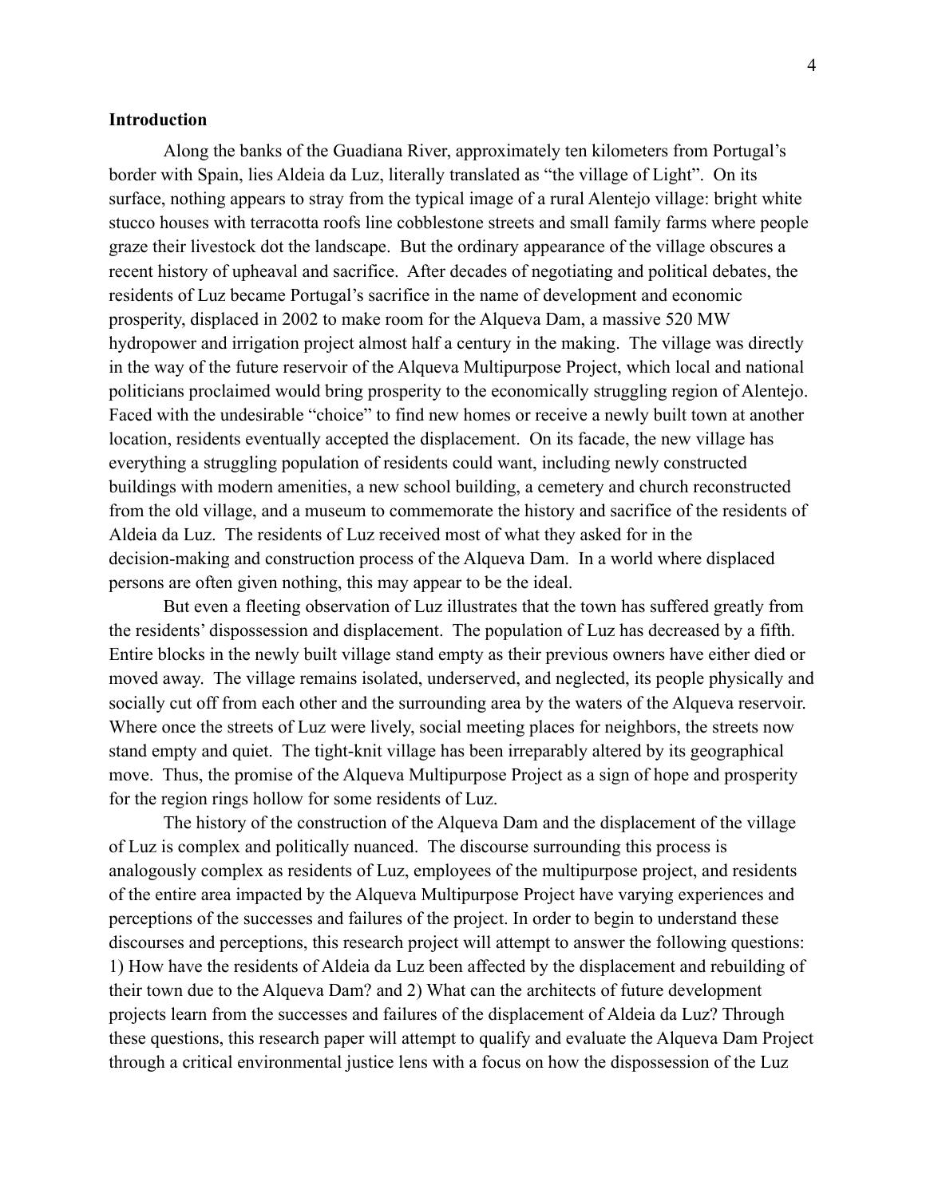## Introduction

Along the banks of the Guadiana River, approximately ten kilometers from Portugal's border with Spain, lies Aldeia da Luz, literally translated as "the village of Light". On its surface, nothing appears to stray from the typical image of a rural Alentejo village: bright white stucco houses with terracotta roofs line cobblestone streets and small family farms where people graze their livestock dot the landscape. But the ordinary appearance of the village obscures a recent history of upheaval and sacrifice. After decades of negotiating and political debates, the residents of Luz became Portugal's sacrifice in the name of development and economic prosperity, displaced in 2002 to make room for the Alqueva Dam, a massive 520 MW hydropower and irrigation project almost half a century in the making. The village was directly in the way of the future reservoir of the Alqueva Multipurpose Project, which local and national politicians proclaimed would bring prosperity to the economically struggling region of Alentejo. Faced with the undesirable "choice" to find new homes or receive a newly built town at another location, residents eventually accepted the displacement. On its facade, the new village has everything a struggling population of residents could want, including newly constructed buildings with modern amenities, a new school building, a cemetery and church reconstructed from the old village, and a museum to commemorate the history and sacrifice of the residents of Aldeia da Luz. The residents of Luz received most of what they asked for in the decision-making and construction process of the Alqueva Dam. In a world where displaced persons are often given nothing, this may appear to be the ideal.

But even a fleeting observation of Luz illustrates that the town has suffered greatly from the residents' dispossession and displacement. The population of Luz has decreased by a fifth. Entire blocks in the newly built village stand empty as their previous owners have either died or moved away. The village remains isolated, underserved, and neglected, its people physically and socially cut off from each other and the surrounding area by the waters of the Alqueva reservoir. Where once the streets of Luz were lively, social meeting places for neighbors, the streets now stand empty and quiet. The tight-knit village has been irreparably altered by its geographical move. Thus, the promise of the Alqueva Multipurpose Project as a sign of hope and prosperity for the region rings hollow for some residents of Luz.

The history of the construction of the Alqueva Dam and the displacement of the village of Luz is complex and politically nuanced. The discourse surrounding this process is analogously complex as residents of Luz, employees of the multipurpose project, and residents of the entire area impacted by the Alqueva Multipurpose Project have varying experiences and perceptions of the successes and failures of the project. In order to begin to understand these discourses and perceptions, this research project will attempt to answer the following questions: 1) How have the residents of Aldeia da Luz been affected by the displacement and rebuilding of their town due to the Alqueva Dam? and 2) What can the architects of future development projects learn from the successes and failures of the displacement of Aldeia da Luz? Through these questions, this research paper will attempt to qualify and evaluate the Alqueva Dam Project through a critical environmental justice lens with a focus on how the dispossession of the Luz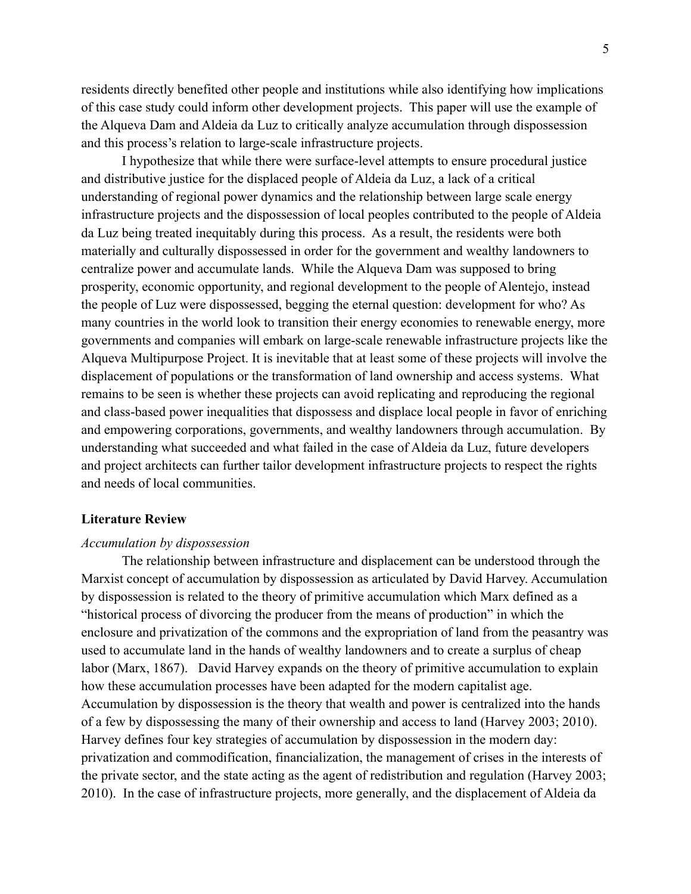residents directly benefited other people and institutions while also identifying how implications of this case study could inform other development projects. This paper will use the example of the Alqueva Dam and Aldeia da Luz to critically analyze accumulation through dispossession and this process's relation to large-scale infrastructure projects.

I hypothesize that while there were surface-level attempts to ensure procedural justice and distributive justice for the displaced people of Aldeia da Luz, a lack of a critical understanding of regional power dynamics and the relationship between large scale energy infrastructure projects and the dispossession of local peoples contributed to the people of Aldeia da Luz being treated inequitably during this process. As a result, the residents were both materially and culturally dispossessed in order for the government and wealthy landowners to centralize power and accumulate lands. While the Alqueva Dam was supposed to bring prosperity, economic opportunity, and regional development to the people of Alentejo, instead the people of Luz were dispossessed, begging the eternal question: development for who? As many countries in the world look to transition their energy economies to renewable energy, more governments and companies will embark on large-scale renewable infrastructure projects like the Alqueva Multipurpose Project. It is inevitable that at least some of these projects will involve the displacement of populations or the transformation of land ownership and access systems. What remains to be seen is whether these projects can avoid replicating and reproducing the regional and class-based power inequalities that dispossess and displace local people in favor of enriching and empowering corporations, governments, and wealthy landowners through accumulation. By understanding what succeeded and what failed in the case of Aldeia da Luz, future developers and project architects can further tailor development infrastructure projects to respect the rights and needs of local communities.

## Literature Review

### *Accumulation by dispossession*

The relationship between infrastructure and displacement can be understood through the Marxist concept of accumulation by dispossession as articulated by David Harvey. Accumulation by dispossession is related to the theory of primitive accumulation which Marx defined as a "historical process of divorcing the producer from the means of production" in which the enclosure and privatization of the commons and the expropriation of land from the peasantry was used to accumulate land in the hands of wealthy landowners and to create a surplus of cheap labor (Marx, 1867). David Harvey expands on the theory of primitive accumulation to explain how these accumulation processes have been adapted for the modern capitalist age. Accumulation by dispossession is the theory that wealth and power is centralized into the hands of a few by dispossessing the many of their ownership and access to land (Harvey 2003; 2010). Harvey defines four key strategies of accumulation by dispossession in the modern day: privatization and commodification, financialization, the management of crises in the interests of the private sector, and the state acting as the agent of redistribution and regulation (Harvey 2003; 2010). In the case of infrastructure projects, more generally, and the displacement of Aldeia da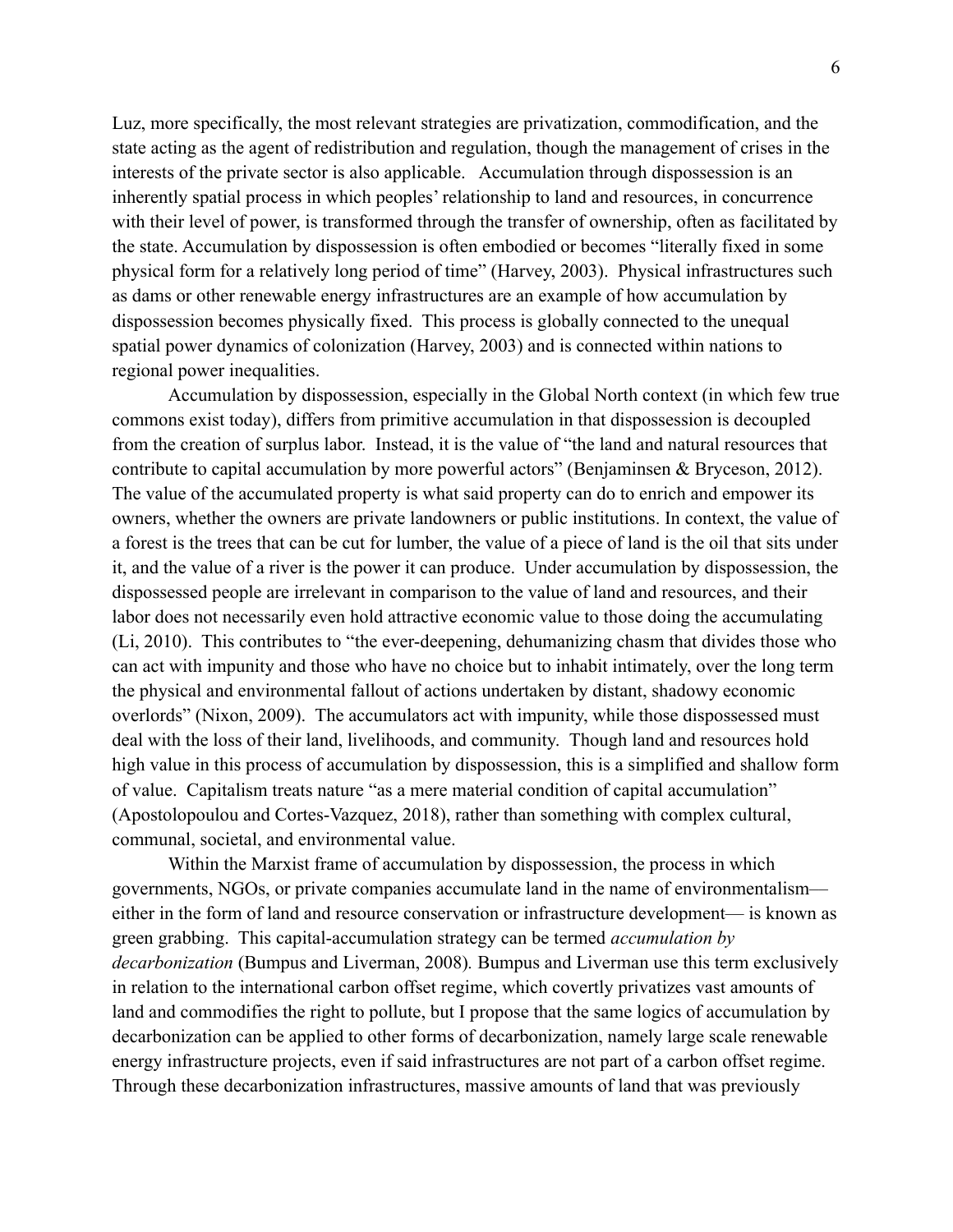Luz, more specifically, the most relevant strategies are privatization, commodification, and the state acting as the agent of redistribution and regulation, though the management of crises in the interests of the private sector is also applicable. Accumulation through dispossession is an inherently spatial process in which peoples' relationship to land and resources, in concurrence with their level of power, is transformed through the transfer of ownership, often as facilitated by the state. Accumulation by dispossession is often embodied or becomes "literally fixed in some physical form for a relatively long period of time" (Harvey, 2003). Physical infrastructures such as dams or other renewable energy infrastructures are an example of how accumulation by dispossession becomes physically fixed. This process is globally connected to the unequal spatial power dynamics of colonization (Harvey, 2003) and is connected within nations to regional power inequalities.

Accumulation by dispossession, especially in the Global North context (in which few true commons exist today), differs from primitive accumulation in that dispossession is decoupled from the creation of surplus labor. Instead, it is the value of "the land and natural resources that contribute to capital accumulation by more powerful actors" (Benjaminsen & Bryceson, 2012). The value of the accumulated property is what said property can do to enrich and empower its owners, whether the owners are private landowners or public institutions. In context, the value of a forest is the trees that can be cut for lumber, the value of a piece of land is the oil that sits under it, and the value of a river is the power it can produce. Under accumulation by dispossession, the dispossessed people are irrelevant in comparison to the value of land and resources, and their labor does not necessarily even hold attractive economic value to those doing the accumulating (Li, 2010). This contributes to "the ever-deepening, dehumanizing chasm that divides those who can act with impunity and those who have no choice but to inhabit intimately, over the long term the physical and environmental fallout of actions undertaken by distant, shadowy economic overlords" (Nixon, 2009). The accumulators act with impunity, while those dispossessed must deal with the loss of their land, livelihoods, and community. Though land and resources hold high value in this process of accumulation by dispossession, this is a simplified and shallow form of value. Capitalism treats nature "as a mere material condition of capital accumulation" (Apostolopoulou and Cortes-Vazquez, 2018), rather than something with complex cultural, communal, societal, and environmental value.

Within the Marxist frame of accumulation by dispossession, the process in which governments, NGOs, or private companies accumulate land in the name of environmentalism— either in the form of land and resource conservation or infrastructure development— is known as green grabbing. This capital-accumulation strategy can be termed *accumulation by decarbonization* (Bumpus and Liverman, 2008). Bumpus and Liverman use this term exclusively in relation to the international carbon offset regime, which covertly privatizes vast amounts of land and commodifies the right to pollute, but I propose that the same logics of accumulation by decarbonization can be applied to other forms of decarbonization, namely large scale renewable energy infrastructure projects, even if said infrastructures are not part of a carbon offset regime. Through these decarbonization infrastructures, massive amounts of land that was previously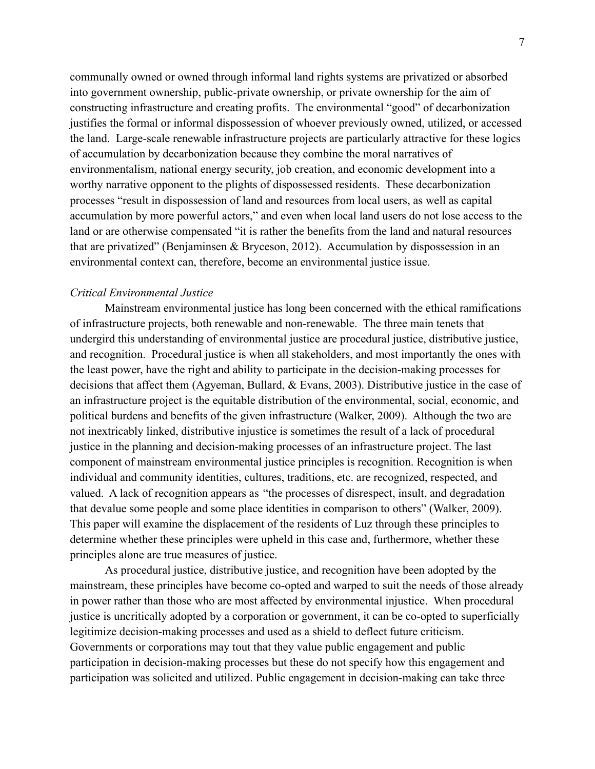communally owned or owned through informal land rights systems are privatized or absorbed into government ownership, public-private ownership, or private ownership for the aim of constructing infrastructure and creating profits. The environmental "good" of decarbonization justifies the formal or informal dispossession of whoever previously owned, utilized, or accessed the land. Large-scale renewable infrastructure projects are particularly attractive for these logics of accumulation by decarbonization because they combine the moral narratives of environmentalism, national energy security, job creation, and economic development into a worthy narrative opponent to the plights of dispossessed residents. These decarbonization processes "result in dispossession of land and resources from local users, as well as capital accumulation by more powerful actors," and even when local land users do not lose access to the land or are otherwise compensated "it is rather the benefits from the land and natural resources that are privatized" (Benjaminsen & Bryceson, 2012). Accumulation by dispossession in an environmental context can, therefore, become an environmental justice issue.

### *Critical Environmental Justice*

Mainstream environmental justice has long been concerned with the ethical ramifications of infrastructure projects, both renewable and non-renewable. The three main tenets that undergird this understanding of environmental justice are procedural justice, distributive justice, and recognition. Procedural justice is when all stakeholders, and most importantly the ones with the least power, have the right and ability to participate in the decision-making processes for decisions that affect them (Agyeman, Bullard, & Evans, 2003). Distributive justice in the case of an infrastructure project is the equitable distribution of the environmental, social, economic, and political burdens and benefits of the given infrastructure (Walker, 2009). Although the two are not inextricably linked, distributive injustice is sometimes the result of a lack of procedural justice in the planning and decision-making processes of an infrastructure project. The last component of mainstream environmental justice principles is recognition. Recognition is when individual and community identities, cultures, traditions, etc. are recognized, respected, and valued. A lack of recognition appears as "the processes of disrespect, insult, and degradation that devalue some people and some place identities in comparison to others" (Walker, 2009). This paper will examine the displacement of the residents of Luz through these principles to determine whether these principles were upheld in this case and, furthermore, whether these principles alone are true measures of justice.

As procedural justice, distributive justice, and recognition have been adopted by the mainstream, these principles have become co-opted and warped to suit the needs of those already in power rather than those who are most affected by environmental injustice. When procedural justice is uncritically adopted by a corporation or government, it can be co-opted to superficially legitimize decision-making processes and used as a shield to deflect future criticism. Governments or corporations may tout that they value public engagement and public participation in decision-making processes but these do not specify how this engagement and participation was solicited and utilized. Public engagement in decision-making can take three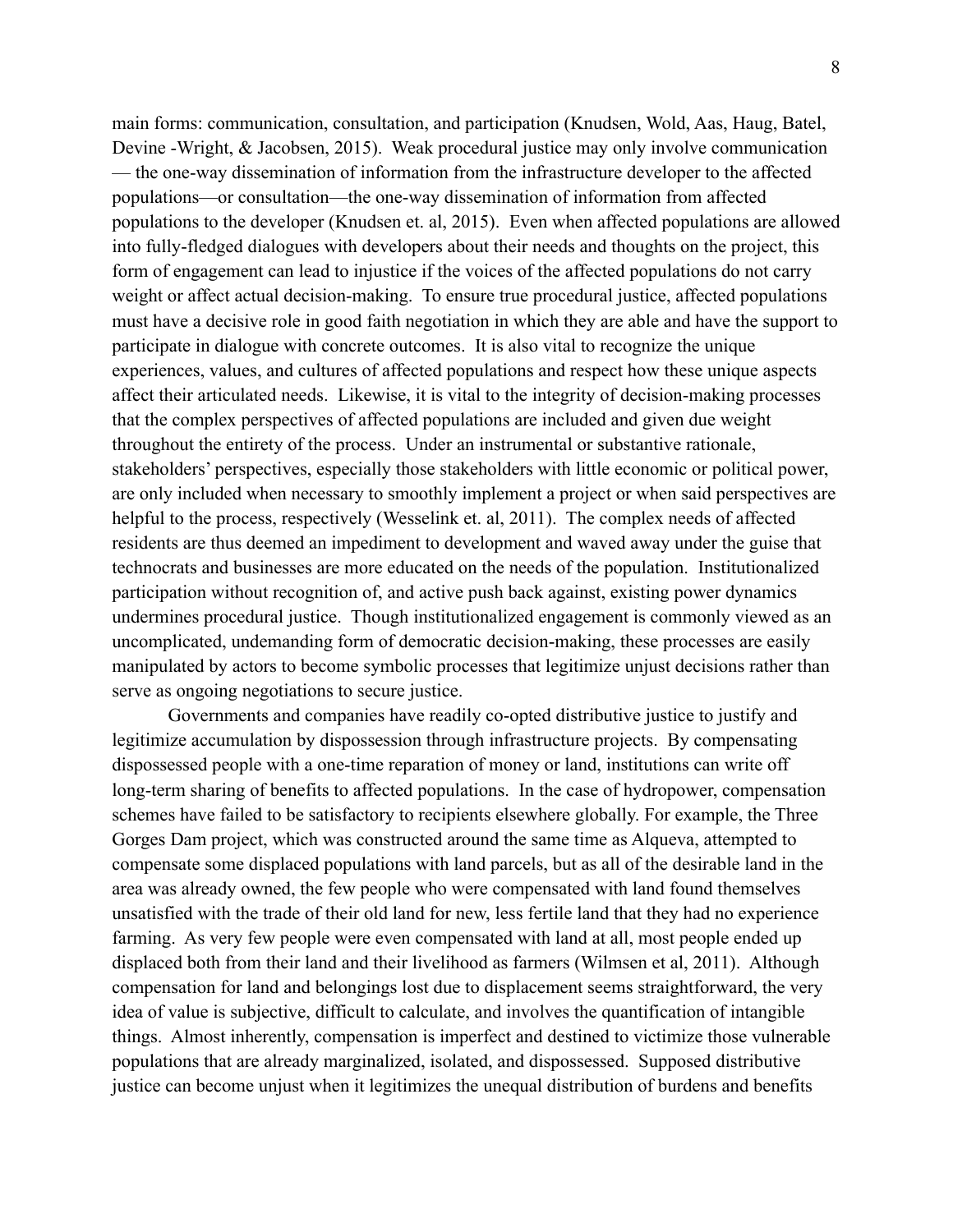main forms: communication, consultation, and participation (Knudsen, Wold, Aas, Haug, Batel, Devine -Wright, & Jacobsen, 2015). Weak procedural justice may only involve communication — the one-way dissemination of information from the infrastructure developer to the affected populations—or consultation—the one-way dissemination of information from affected populations to the developer (Knudsen et. al, 2015). Even when affected populations are allowed into fully-fledged dialogues with developers about their needs and thoughts on the project, this form of engagement can lead to injustice if the voices of the affected populations do not carry weight or affect actual decision-making. To ensure true procedural justice, affected populations must have a decisive role in good faith negotiation in which they are able and have the support to participate in dialogue with concrete outcomes. It is also vital to recognize the unique experiences, values, and cultures of affected populations and respect how these unique aspects affect their articulated needs. Likewise, it is vital to the integrity of decision-making processes that the complex perspectives of affected populations are included and given due weight throughout the entirety of the process. Under an instrumental or substantive rationale, stakeholders' perspectives, especially those stakeholders with little economic or political power, are only included when necessary to smoothly implement a project or when said perspectives are helpful to the process, respectively (Wesselink et. al, 2011). The complex needs of affected residents are thus deemed an impediment to development and waved away under the guise that technocrats and businesses are more educated on the needs of the population. Institutionalized participation without recognition of, and active push back against, existing power dynamics undermines procedural justice. Though institutionalized engagement is commonly viewed as an uncomplicated, undemanding form of democratic decision-making, these processes are easily manipulated by actors to become symbolic processes that legitimize unjust decisions rather than serve as ongoing negotiations to secure justice.

Governments and companies have readily co-opted distributive justice to justify and legitimize accumulation by dispossession through infrastructure projects. By compensating dispossessed people with a one-time reparation of money or land, institutions can write off long-term sharing of benefits to affected populations. In the case of hydropower, compensation schemes have failed to be satisfactory to recipients elsewhere globally. For example, the Three Gorges Dam project, which was constructed around the same time as Alqueva, attempted to compensate some displaced populations with land parcels, but as all of the desirable land in the area was already owned, the few people who were compensated with land found themselves unsatisfied with the trade of their old land for new, less fertile land that they had no experience farming. As very few people were even compensated with land at all, most people ended up displaced both from their land and their livelihood as farmers (Wilmsen et al, 2011). Although compensation for land and belongings lost due to displacement seems straightforward, the very idea of value is subjective, difficult to calculate, and involves the quantification of intangible things. Almost inherently, compensation is imperfect and destined to victimize those vulnerable populations that are already marginalized, isolated, and dispossessed. Supposed distributive justice can become unjust when it legitimizes the unequal distribution of burdens and benefits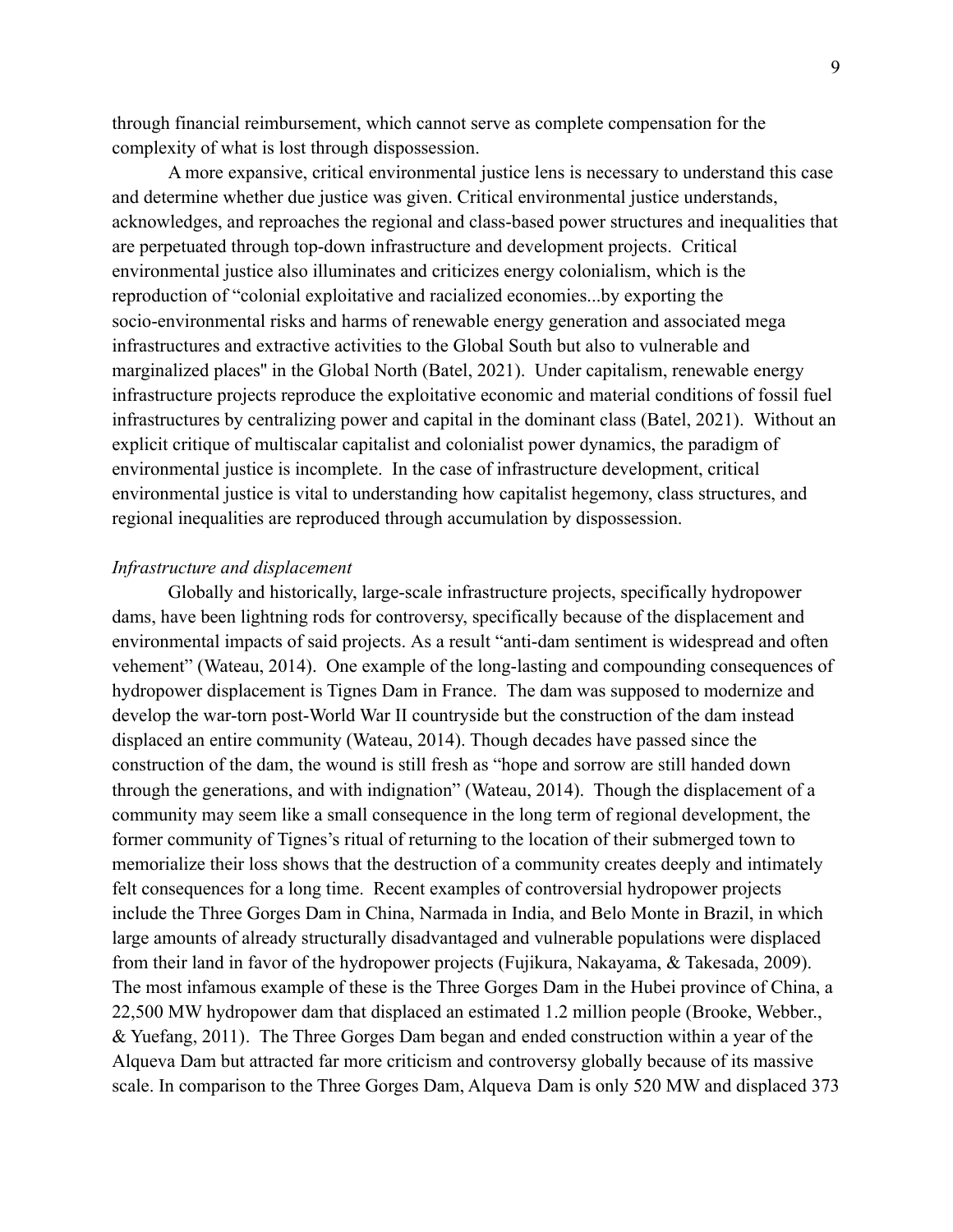through financial reimbursement, which cannot serve as complete compensation for the complexity of what is lost through dispossession.

A more expansive, critical environmental justice lens is necessary to understand this case and determine whether due justice was given. Critical environmental justice understands, acknowledges, and reproaches the regional and class-based power structures and inequalities that are perpetuated through top-down infrastructure and development projects. Critical environmental justice also illuminates and criticizes energy colonialism, which is the reproduction of "colonial exploitative and racialized economies...by exporting the socio-environmental risks and harms of renewable energy generation and associated mega infrastructures and extractive activities to the Global South but also to vulnerable and marginalized places" in the Global North (Batel, 2021). Under capitalism, renewable energy infrastructure projects reproduce the exploitative economic and material conditions of fossil fuel infrastructures by centralizing power and capital in the dominant class (Batel, 2021). Without an explicit critique of multiscalar capitalist and colonialist power dynamics, the paradigm of environmental justice is incomplete. In the case of infrastructure development, critical environmental justice is vital to understanding how capitalist hegemony, class structures, and regional inequalities are reproduced through accumulation by dispossession.

*Infrastructure and displacement*

Globally and historically, large-scale infrastructure projects, specifically hydropower dams, have been lightning rods for controversy, specifically because of the displacement and environmental impacts of said projects. As a result "anti-dam sentiment is widespread and often vehement" (Wateau, 2014). One example of the long-lasting and compounding consequences of hydropower displacement is Tignes Dam in France. The dam was supposed to modernize and develop the war-torn post-World War II countryside but the construction of the dam instead displaced an entire community (Wateau, 2014). Though decades have passed since the construction of the dam, the wound is still fresh as "hope and sorrow are still handed down through the generations, and with indignation" (Wateau, 2014). Though the displacement of a community may seem like a small consequence in the long term of regional development, the former community of Tignes's ritual of returning to the location of their submerged town to memorialize their loss shows that the destruction of a community creates deeply and intimately felt consequences for a long time. Recent examples of controversial hydropower projects include the Three Gorges Dam in China, Narmada in India, and Belo Monte in Brazil, in which large amounts of already structurally disadvantaged and vulnerable populations were displaced from their land in favor of the hydropower projects (Fujikura, Nakayama, & Takesada, 2009). The most infamous example of these is the Three Gorges Dam in the Hubei province of China, a 22,500 MW hydropower dam that displaced an estimated 1.2 million people (Brooke, Webber., & Yuefang, 2011). The Three Gorges Dam began and ended construction within a year of the Alqueva Dam but attracted far more criticism and controversy globally because of its massive scale. In comparison to the Three Gorges Dam, Alqueva Dam is only 520 MW and displaced 373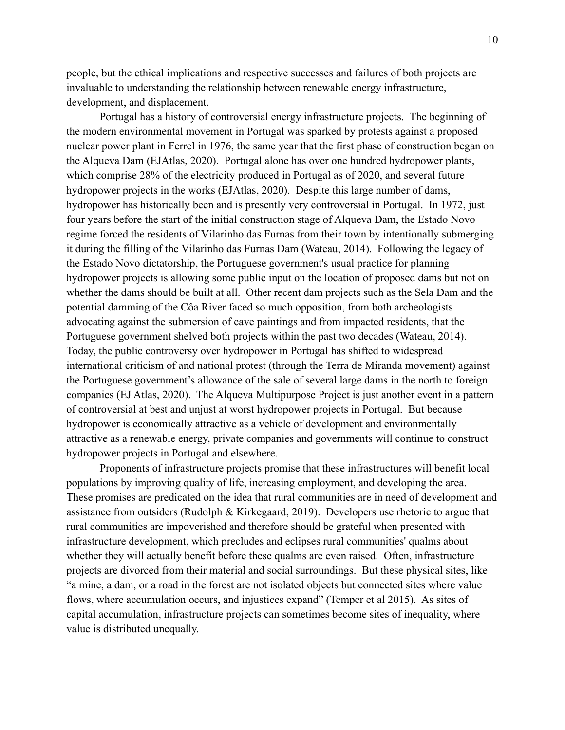people, but the ethical implications and respective successes and failures of both projects are invaluable to understanding the relationship between renewable energy infrastructure, development, and displacement.

Portugal has a history of controversial energy infrastructure projects. The beginning of the modern environmental movement in Portugal was sparked by protests against a proposed nuclear power plant in Ferrel in 1976, the same year that the first phase of construction began on the Alqueva Dam (EJAtlas, 2020). Portugal alone has over one hundred hydropower plants, which comprise 28% of the electricity produced in Portugal as of 2020, and several future hydropower projects in the works (EJAtlas, 2020). Despite this large number of dams, hydropower has historically been and is presently very controversial in Portugal. In 1972, just four years before the start of the initial construction stage of Alqueva Dam, the Estado Novo regime forced the residents of Vilarinho das Furnas from their town by intentionally submerging it during the filling of the Vilarinho das Furnas Dam (Wateau, 2014). Following the legacy of the Estado Novo dictatorship, the Portuguese government's usual practice for planning hydropower projects is allowing some public input on the location of proposed dams but not on whether the dams should be built at all. Other recent dam projects such as the Sela Dam and the potential damming of the Côa River faced so much opposition, from both archeologists advocating against the submersion of cave paintings and from impacted residents, that the Portuguese government shelved both projects within the past two decades (Wateau, 2014). Today, the public controversy over hydropower in Portugal has shifted to widespread international criticism of and national protest (through the Terra de Miranda movement) against the Portuguese government's allowance of the sale of several large dams in the north to foreign companies (EJ Atlas, 2020). The Alqueva Multipurpose Project is just another event in a pattern of controversial at best and unjust at worst hydropower projects in Portugal. But because hydropower is economically attractive as a vehicle of development and environmentally attractive as a renewable energy, private companies and governments will continue to construct hydropower projects in Portugal and elsewhere.

Proponents of infrastructure projects promise that these infrastructures will benefit local populations by improving quality of life, increasing employment, and developing the area. These promises are predicated on the idea that rural communities are in need of development and assistance from outsiders (Rudolph & Kirkegaard, 2019). Developers use rhetoric to argue that rural communities are impoverished and therefore should be grateful when presented with infrastructure development, which precludes and eclipses rural communities' qualms about whether they will actually benefit before these qualms are even raised. Often, infrastructure projects are divorced from their material and social surroundings. But these physical sites, like "a mine, a dam, or a road in the forest are not isolated objects but connected sites where value flows, where accumulation occurs, and injustices expand" (Temper et al 2015). As sites of capital accumulation, infrastructure projects can sometimes become sites of inequality, where value is distributed unequally.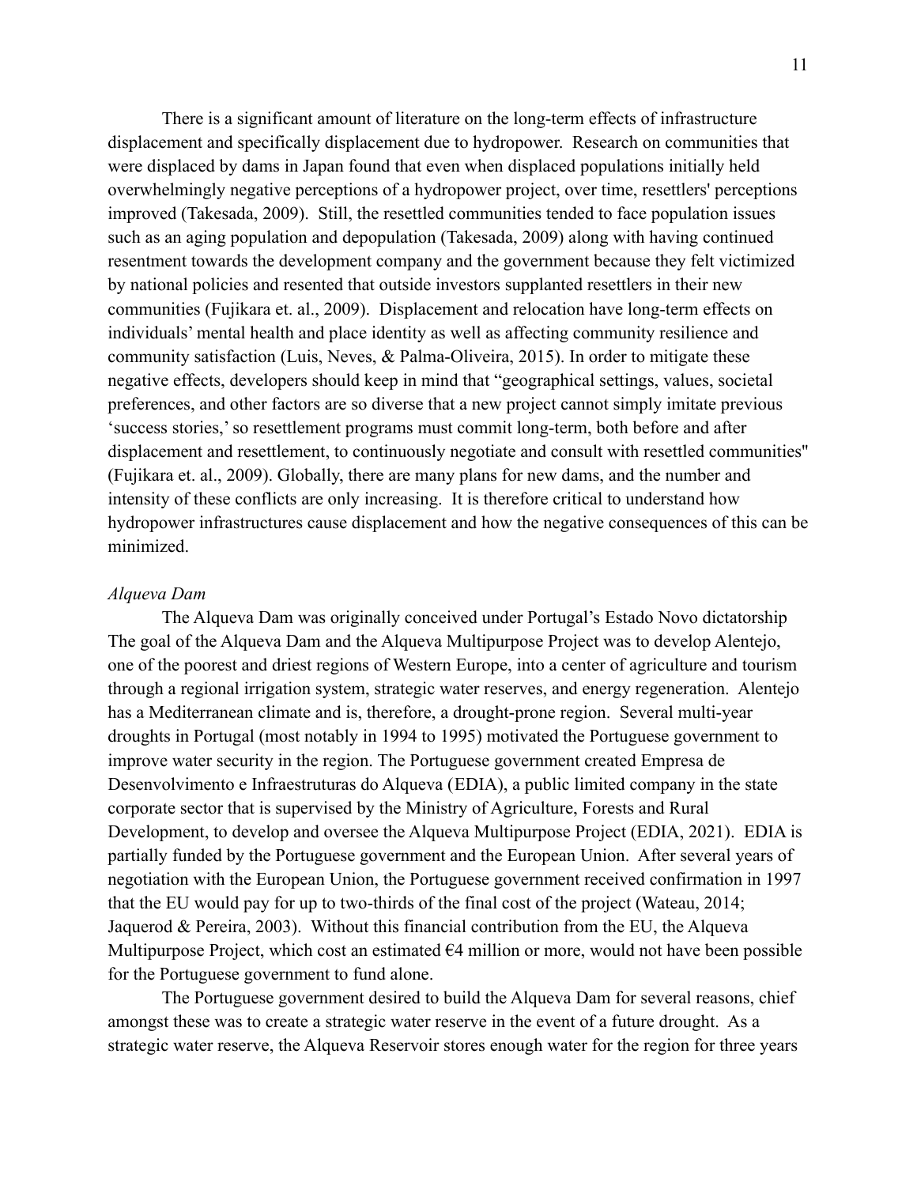There is a significant amount of literature on the long-term effects of infrastructure displacement and specifically displacement due to hydropower. Research on communities that were displaced by dams in Japan found that even when displaced populations initially held overwhelmingly negative perceptions of a hydropower project, over time, resettlers' perceptions improved (Takesada, 2009). Still, the resettled communities tended to face population issues such as an aging population and depopulation (Takesada, 2009) along with having continued resentment towards the development company and the government because they felt victimized by national policies and resented that outside investors supplanted resettlers in their new communities (Fujikara et. al., 2009). Displacement and relocation have long-term effects on individuals' mental health and place identity as well as affecting community resilience and community satisfaction (Luis, Neves, & Palma-Oliveira, 2015). In order to mitigate these negative effects, developers should keep in mind that "geographical settings, values, societal preferences, and other factors are so diverse that a new project cannot simply imitate previous 'success stories,' so resettlement programs must commit long-term, both before and after displacement and resettlement, to continuously negotiate and consult with resettled communities" (Fujikara et. al., 2009). Globally, there are many plans for new dams, and the number and intensity of these conflicts are only increasing. It is therefore critical to understand how hydropower infrastructures cause displacement and how the negative consequences of this can be minimized.

*Alqueva Dam*

The Alqueva Dam was originally conceived under Portugal's Estado Novo dictatorship The goal of the Alqueva Dam and the Alqueva Multipurpose Project was to develop Alentejo, one of the poorest and driest regions of Western Europe, into a center of agriculture and tourism through a regional irrigation system, strategic water reserves, and energy regeneration. Alentejo has a Mediterranean climate and is, therefore, a drought-prone region. Several multi-year droughts in Portugal (most notably in 1994 to 1995) motivated the Portuguese government to improve water security in the region. The Portuguese government created Empresa de Desenvolvimento e Infraestruturas do Alqueva (EDIA), a public limited company in the state corporate sector that is supervised by the Ministry of Agriculture, Forests and Rural Development, to develop and oversee the Alqueva Multipurpose Project (EDIA, 2021). EDIA is partially funded by the Portuguese government and the European Union. After several years of negotiation with the European Union, the Portuguese government received confirmation in 1997 that the EU would pay for up to two-thirds of the final cost of the project (Wateau, 2014; Jaquerod & Pereira, 2003). Without this financial contribution from the EU, the Alqueva Multipurpose Project, which cost an estimated €4 million or more, would not have been possible for the Portuguese government to fund alone.

The Portuguese government desired to build the Alqueva Dam for several reasons, chief amongst these was to create a strategic water reserve in the event of a future drought. As a strategic water reserve, the Alqueva Reservoir stores enough water for the region for three years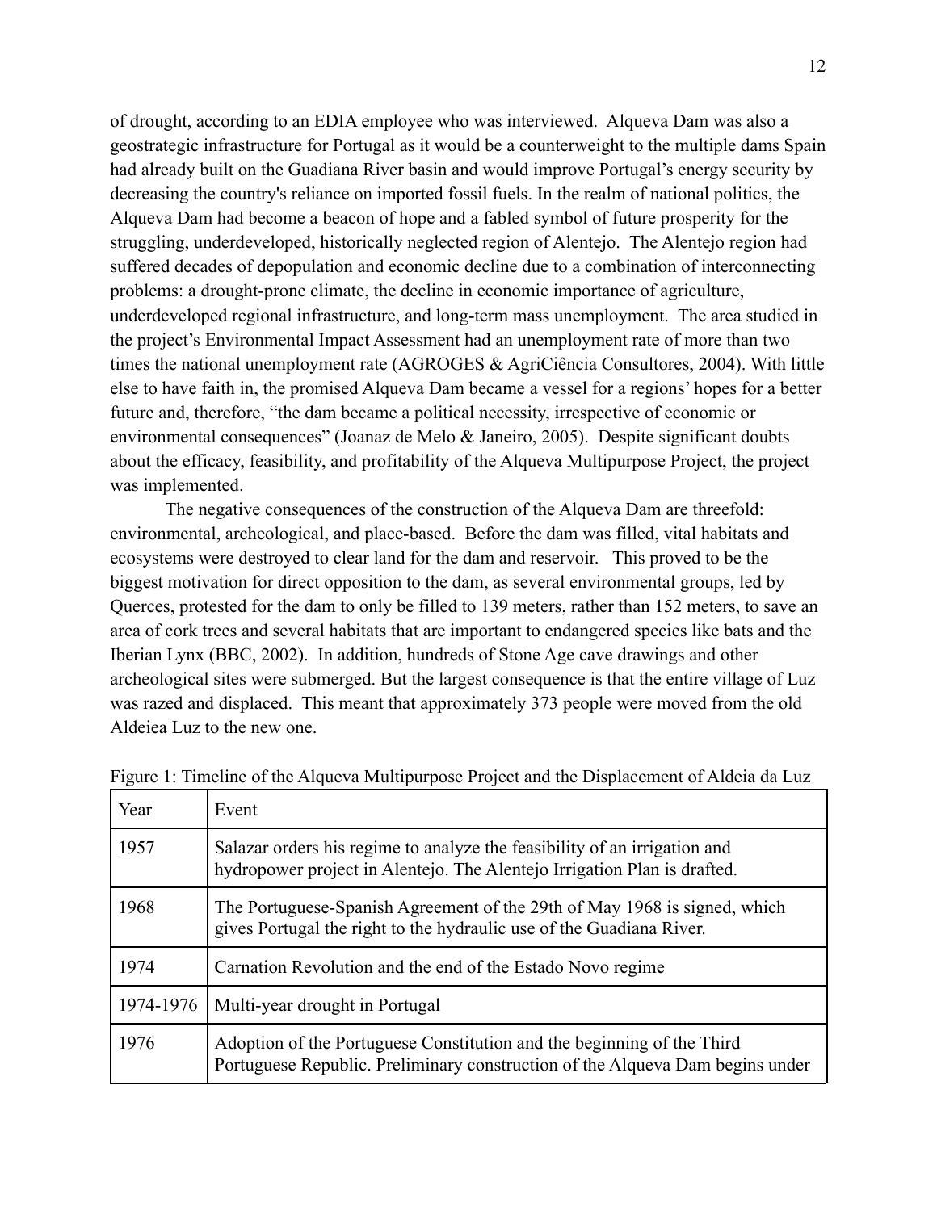of drought, according to an EDIA employee who was interviewed. Alqueva Dam was also a geostrategic infrastructure for Portugal as it would be a counterweight to the multiple dams Spain had already built on the Guadiana River basin and would improve Portugal's energy security by decreasing the country's reliance on imported fossil fuels. In the realm of national politics, the Alqueva Dam had become a beacon of hope and a fabled symbol of future prosperity for the struggling, underdeveloped, historically neglected region of Alentejo. The Alentejo region had suffered decades of depopulation and economic decline due to a combination of interconnecting problems: a drought-prone climate, the decline in economic importance of agriculture, underdeveloped regional infrastructure, and long-term mass unemployment. The area studied in the project's Environmental Impact Assessment had an unemployment rate of more than two times the national unemployment rate (AGROGES & AgriCiência Consultores, 2004). With little else to have faith in, the promised Alqueva Dam became a vessel for a regions' hopes for a better future and, therefore, "the dam became a political necessity, irrespective of economic or environmental consequences" (Joanaz de Melo & Janeiro, 2005). Despite significant doubts about the efficacy, feasibility, and profitability of the Alqueva Multipurpose Project, the project was implemented.

The negative consequences of the construction of the Alqueva Dam are threefold: environmental, archeological, and place-based. Before the dam was filled, vital habitats and ecosystems were destroyed to clear land for the dam and reservoir. This proved to be the biggest motivation for direct opposition to the dam, as several environmental groups, led by Querces, protested for the dam to only be filled to 139 meters, rather than 152 meters, to save an area of cork trees and several habitats that are important to endangered species like bats and the Iberian Lynx (BBC, 2002). In addition, hundreds of Stone Age cave drawings and other archeological sites were submerged. But the largest consequence is that the entire village of Luz was razed and displaced. This meant that approximately 373 people were moved from the old Aldeiea Luz to the new one.

Figure 1: Timeline of the Alqueva Multipurpose Project and the Displacement of Aldeia da Luz

| Year | Event |
|---|---|
| 1957 | Salazar orders his regime to analyze the feasibility of an irrigation and hydropower project in Alentejo. The Alentejo Irrigation Plan is drafted. |
| 1968 | The Portuguese-Spanish Agreement of the 29th of May 1968 is signed, which gives Portugal the right to the hydraulic use of the Guadiana River. |
| 1974 | Carnation Revolution and the end of the Estado Novo regime |
| 1974-1976 | Multi-year drought in Portugal |
| 1976 | Adoption of the Portuguese Constitution and the beginning of the Third Portuguese Republic. Preliminary construction of the Alqueva Dam begins under |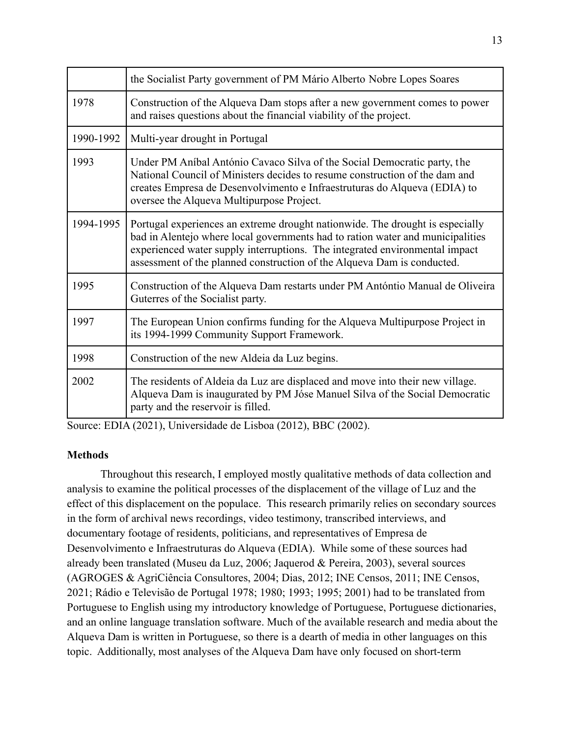| | |
|---|---|
| | the Socialist Party government of PM Mário Alberto Nobre Lopes Soares |
| 1978 | Construction of the Alqueva Dam stops after a new government comes to power and raises questions about the financial viability of the project. |
| 1990-1992 | Multi-year drought in Portugal |
| 1993 | Under PM Aníbal António Cavaco Silva of the Social Democratic party, the National Council of Ministers decides to resume construction of the dam and creates Empresa de Desenvolvimento e Infraestruturas do Alqueva (EDIA) to oversee the Alqueva Multipurpose Project. |
| 1994-1995 | Portugal experiences an extreme drought nationwide. The drought is especially bad in Alentejo where local governments had to ration water and municipalities experienced water supply interruptions. The integrated environmental impact assessment of the planned construction of the Alqueva Dam is conducted. |
| 1995 | Construction of the Alqueva Dam restarts under PM Antóntio Manual de Oliveira Guterres of the Socialist party. |
| 1997 | The European Union confirms funding for the Alqueva Multipurpose Project in its 1994-1999 Community Support Framework. |
| 1998 | Construction of the new Aldeia da Luz begins. |
| 2002 | The residents of Aldeia da Luz are displaced and move into their new village. Alqueva Dam is inaugurated by PM Jóse Manuel Silva of the Social Democratic party and the reservoir is filled. |

Source: EDIA (2021), Universidade de Lisboa (2012), BBC (2002).

**Methods**

Throughout this research, I employed mostly qualitative methods of data collection and analysis to examine the political processes of the displacement of the village of Luz and the effect of this displacement on the populace. This research primarily relies on secondary sources in the form of archival news recordings, video testimony, transcribed interviews, and documentary footage of residents, politicians, and representatives of Empresa de Desenvolvimento e Infraestruturas do Alqueva (EDIA). While some of these sources had already been translated (Museu da Luz, 2006; Jaquerod & Pereira, 2003), several sources (AGROGES & AgriCiência Consultores, 2004; Dias, 2012; INE Censos, 2011; INE Censos, 2021; Rádio e Televisão de Portugal 1978; 1980; 1993; 1995; 2001) had to be translated from Portuguese to English using my introductory knowledge of Portuguese, Portuguese dictionaries, and an online language translation software. Much of the available research and media about the Alqueva Dam is written in Portuguese, so there is a dearth of media in other languages on this topic. Additionally, most analyses of the Alqueva Dam have only focused on short-term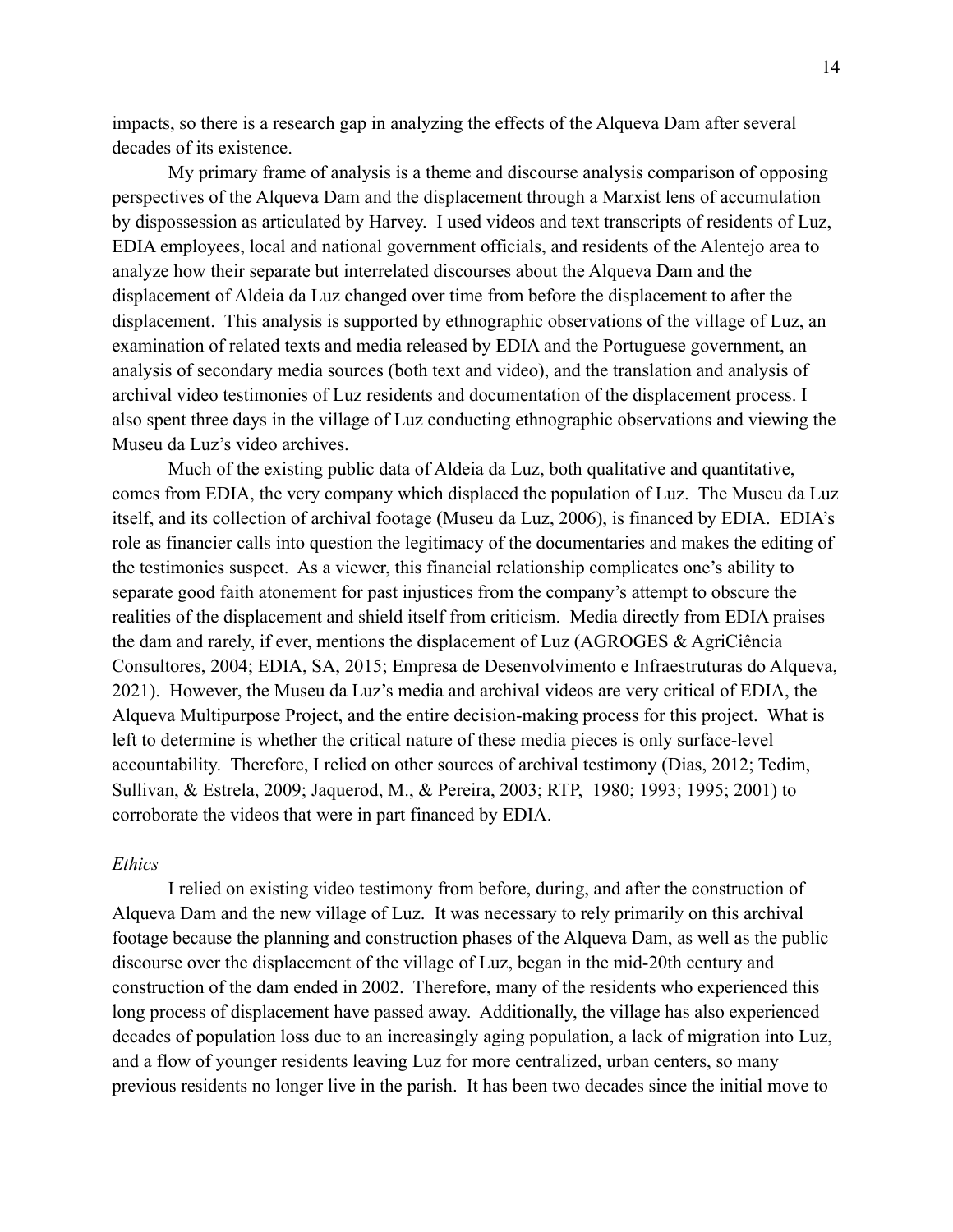impacts, so there is a research gap in analyzing the effects of the Alqueva Dam after several decades of its existence.

My primary frame of analysis is a theme and discourse analysis comparison of opposing perspectives of the Alqueva Dam and the displacement through a Marxist lens of accumulation by dispossession as articulated by Harvey. I used videos and text transcripts of residents of Luz, EDIA employees, local and national government officials, and residents of the Alentejo area to analyze how their separate but interrelated discourses about the Alqueva Dam and the displacement of Aldeia da Luz changed over time from before the displacement to after the displacement. This analysis is supported by ethnographic observations of the village of Luz, an examination of related texts and media released by EDIA and the Portuguese government, an analysis of secondary media sources (both text and video), and the translation and analysis of archival video testimonies of Luz residents and documentation of the displacement process. I also spent three days in the village of Luz conducting ethnographic observations and viewing the Museu da Luz's video archives.

Much of the existing public data of Aldeia da Luz, both qualitative and quantitative, comes from EDIA, the very company which displaced the population of Luz. The Museu da Luz itself, and its collection of archival footage (Museu da Luz, 2006), is financed by EDIA. EDIA's role as financier calls into question the legitimacy of the documentaries and makes the editing of the testimonies suspect. As a viewer, this financial relationship complicates one's ability to separate good faith atonement for past injustices from the company's attempt to obscure the realities of the displacement and shield itself from criticism. Media directly from EDIA praises the dam and rarely, if ever, mentions the displacement of Luz (AGROGES & AgriCiência Consultores, 2004; EDIA, SA, 2015; Empresa de Desenvolvimento e Infraestruturas do Alqueva, 2021). However, the Museu da Luz's media and archival videos are very critical of EDIA, the Alqueva Multipurpose Project, and the entire decision-making process for this project. What is left to determine is whether the critical nature of these media pieces is only surface-level accountability. Therefore, I relied on other sources of archival testimony (Dias, 2012; Tedim, Sullivan, & Estrela, 2009; Jaquerod, M., & Pereira, 2003; RTP, 1980; 1993; 1995; 2001) to corroborate the videos that were in part financed by EDIA.

*Ethics*

I relied on existing video testimony from before, during, and after the construction of Alqueva Dam and the new village of Luz. It was necessary to rely primarily on this archival footage because the planning and construction phases of the Alqueva Dam, as well as the public discourse over the displacement of the village of Luz, began in the mid-20th century and construction of the dam ended in 2002. Therefore, many of the residents who experienced this long process of displacement have passed away. Additionally, the village has also experienced decades of population loss due to an increasingly aging population, a lack of migration into Luz, and a flow of younger residents leaving Luz for more centralized, urban centers, so many previous residents no longer live in the parish. It has been two decades since the initial move to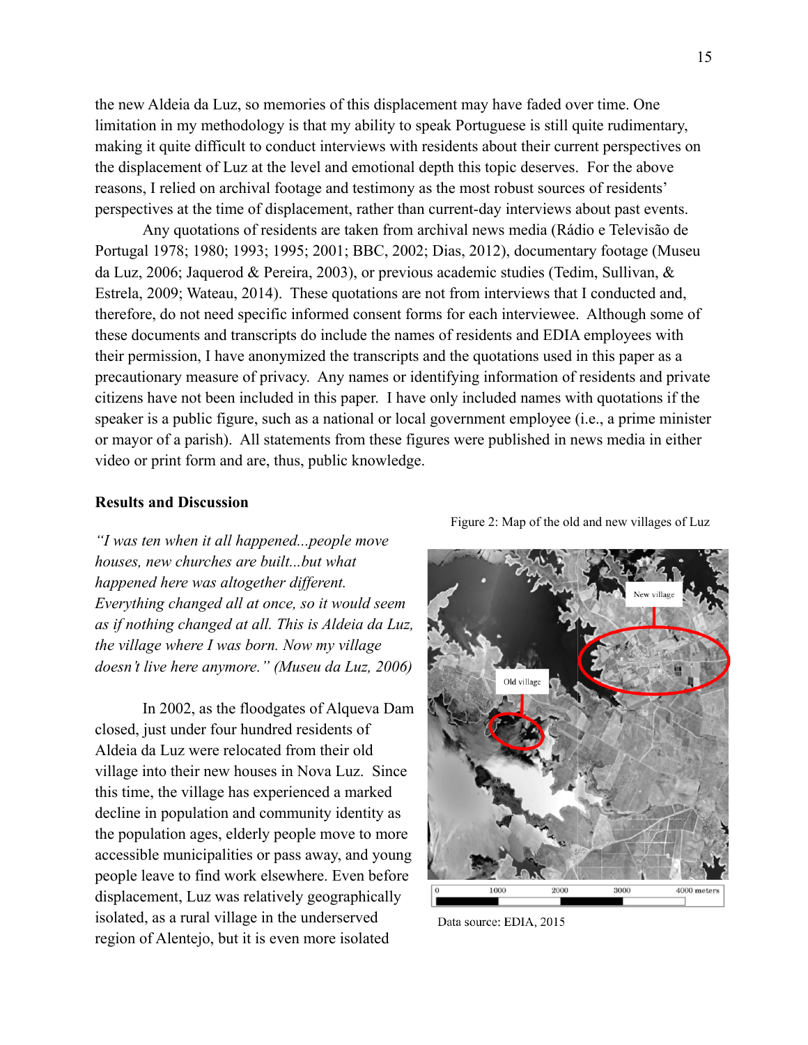the new Aldeia da Luz, so memories of this displacement may have faded over time. One limitation in my methodology is that my ability to speak Portuguese is still quite rudimentary, making it quite difficult to conduct interviews with residents about their current perspectives on the displacement of Luz at the level and emotional depth this topic deserves. For the above reasons, I relied on archival footage and testimony as the most robust sources of residents' perspectives at the time of displacement, rather than current-day interviews about past events.

Any quotations of residents are taken from archival news media (Rádio e Televisão de Portugal 1978; 1980; 1993; 1995; 2001; BBC, 2002; Dias, 2012), documentary footage (Museu da Luz, 2006; Jaquerod & Pereira, 2003), or previous academic studies (Tedim, Sullivan, & Estrela, 2009; Wateau, 2014). These quotations are not from interviews that I conducted and, therefore, do not need specific informed consent forms for each interviewee. Although some of these documents and transcripts do include the names of residents and EDIA employees with their permission, I have anonymized the transcripts and the quotations used in this paper as a precautionary measure of privacy. Any names or identifying information of residents and private citizens have not been included in this paper. I have only included names with quotations if the speaker is a public figure, such as a national or local government employee (i.e., a prime minister or mayor of a parish). All statements from these figures were published in news media in either video or print form and are, thus, public knowledge.

## Results and Discussion

*"I was ten when it all happened...people move houses, new churches are built...but what happened here was altogether different. Everything changed all at once, so it would seem as if nothing changed at all. This is Aldeia da Luz, the village where I was born. Now my village doesn't live here anymore." (Museu da Luz, 2006)*

In 2002, as the floodgates of Alqueva Dam closed, just under four hundred residents of Aldeia da Luz were relocated from their old village into their new houses in Nova Luz. Since this time, the village has experienced a marked decline in population and community identity as the population ages, elderly people move to more accessible municipalities or pass away, and young people leave to find work elsewhere. Even before displacement, Luz was relatively geographically isolated, as a rural village in the underserved region of Alentejo, but it is even more isolated

Figure 2: Map of the old and new villages of Luz

Data source: EDIA, 2015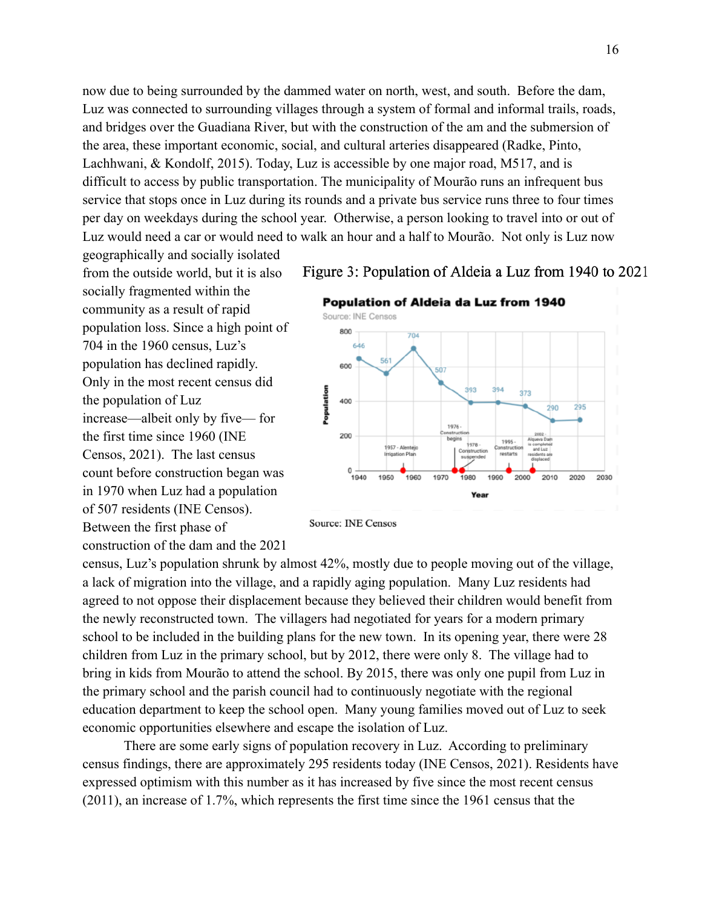now due to being surrounded by the dammed water on north, west, and south. Before the dam, Luz was connected to surrounding villages through a system of formal and informal trails, roads, and bridges over the Guadiana River, but with the construction of the am and the submersion of the area, these important economic, social, and cultural arteries disappeared (Radke, Pinto, Lachhwani, & Kondolf, 2015). Today, Luz is accessible by one major road, M517, and is difficult to access by public transportation. The municipality of Mourão runs an infrequent bus service that stops once in Luz during its rounds and a private bus service runs three to four times per day on weekdays during the school year. Otherwise, a person looking to travel into or out of Luz would need a car or would need to walk an hour and a half to Mourão. Not only is Luz now geographically and socially isolated from the outside world, but it is also socially fragmented within the community as a result of rapid population loss. Since a high point of 704 in the 1960 census, Luz's population has declined rapidly. Only in the most recent census did the population of Luz increase—albeit only by five— for the first time since 1960 (INE Censos, 2021). The last census count before construction began was in 1970 when Luz had a population of 507 residents (INE Censos). Between the first phase of construction of the dam and the 2021 census, Luz's population shrunk by almost 42%, mostly due to people moving out of the village, a lack of migration into the village, and a rapidly aging population. Many Luz residents had agreed to not oppose their displacement because they believed their children would benefit from the newly reconstructed town. The villagers had negotiated for years for a modern primary school to be included in the building plans for the new town. In its opening year, there were 28 children from Luz in the primary school, but by 2012, there were only 8. The village had to bring in kids from Mourão to attend the school. By 2015, there was only one pupil from Luz in the primary school and the parish council had to continuously negotiate with the regional education department to keep the school open. Many young families moved out of Luz to seek economic opportunities elsewhere and escape the isolation of Luz.

Figure 3: Population of Aldeia a Luz from 1940 to 2021

Source: INE Censos

There are some early signs of population recovery in Luz. According to preliminary census findings, there are approximately 295 residents today (INE Censos, 2021). Residents have expressed optimism with this number as it has increased by five since the most recent census (2011), an increase of 1.7%, which represents the first time since the 1961 census that the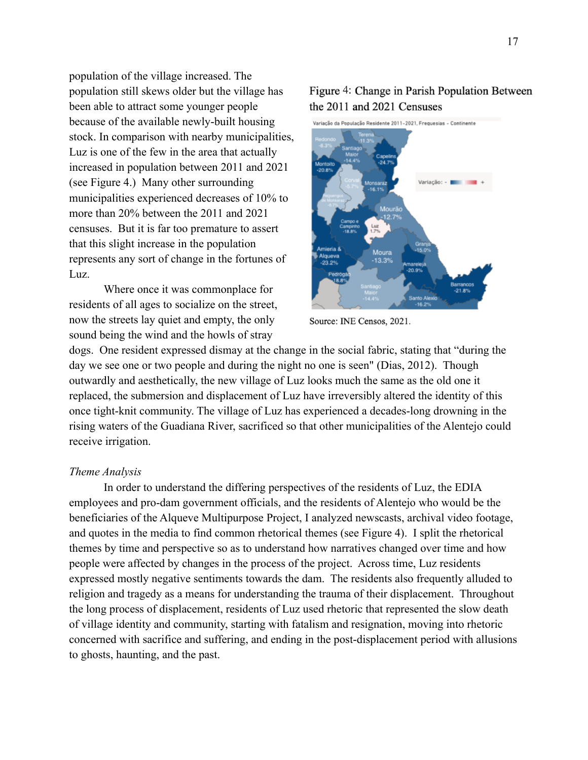population of the village increased. The population still skews older but the village has been able to attract some younger people because of the available newly-built housing stock. In comparison with nearby municipalities, Luz is one of the few in the area that actually increased in population between 2011 and 2021 (see Figure 4.) Many other surrounding municipalities experienced decreases of 10% to more than 20% between the 2011 and 2021 censuses. But it is far too premature to assert that this slight increase in the population represents any sort of change in the fortunes of Luz.

Figure 4: Change in Parish Population Between the 2011 and 2021 Censuses

Source: INE Censos, 2021.

Where once it was commonplace for residents of all ages to socialize on the street, now the streets lay quiet and empty, the only sound being the wind and the howls of stray dogs. One resident expressed dismay at the change in the social fabric, stating that "during the day we see one or two people and during the night no one is seen" (Dias, 2012). Though outwardly and aesthetically, the new village of Luz looks much the same as the old one it replaced, the submersion and displacement of Luz have irreversibly altered the identity of this once tight-knit community. The village of Luz has experienced a decades-long drowning in the rising waters of the Guadiana River, sacrificed so that other municipalities of the Alentejo could receive irrigation.

*Theme Analysis*

In order to understand the differing perspectives of the residents of Luz, the EDIA employees and pro-dam government officials, and the residents of Alentejo who would be the beneficiaries of the Alqueve Multipurpose Project, I analyzed newscasts, archival video footage, and quotes in the media to find common rhetorical themes (see Figure 4). I split the rhetorical themes by time and perspective so as to understand how narratives changed over time and how people were affected by changes in the process of the project. Across time, Luz residents expressed mostly negative sentiments towards the dam. The residents also frequently alluded to religion and tragedy as a means for understanding the trauma of their displacement. Throughout the long process of displacement, residents of Luz used rhetoric that represented the slow death of village identity and community, starting with fatalism and resignation, moving into rhetoric concerned with sacrifice and suffering, and ending in the post-displacement period with allusions to ghosts, haunting, and the past.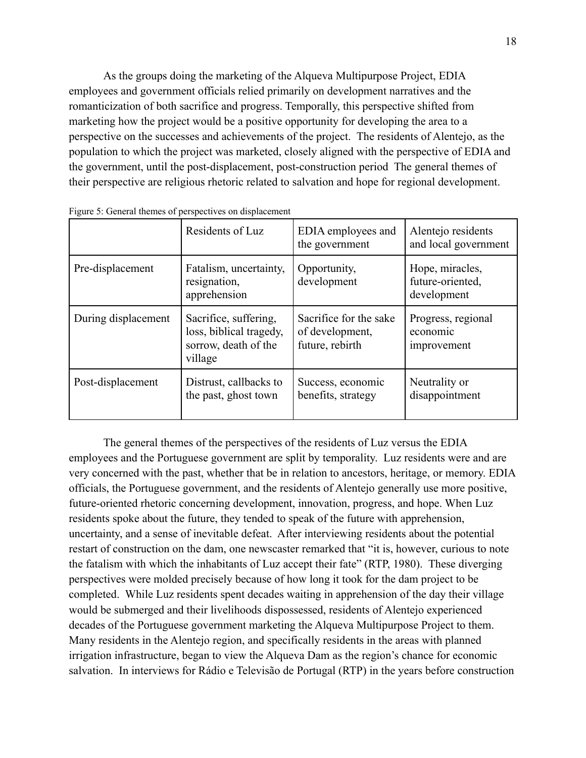As the groups doing the marketing of the Alqueva Multipurpose Project, EDIA employees and government officials relied primarily on development narratives and the romanticization of both sacrifice and progress. Temporally, this perspective shifted from marketing how the project would be a positive opportunity for developing the area to a perspective on the successes and achievements of the project. The residents of Alentejo, as the population to which the project was marketed, closely aligned with the perspective of EDIA and the government, until the post-displacement, post-construction period The general themes of their perspective are religious rhetoric related to salvation and hope for regional development.

Figure 5: General themes of perspectives on displacement

| | Residents of Luz | EDIA employees and the government | Alentejo residents and local government |
|---|---|---|---|
| Pre-displacement | Fatalism, uncertainty, resignation, apprehension | Opportunity, development | Hope, miracles, future-oriented, development |
| During displacement | Sacrifice, suffering, loss, biblical tragedy, sorrow, death of the village | Sacrifice for the sake of development, future, rebirth | Progress, regional economic improvement |
| Post-displacement | Distrust, callbacks to the past, ghost town | Success, economic benefits, strategy | Neutrality or disappointment |

The general themes of the perspectives of the residents of Luz versus the EDIA employees and the Portuguese government are split by temporality. Luz residents were and are very concerned with the past, whether that be in relation to ancestors, heritage, or memory. EDIA officials, the Portuguese government, and the residents of Alentejo generally use more positive, future-oriented rhetoric concerning development, innovation, progress, and hope. When Luz residents spoke about the future, they tended to speak of the future with apprehension, uncertainty, and a sense of inevitable defeat. After interviewing residents about the potential restart of construction on the dam, one newscaster remarked that "it is, however, curious to note the fatalism with which the inhabitants of Luz accept their fate" (RTP, 1980). These diverging perspectives were molded precisely because of how long it took for the dam project to be completed. While Luz residents spent decades waiting in apprehension of the day their village would be submerged and their livelihoods dispossessed, residents of Alentejo experienced decades of the Portuguese government marketing the Alqueva Multipurpose Project to them. Many residents in the Alentejo region, and specifically residents in the areas with planned irrigation infrastructure, began to view the Alqueva Dam as the region's chance for economic salvation. In interviews for Rádio e Televisão de Portugal (RTP) in the years before construction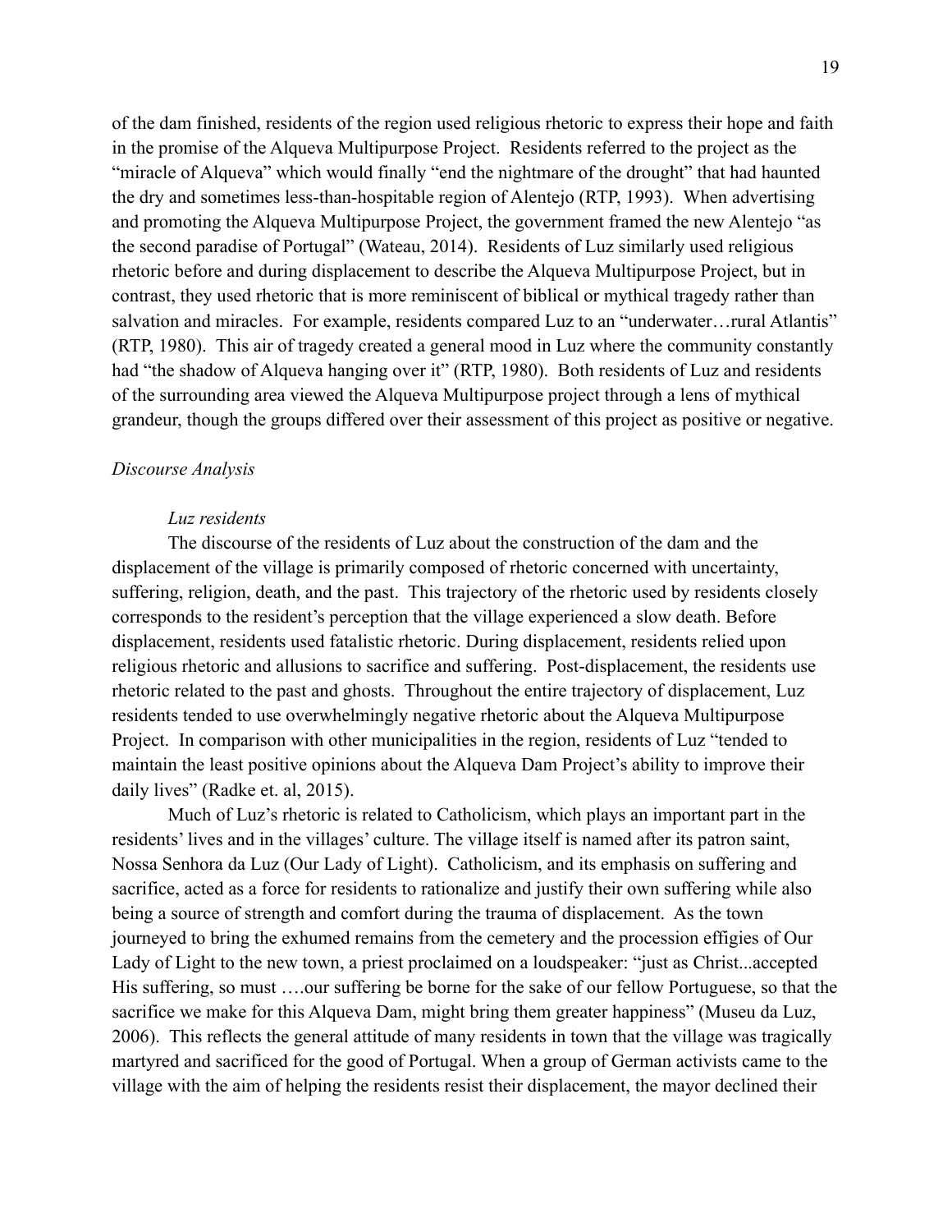of the dam finished, residents of the region used religious rhetoric to express their hope and faith in the promise of the Alqueva Multipurpose Project. Residents referred to the project as the "miracle of Alqueva" which would finally "end the nightmare of the drought" that had haunted the dry and sometimes less-than-hospitable region of Alentejo (RTP, 1993). When advertising and promoting the Alqueva Multipurpose Project, the government framed the new Alentejo "as the second paradise of Portugal" (Wateau, 2014). Residents of Luz similarly used religious rhetoric before and during displacement to describe the Alqueva Multipurpose Project, but in contrast, they used rhetoric that is more reminiscent of biblical or mythical tragedy rather than salvation and miracles. For example, residents compared Luz to an "underwater…rural Atlantis" (RTP, 1980). This air of tragedy created a general mood in Luz where the community constantly had "the shadow of Alqueva hanging over it" (RTP, 1980). Both residents of Luz and residents of the surrounding area viewed the Alqueva Multipurpose project through a lens of mythical grandeur, though the groups differed over their assessment of this project as positive or negative.

### *Discourse Analysis*

#### *Luz residents*

The discourse of the residents of Luz about the construction of the dam and the displacement of the village is primarily composed of rhetoric concerned with uncertainty, suffering, religion, death, and the past. This trajectory of the rhetoric used by residents closely corresponds to the resident's perception that the village experienced a slow death. Before displacement, residents used fatalistic rhetoric. During displacement, residents relied upon religious rhetoric and allusions to sacrifice and suffering. Post-displacement, the residents use rhetoric related to the past and ghosts. Throughout the entire trajectory of displacement, Luz residents tended to use overwhelmingly negative rhetoric about the Alqueva Multipurpose Project. In comparison with other municipalities in the region, residents of Luz "tended to maintain the least positive opinions about the Alqueva Dam Project's ability to improve their daily lives" (Radke et. al, 2015).

Much of Luz's rhetoric is related to Catholicism, which plays an important part in the residents' lives and in the villages' culture. The village itself is named after its patron saint, Nossa Senhora da Luz (Our Lady of Light). Catholicism, and its emphasis on suffering and sacrifice, acted as a force for residents to rationalize and justify their own suffering while also being a source of strength and comfort during the trauma of displacement. As the town journeyed to bring the exhumed remains from the cemetery and the procession effigies of Our Lady of Light to the new town, a priest proclaimed on a loudspeaker: "just as Christ...accepted His suffering, so must ….our suffering be borne for the sake of our fellow Portuguese, so that the sacrifice we make for this Alqueva Dam, might bring them greater happiness" (Museu da Luz, 2006). This reflects the general attitude of many residents in town that the village was tragically martyred and sacrificed for the good of Portugal. When a group of German activists came to the village with the aim of helping the residents resist their displacement, the mayor declined their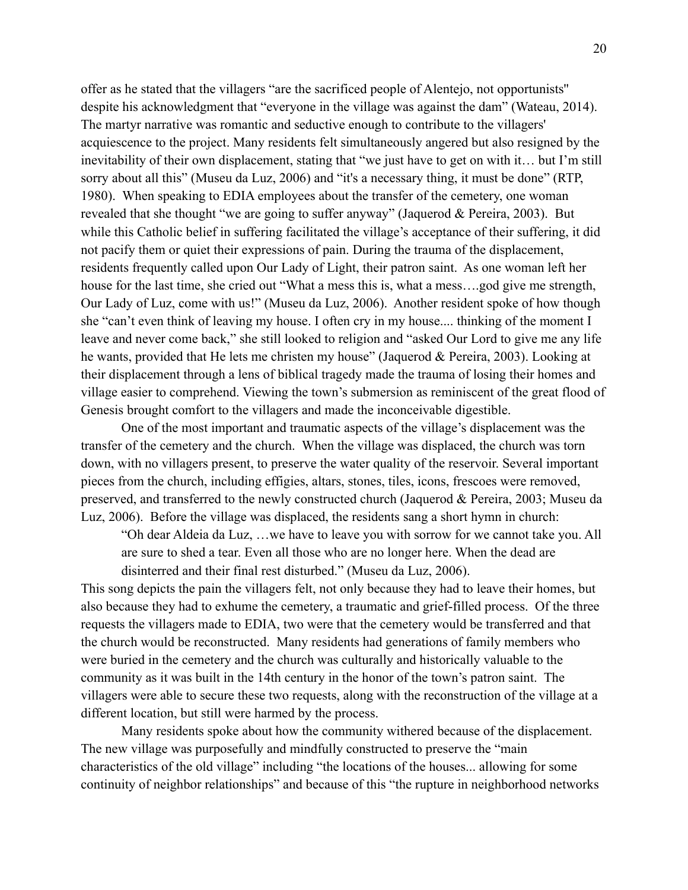offer as he stated that the villagers "are the sacrificed people of Alentejo, not opportunists" despite his acknowledgment that "everyone in the village was against the dam" (Wateau, 2014). The martyr narrative was romantic and seductive enough to contribute to the villagers' acquiescence to the project. Many residents felt simultaneously angered but also resigned by the inevitability of their own displacement, stating that "we just have to get on with it… but I'm still sorry about all this" (Museu da Luz, 2006) and "it's a necessary thing, it must be done" (RTP, 1980). When speaking to EDIA employees about the transfer of the cemetery, one woman revealed that she thought "we are going to suffer anyway" (Jaquerod & Pereira, 2003). But while this Catholic belief in suffering facilitated the village's acceptance of their suffering, it did not pacify them or quiet their expressions of pain. During the trauma of the displacement, residents frequently called upon Our Lady of Light, their patron saint. As one woman left her house for the last time, she cried out "What a mess this is, what a mess….god give me strength, Our Lady of Luz, come with us!" (Museu da Luz, 2006). Another resident spoke of how though she "can't even think of leaving my house. I often cry in my house.... thinking of the moment I leave and never come back," she still looked to religion and "asked Our Lord to give me any life he wants, provided that He lets me christen my house" (Jaquerod & Pereira, 2003). Looking at their displacement through a lens of biblical tragedy made the trauma of losing their homes and village easier to comprehend. Viewing the town's submersion as reminiscent of the great flood of Genesis brought comfort to the villagers and made the inconceivable digestible.

One of the most important and traumatic aspects of the village's displacement was the transfer of the cemetery and the church. When the village was displaced, the church was torn down, with no villagers present, to preserve the water quality of the reservoir. Several important pieces from the church, including effigies, altars, stones, tiles, icons, frescoes were removed, preserved, and transferred to the newly constructed church (Jaquerod & Pereira, 2003; Museu da Luz, 2006). Before the village was displaced, the residents sang a short hymn in church:

> "Oh dear Aldeia da Luz, …we have to leave you with sorrow for we cannot take you. All are sure to shed a tear. Even all those who are no longer here. When the dead are disinterred and their final rest disturbed." (Museu da Luz, 2006).

This song depicts the pain the villagers felt, not only because they had to leave their homes, but also because they had to exhume the cemetery, a traumatic and grief-filled process. Of the three requests the villagers made to EDIA, two were that the cemetery would be transferred and that the church would be reconstructed. Many residents had generations of family members who were buried in the cemetery and the church was culturally and historically valuable to the community as it was built in the 14th century in the honor of the town's patron saint. The villagers were able to secure these two requests, along with the reconstruction of the village at a different location, but still were harmed by the process.

Many residents spoke about how the community withered because of the displacement. The new village was purposefully and mindfully constructed to preserve the "main characteristics of the old village" including "the locations of the houses... allowing for some continuity of neighbor relationships" and because of this "the rupture in neighborhood networks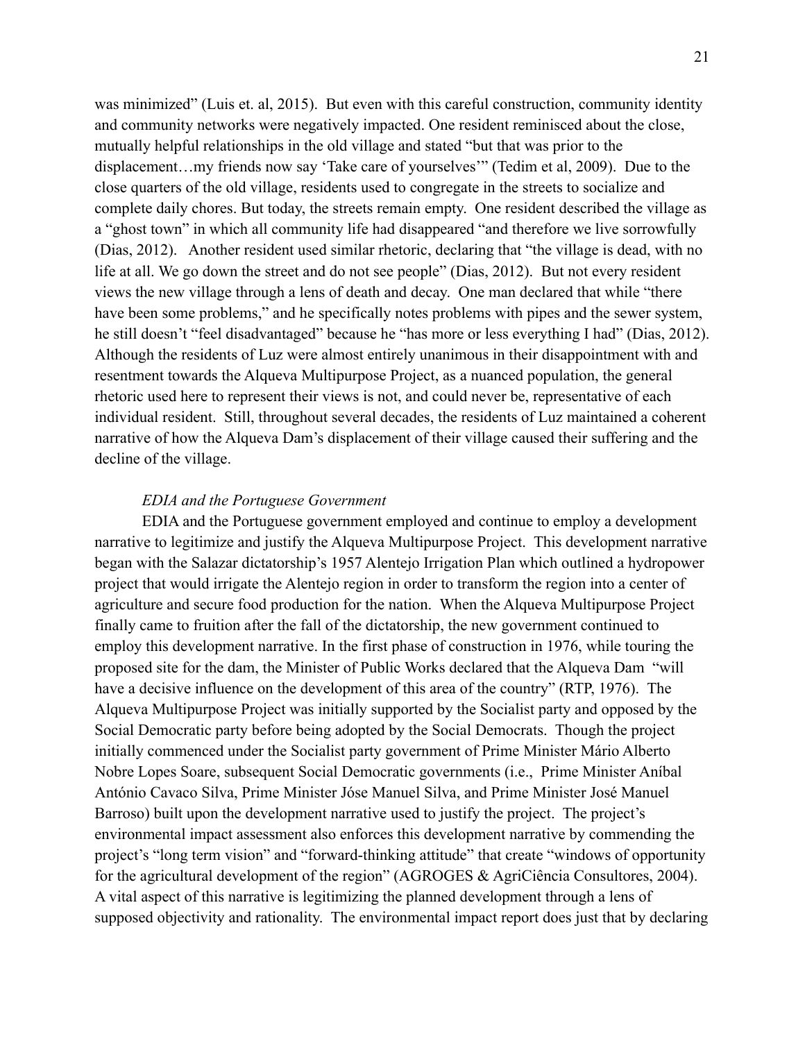was minimized" (Luis et. al, 2015). But even with this careful construction, community identity and community networks were negatively impacted. One resident reminisced about the close, mutually helpful relationships in the old village and stated "but that was prior to the displacement…my friends now say 'Take care of yourselves'" (Tedim et al, 2009). Due to the close quarters of the old village, residents used to congregate in the streets to socialize and complete daily chores. But today, the streets remain empty. One resident described the village as a "ghost town" in which all community life had disappeared "and therefore we live sorrowfully (Dias, 2012). Another resident used similar rhetoric, declaring that "the village is dead, with no life at all. We go down the street and do not see people" (Dias, 2012). But not every resident views the new village through a lens of death and decay. One man declared that while "there have been some problems," and he specifically notes problems with pipes and the sewer system, he still doesn't "feel disadvantaged" because he "has more or less everything I had" (Dias, 2012). Although the residents of Luz were almost entirely unanimous in their disappointment with and resentment towards the Alqueva Multipurpose Project, as a nuanced population, the general rhetoric used here to represent their views is not, and could never be, representative of each individual resident. Still, throughout several decades, the residents of Luz maintained a coherent narrative of how the Alqueva Dam's displacement of their village caused their suffering and the decline of the village.

*EDIA and the Portuguese Government*

EDIA and the Portuguese government employed and continue to employ a development narrative to legitimize and justify the Alqueva Multipurpose Project. This development narrative began with the Salazar dictatorship's 1957 Alentejo Irrigation Plan which outlined a hydropower project that would irrigate the Alentejo region in order to transform the region into a center of agriculture and secure food production for the nation. When the Alqueva Multipurpose Project finally came to fruition after the fall of the dictatorship, the new government continued to employ this development narrative. In the first phase of construction in 1976, while touring the proposed site for the dam, the Minister of Public Works declared that the Alqueva Dam "will have a decisive influence on the development of this area of the country" (RTP, 1976). The Alqueva Multipurpose Project was initially supported by the Socialist party and opposed by the Social Democratic party before being adopted by the Social Democrats. Though the project initially commenced under the Socialist party government of Prime Minister Mário Alberto Nobre Lopes Soare, subsequent Social Democratic governments (i.e., Prime Minister Aníbal António Cavaco Silva, Prime Minister Jóse Manuel Silva, and Prime Minister José Manuel Barroso) built upon the development narrative used to justify the project. The project's environmental impact assessment also enforces this development narrative by commending the project's "long term vision" and "forward-thinking attitude" that create "windows of opportunity for the agricultural development of the region" (AGROGES & AgriCiência Consultores, 2004). A vital aspect of this narrative is legitimizing the planned development through a lens of supposed objectivity and rationality. The environmental impact report does just that by declaring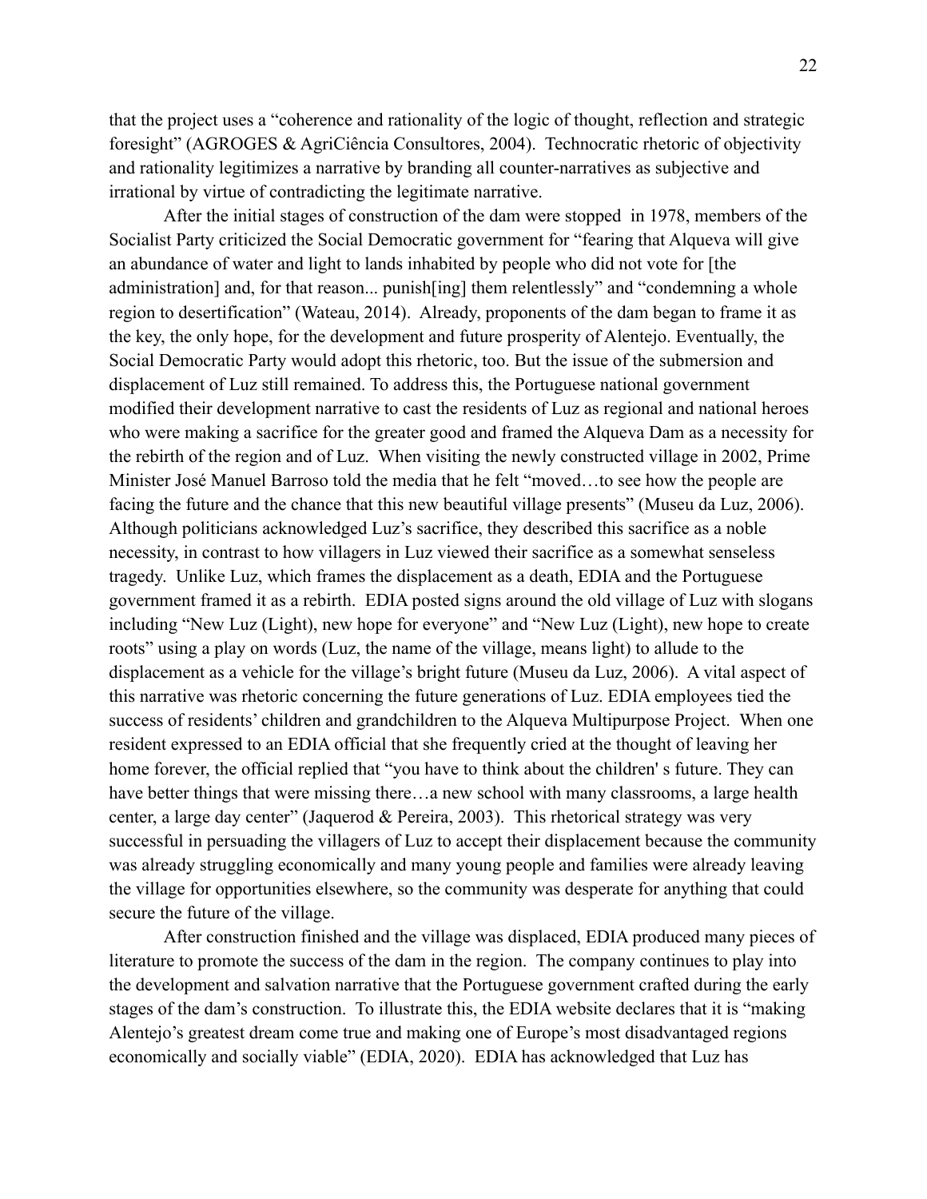that the project uses a "coherence and rationality of the logic of thought, reflection and strategic foresight" (AGROGES & AgriCiência Consultores, 2004). Technocratic rhetoric of objectivity and rationality legitimizes a narrative by branding all counter-narratives as subjective and irrational by virtue of contradicting the legitimate narrative.

After the initial stages of construction of the dam were stopped in 1978, members of the Socialist Party criticized the Social Democratic government for "fearing that Alqueva will give an abundance of water and light to lands inhabited by people who did not vote for [the administration] and, for that reason... punish[ing] them relentlessly" and "condemning a whole region to desertification" (Wateau, 2014). Already, proponents of the dam began to frame it as the key, the only hope, for the development and future prosperity of Alentejo. Eventually, the Social Democratic Party would adopt this rhetoric, too. But the issue of the submersion and displacement of Luz still remained. To address this, the Portuguese national government modified their development narrative to cast the residents of Luz as regional and national heroes who were making a sacrifice for the greater good and framed the Alqueva Dam as a necessity for the rebirth of the region and of Luz. When visiting the newly constructed village in 2002, Prime Minister José Manuel Barroso told the media that he felt "moved…to see how the people are facing the future and the chance that this new beautiful village presents" (Museu da Luz, 2006). Although politicians acknowledged Luz's sacrifice, they described this sacrifice as a noble necessity, in contrast to how villagers in Luz viewed their sacrifice as a somewhat senseless tragedy. Unlike Luz, which frames the displacement as a death, EDIA and the Portuguese government framed it as a rebirth. EDIA posted signs around the old village of Luz with slogans including "New Luz (Light), new hope for everyone" and "New Luz (Light), new hope to create roots" using a play on words (Luz, the name of the village, means light) to allude to the displacement as a vehicle for the village's bright future (Museu da Luz, 2006). A vital aspect of this narrative was rhetoric concerning the future generations of Luz. EDIA employees tied the success of residents' children and grandchildren to the Alqueva Multipurpose Project. When one resident expressed to an EDIA official that she frequently cried at the thought of leaving her home forever, the official replied that "you have to think about the children' s future. They can have better things that were missing there…a new school with many classrooms, a large health center, a large day center" (Jaquerod & Pereira, 2003). This rhetorical strategy was very successful in persuading the villagers of Luz to accept their displacement because the community was already struggling economically and many young people and families were already leaving the village for opportunities elsewhere, so the community was desperate for anything that could secure the future of the village.

After construction finished and the village was displaced, EDIA produced many pieces of literature to promote the success of the dam in the region. The company continues to play into the development and salvation narrative that the Portuguese government crafted during the early stages of the dam's construction. To illustrate this, the EDIA website declares that it is "making Alentejo's greatest dream come true and making one of Europe's most disadvantaged regions economically and socially viable" (EDIA, 2020). EDIA has acknowledged that Luz has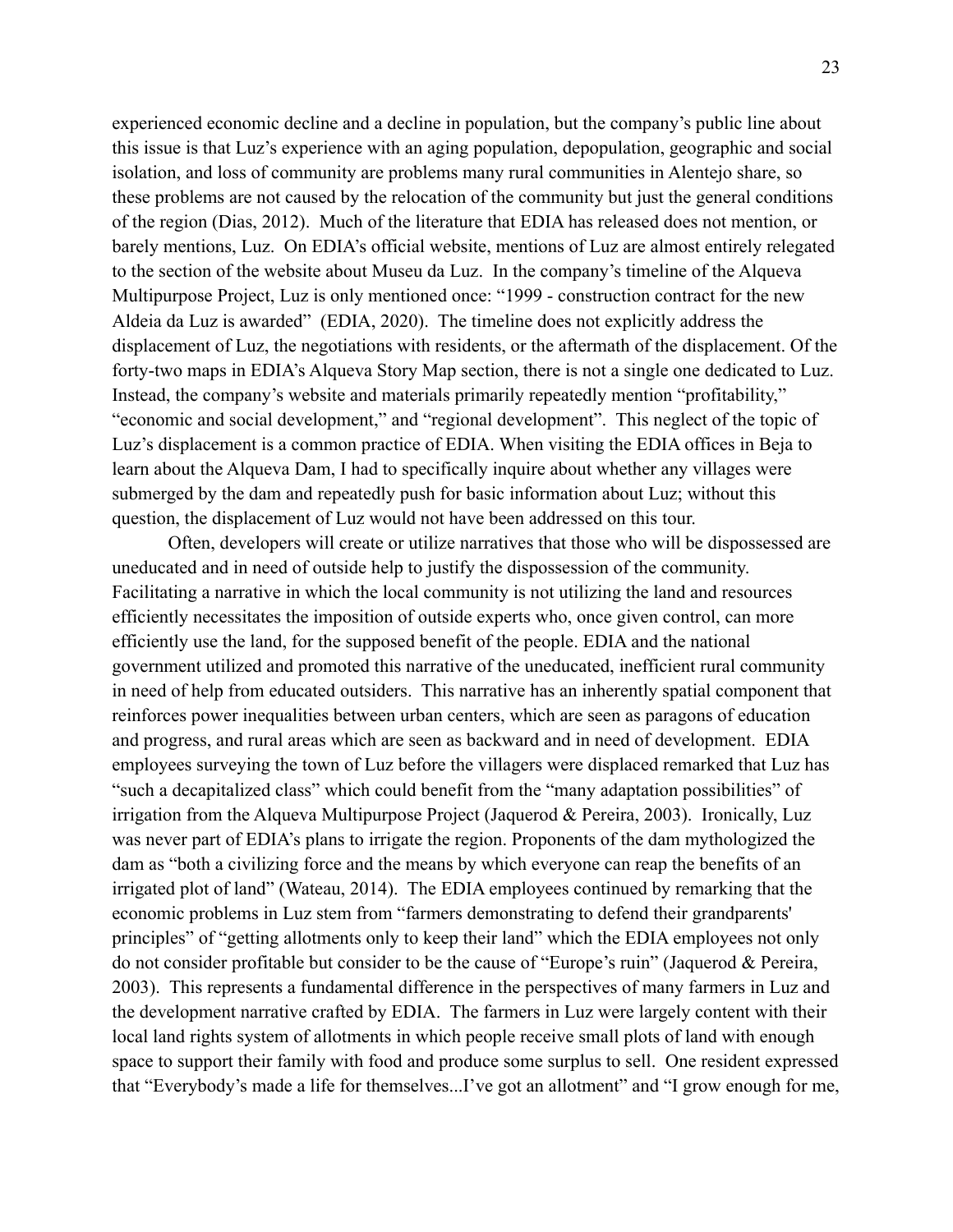experienced economic decline and a decline in population, but the company's public line about this issue is that Luz's experience with an aging population, depopulation, geographic and social isolation, and loss of community are problems many rural communities in Alentejo share, so these problems are not caused by the relocation of the community but just the general conditions of the region (Dias, 2012). Much of the literature that EDIA has released does not mention, or barely mentions, Luz. On EDIA's official website, mentions of Luz are almost entirely relegated to the section of the website about Museu da Luz. In the company's timeline of the Alqueva Multipurpose Project, Luz is only mentioned once: "1999 - construction contract for the new Aldeia da Luz is awarded" (EDIA, 2020). The timeline does not explicitly address the displacement of Luz, the negotiations with residents, or the aftermath of the displacement. Of the forty-two maps in EDIA's Alqueva Story Map section, there is not a single one dedicated to Luz. Instead, the company's website and materials primarily repeatedly mention "profitability," "economic and social development," and "regional development". This neglect of the topic of Luz's displacement is a common practice of EDIA. When visiting the EDIA offices in Beja to learn about the Alqueva Dam, I had to specifically inquire about whether any villages were submerged by the dam and repeatedly push for basic information about Luz; without this question, the displacement of Luz would not have been addressed on this tour.

Often, developers will create or utilize narratives that those who will be dispossessed are uneducated and in need of outside help to justify the dispossession of the community. Facilitating a narrative in which the local community is not utilizing the land and resources efficiently necessitates the imposition of outside experts who, once given control, can more efficiently use the land, for the supposed benefit of the people. EDIA and the national government utilized and promoted this narrative of the uneducated, inefficient rural community in need of help from educated outsiders. This narrative has an inherently spatial component that reinforces power inequalities between urban centers, which are seen as paragons of education and progress, and rural areas which are seen as backward and in need of development. EDIA employees surveying the town of Luz before the villagers were displaced remarked that Luz has "such a decapitalized class" which could benefit from the "many adaptation possibilities" of irrigation from the Alqueva Multipurpose Project (Jaquerod & Pereira, 2003). Ironically, Luz was never part of EDIA's plans to irrigate the region. Proponents of the dam mythologized the dam as "both a civilizing force and the means by which everyone can reap the benefits of an irrigated plot of land" (Wateau, 2014). The EDIA employees continued by remarking that the economic problems in Luz stem from "farmers demonstrating to defend their grandparents' principles" of "getting allotments only to keep their land" which the EDIA employees not only do not consider profitable but consider to be the cause of "Europe's ruin" (Jaquerod & Pereira, 2003). This represents a fundamental difference in the perspectives of many farmers in Luz and the development narrative crafted by EDIA. The farmers in Luz were largely content with their local land rights system of allotments in which people receive small plots of land with enough space to support their family with food and produce some surplus to sell. One resident expressed that "Everybody's made a life for themselves...I've got an allotment" and "I grow enough for me,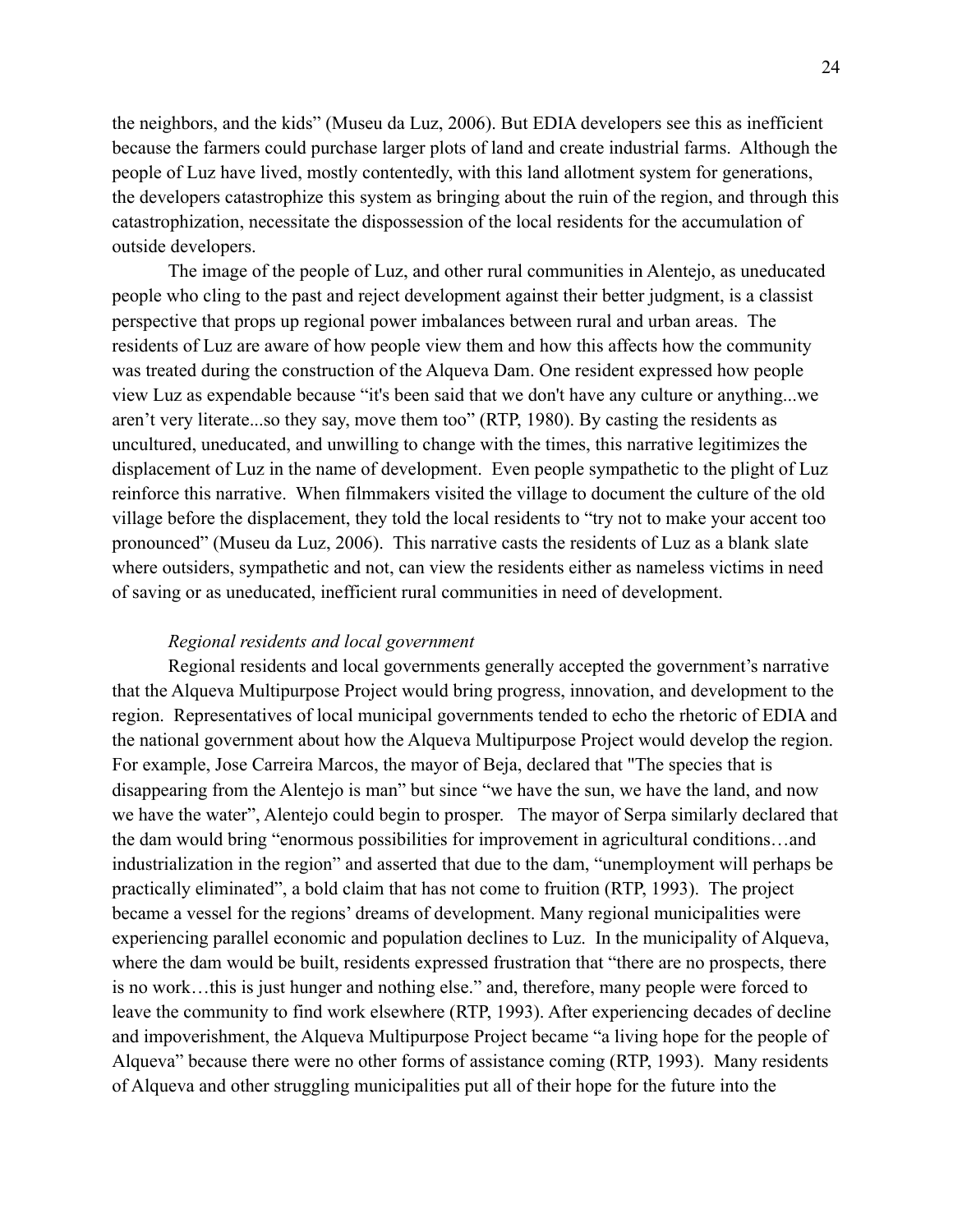the neighbors, and the kids" (Museu da Luz, 2006). But EDIA developers see this as inefficient because the farmers could purchase larger plots of land and create industrial farms. Although the people of Luz have lived, mostly contentedly, with this land allotment system for generations, the developers catastrophize this system as bringing about the ruin of the region, and through this catastrophization, necessitate the dispossession of the local residents for the accumulation of outside developers.

The image of the people of Luz, and other rural communities in Alentejo, as uneducated people who cling to the past and reject development against their better judgment, is a classist perspective that props up regional power imbalances between rural and urban areas. The residents of Luz are aware of how people view them and how this affects how the community was treated during the construction of the Alqueva Dam. One resident expressed how people view Luz as expendable because "it's been said that we don't have any culture or anything...we aren't very literate...so they say, move them too" (RTP, 1980). By casting the residents as uncultured, uneducated, and unwilling to change with the times, this narrative legitimizes the displacement of Luz in the name of development. Even people sympathetic to the plight of Luz reinforce this narrative. When filmmakers visited the village to document the culture of the old village before the displacement, they told the local residents to "try not to make your accent too pronounced" (Museu da Luz, 2006). This narrative casts the residents of Luz as a blank slate where outsiders, sympathetic and not, can view the residents either as nameless victims in need of saving or as uneducated, inefficient rural communities in need of development.

*Regional residents and local government*

Regional residents and local governments generally accepted the government's narrative that the Alqueva Multipurpose Project would bring progress, innovation, and development to the region. Representatives of local municipal governments tended to echo the rhetoric of EDIA and the national government about how the Alqueva Multipurpose Project would develop the region. For example, Jose Carreira Marcos, the mayor of Beja, declared that "The species that is disappearing from the Alentejo is man" but since "we have the sun, we have the land, and now we have the water", Alentejo could begin to prosper. The mayor of Serpa similarly declared that the dam would bring "enormous possibilities for improvement in agricultural conditions…and industrialization in the region" and asserted that due to the dam, "unemployment will perhaps be practically eliminated", a bold claim that has not come to fruition (RTP, 1993). The project became a vessel for the regions' dreams of development. Many regional municipalities were experiencing parallel economic and population declines to Luz. In the municipality of Alqueva, where the dam would be built, residents expressed frustration that "there are no prospects, there is no work…this is just hunger and nothing else." and, therefore, many people were forced to leave the community to find work elsewhere (RTP, 1993). After experiencing decades of decline and impoverishment, the Alqueva Multipurpose Project became "a living hope for the people of Alqueva" because there were no other forms of assistance coming (RTP, 1993). Many residents of Alqueva and other struggling municipalities put all of their hope for the future into the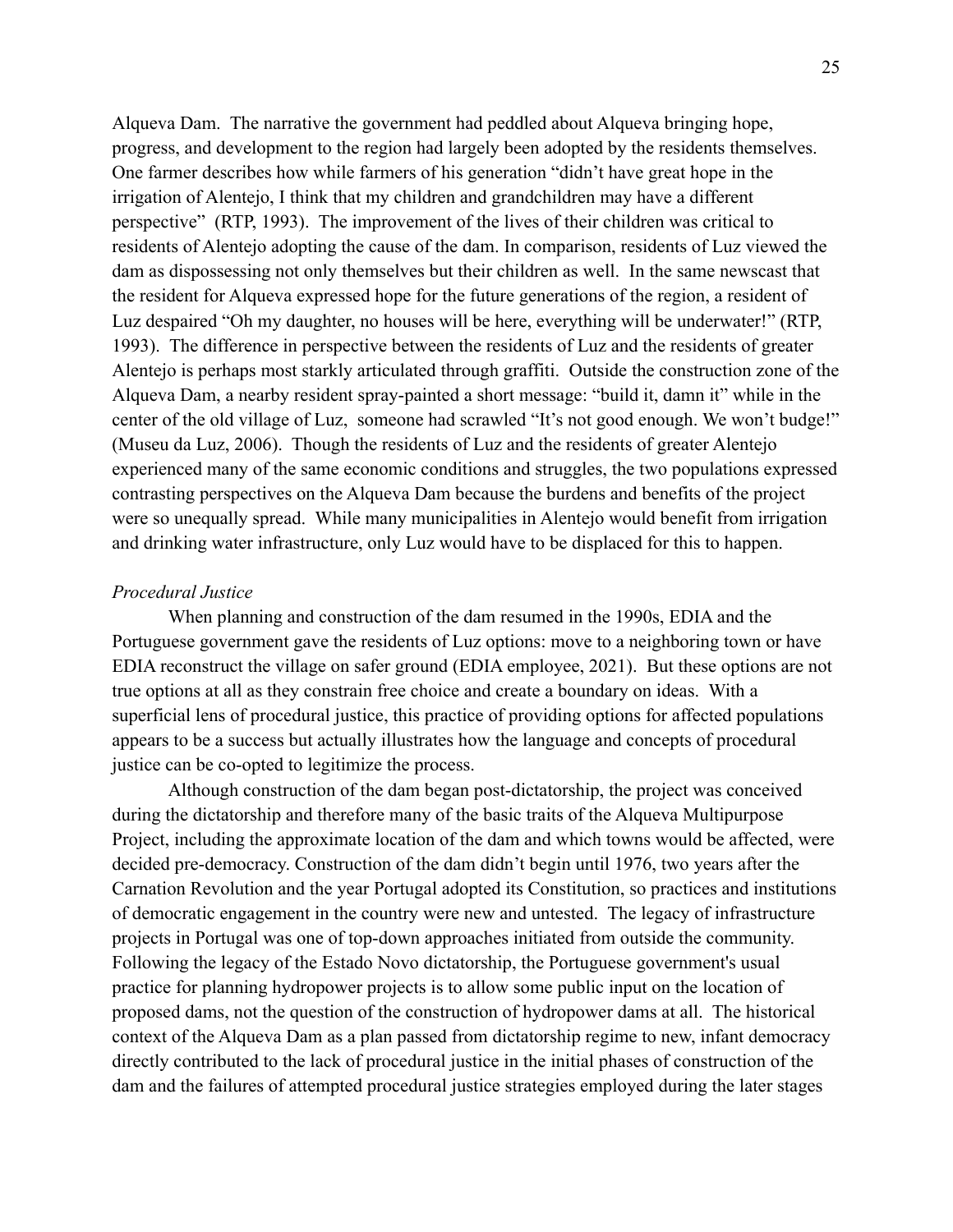Alqueva Dam. The narrative the government had peddled about Alqueva bringing hope, progress, and development to the region had largely been adopted by the residents themselves. One farmer describes how while farmers of his generation "didn't have great hope in the irrigation of Alentejo, I think that my children and grandchildren may have a different perspective" (RTP, 1993). The improvement of the lives of their children was critical to residents of Alentejo adopting the cause of the dam. In comparison, residents of Luz viewed the dam as dispossessing not only themselves but their children as well. In the same newscast that the resident for Alqueva expressed hope for the future generations of the region, a resident of Luz despaired "Oh my daughter, no houses will be here, everything will be underwater!" (RTP, 1993). The difference in perspective between the residents of Luz and the residents of greater Alentejo is perhaps most starkly articulated through graffiti. Outside the construction zone of the Alqueva Dam, a nearby resident spray-painted a short message: "build it, damn it" while in the center of the old village of Luz, someone had scrawled "It's not good enough. We won't budge!" (Museu da Luz, 2006). Though the residents of Luz and the residents of greater Alentejo experienced many of the same economic conditions and struggles, the two populations expressed contrasting perspectives on the Alqueva Dam because the burdens and benefits of the project were so unequally spread. While many municipalities in Alentejo would benefit from irrigation and drinking water infrastructure, only Luz would have to be displaced for this to happen.

*Procedural Justice*

When planning and construction of the dam resumed in the 1990s, EDIA and the Portuguese government gave the residents of Luz options: move to a neighboring town or have EDIA reconstruct the village on safer ground (EDIA employee, 2021). But these options are not true options at all as they constrain free choice and create a boundary on ideas. With a superficial lens of procedural justice, this practice of providing options for affected populations appears to be a success but actually illustrates how the language and concepts of procedural justice can be co-opted to legitimize the process.

Although construction of the dam began post-dictatorship, the project was conceived during the dictatorship and therefore many of the basic traits of the Alqueva Multipurpose Project, including the approximate location of the dam and which towns would be affected, were decided pre-democracy. Construction of the dam didn't begin until 1976, two years after the Carnation Revolution and the year Portugal adopted its Constitution, so practices and institutions of democratic engagement in the country were new and untested. The legacy of infrastructure projects in Portugal was one of top-down approaches initiated from outside the community. Following the legacy of the Estado Novo dictatorship, the Portuguese government's usual practice for planning hydropower projects is to allow some public input on the location of proposed dams, not the question of the construction of hydropower dams at all. The historical context of the Alqueva Dam as a plan passed from dictatorship regime to new, infant democracy directly contributed to the lack of procedural justice in the initial phases of construction of the dam and the failures of attempted procedural justice strategies employed during the later stages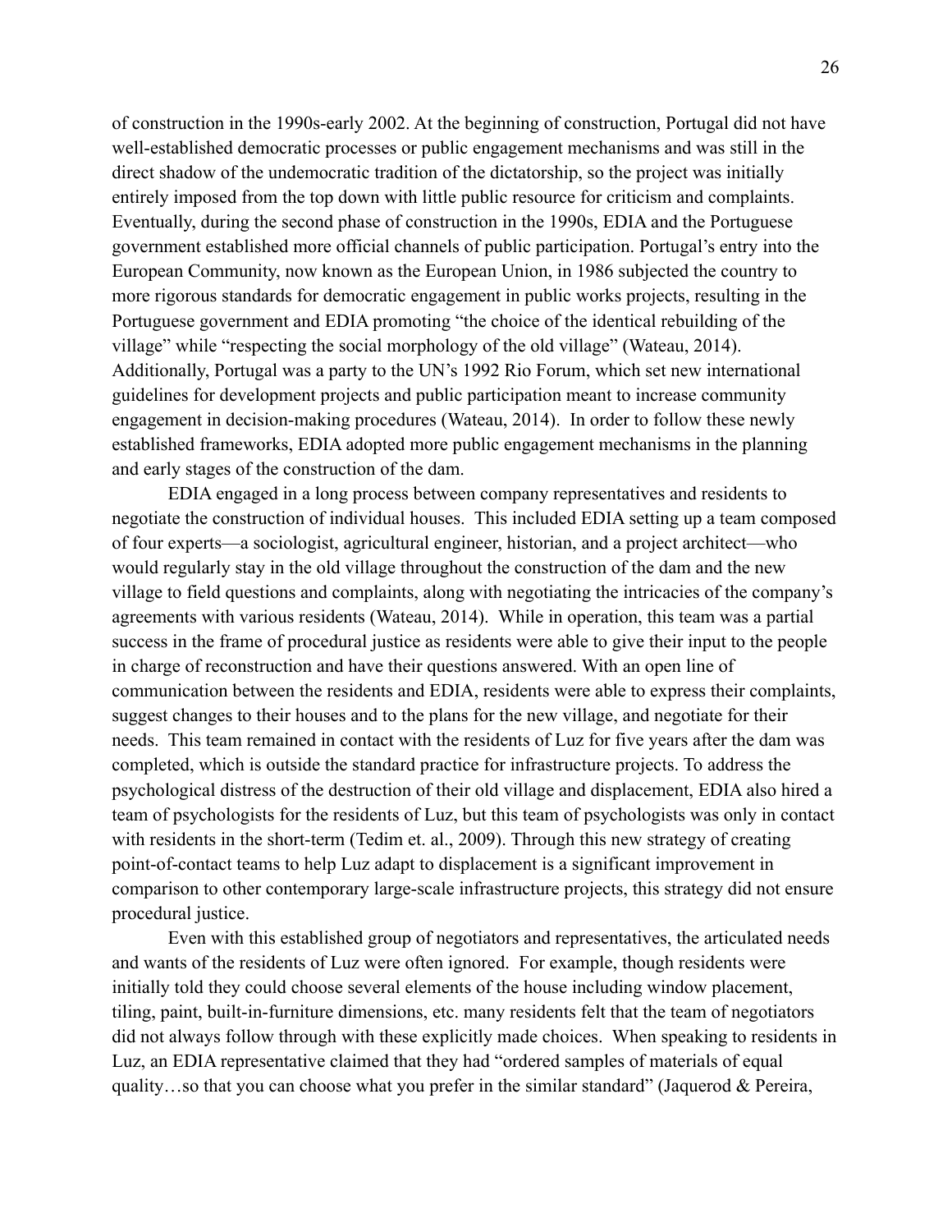of construction in the 1990s-early 2002. At the beginning of construction, Portugal did not have well-established democratic processes or public engagement mechanisms and was still in the direct shadow of the undemocratic tradition of the dictatorship, so the project was initially entirely imposed from the top down with little public resource for criticism and complaints. Eventually, during the second phase of construction in the 1990s, EDIA and the Portuguese government established more official channels of public participation. Portugal's entry into the European Community, now known as the European Union, in 1986 subjected the country to more rigorous standards for democratic engagement in public works projects, resulting in the Portuguese government and EDIA promoting "the choice of the identical rebuilding of the village" while "respecting the social morphology of the old village" (Wateau, 2014). Additionally, Portugal was a party to the UN's 1992 Rio Forum, which set new international guidelines for development projects and public participation meant to increase community engagement in decision-making procedures (Wateau, 2014). In order to follow these newly established frameworks, EDIA adopted more public engagement mechanisms in the planning and early stages of the construction of the dam.

EDIA engaged in a long process between company representatives and residents to negotiate the construction of individual houses. This included EDIA setting up a team composed of four experts—a sociologist, agricultural engineer, historian, and a project architect—who would regularly stay in the old village throughout the construction of the dam and the new village to field questions and complaints, along with negotiating the intricacies of the company's agreements with various residents (Wateau, 2014). While in operation, this team was a partial success in the frame of procedural justice as residents were able to give their input to the people in charge of reconstruction and have their questions answered. With an open line of communication between the residents and EDIA, residents were able to express their complaints, suggest changes to their houses and to the plans for the new village, and negotiate for their needs. This team remained in contact with the residents of Luz for five years after the dam was completed, which is outside the standard practice for infrastructure projects. To address the psychological distress of the destruction of their old village and displacement, EDIA also hired a team of psychologists for the residents of Luz, but this team of psychologists was only in contact with residents in the short-term (Tedim et. al., 2009). Through this new strategy of creating point-of-contact teams to help Luz adapt to displacement is a significant improvement in comparison to other contemporary large-scale infrastructure projects, this strategy did not ensure procedural justice.

Even with this established group of negotiators and representatives, the articulated needs and wants of the residents of Luz were often ignored. For example, though residents were initially told they could choose several elements of the house including window placement, tiling, paint, built-in-furniture dimensions, etc. many residents felt that the team of negotiators did not always follow through with these explicitly made choices. When speaking to residents in Luz, an EDIA representative claimed that they had "ordered samples of materials of equal quality…so that you can choose what you prefer in the similar standard" (Jaquerod & Pereira,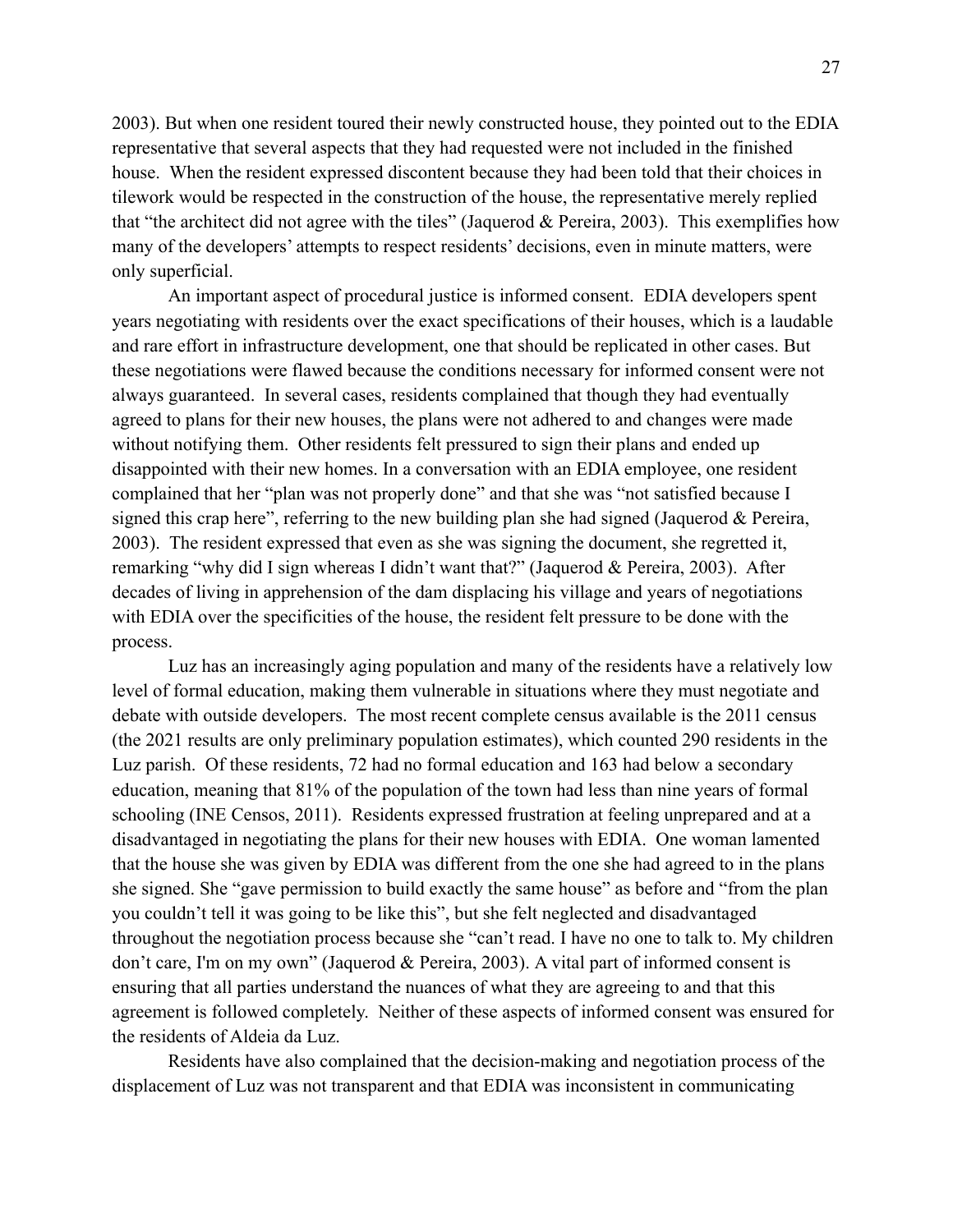2003). But when one resident toured their newly constructed house, they pointed out to the EDIA representative that several aspects that they had requested were not included in the finished house. When the resident expressed discontent because they had been told that their choices in tilework would be respected in the construction of the house, the representative merely replied that "the architect did not agree with the tiles" (Jaquerod & Pereira, 2003). This exemplifies how many of the developers' attempts to respect residents' decisions, even in minute matters, were only superficial.

An important aspect of procedural justice is informed consent. EDIA developers spent years negotiating with residents over the exact specifications of their houses, which is a laudable and rare effort in infrastructure development, one that should be replicated in other cases. But these negotiations were flawed because the conditions necessary for informed consent were not always guaranteed. In several cases, residents complained that though they had eventually agreed to plans for their new houses, the plans were not adhered to and changes were made without notifying them. Other residents felt pressured to sign their plans and ended up disappointed with their new homes. In a conversation with an EDIA employee, one resident complained that her "plan was not properly done" and that she was "not satisfied because I signed this crap here", referring to the new building plan she had signed (Jaquerod & Pereira, 2003). The resident expressed that even as she was signing the document, she regretted it, remarking "why did I sign whereas I didn't want that?" (Jaquerod & Pereira, 2003). After decades of living in apprehension of the dam displacing his village and years of negotiations with EDIA over the specificities of the house, the resident felt pressure to be done with the process.

Luz has an increasingly aging population and many of the residents have a relatively low level of formal education, making them vulnerable in situations where they must negotiate and debate with outside developers. The most recent complete census available is the 2011 census (the 2021 results are only preliminary population estimates), which counted 290 residents in the Luz parish. Of these residents, 72 had no formal education and 163 had below a secondary education, meaning that 81% of the population of the town had less than nine years of formal schooling (INE Censos, 2011). Residents expressed frustration at feeling unprepared and at a disadvantaged in negotiating the plans for their new houses with EDIA. One woman lamented that the house she was given by EDIA was different from the one she had agreed to in the plans she signed. She "gave permission to build exactly the same house" as before and "from the plan you couldn't tell it was going to be like this", but she felt neglected and disadvantaged throughout the negotiation process because she "can't read. I have no one to talk to. My children don't care, I'm on my own" (Jaquerod & Pereira, 2003). A vital part of informed consent is ensuring that all parties understand the nuances of what they are agreeing to and that this agreement is followed completely. Neither of these aspects of informed consent was ensured for the residents of Aldeia da Luz.

Residents have also complained that the decision-making and negotiation process of the displacement of Luz was not transparent and that EDIA was inconsistent in communicating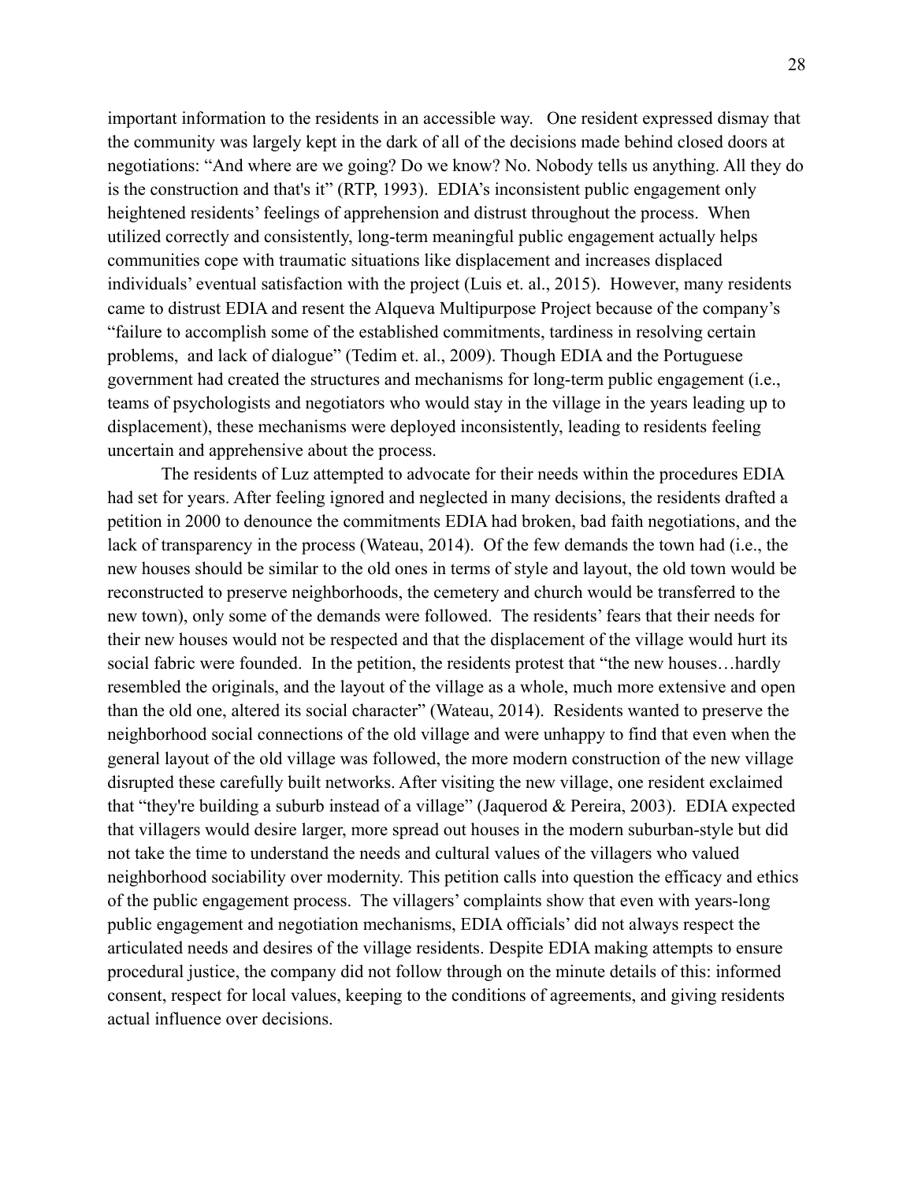important information to the residents in an accessible way. One resident expressed dismay that the community was largely kept in the dark of all of the decisions made behind closed doors at negotiations: "And where are we going? Do we know? No. Nobody tells us anything. All they do is the construction and that's it" (RTP, 1993). EDIA's inconsistent public engagement only heightened residents' feelings of apprehension and distrust throughout the process. When utilized correctly and consistently, long-term meaningful public engagement actually helps communities cope with traumatic situations like displacement and increases displaced individuals' eventual satisfaction with the project (Luis et. al., 2015). However, many residents came to distrust EDIA and resent the Alqueva Multipurpose Project because of the company's "failure to accomplish some of the established commitments, tardiness in resolving certain problems, and lack of dialogue" (Tedim et. al., 2009). Though EDIA and the Portuguese government had created the structures and mechanisms for long-term public engagement (i.e., teams of psychologists and negotiators who would stay in the village in the years leading up to displacement), these mechanisms were deployed inconsistently, leading to residents feeling uncertain and apprehensive about the process.

The residents of Luz attempted to advocate for their needs within the procedures EDIA had set for years. After feeling ignored and neglected in many decisions, the residents drafted a petition in 2000 to denounce the commitments EDIA had broken, bad faith negotiations, and the lack of transparency in the process (Wateau, 2014). Of the few demands the town had (i.e., the new houses should be similar to the old ones in terms of style and layout, the old town would be reconstructed to preserve neighborhoods, the cemetery and church would be transferred to the new town), only some of the demands were followed. The residents' fears that their needs for their new houses would not be respected and that the displacement of the village would hurt its social fabric were founded. In the petition, the residents protest that "the new houses…hardly resembled the originals, and the layout of the village as a whole, much more extensive and open than the old one, altered its social character" (Wateau, 2014). Residents wanted to preserve the neighborhood social connections of the old village and were unhappy to find that even when the general layout of the old village was followed, the more modern construction of the new village disrupted these carefully built networks. After visiting the new village, one resident exclaimed that "they're building a suburb instead of a village" (Jaquerod & Pereira, 2003). EDIA expected that villagers would desire larger, more spread out houses in the modern suburban-style but did not take the time to understand the needs and cultural values of the villagers who valued neighborhood sociability over modernity. This petition calls into question the efficacy and ethics of the public engagement process. The villagers' complaints show that even with years-long public engagement and negotiation mechanisms, EDIA officials' did not always respect the articulated needs and desires of the village residents. Despite EDIA making attempts to ensure procedural justice, the company did not follow through on the minute details of this: informed consent, respect for local values, keeping to the conditions of agreements, and giving residents actual influence over decisions.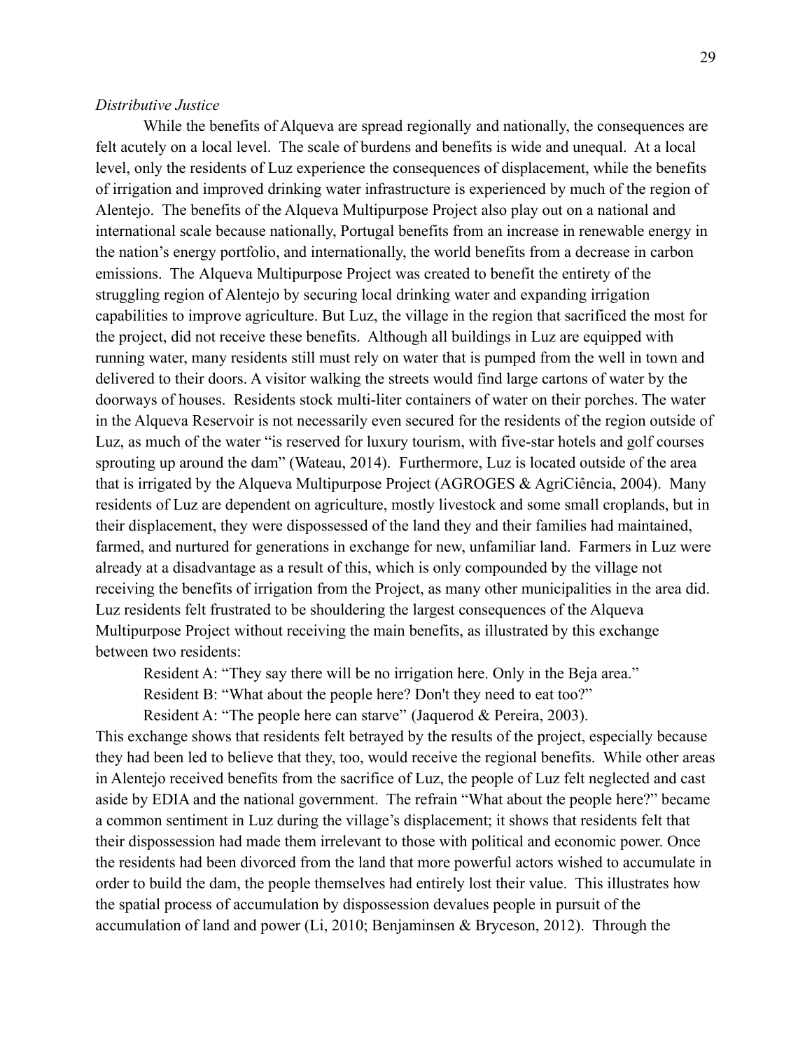*Distributive Justice*

While the benefits of Alqueva are spread regionally and nationally, the consequences are felt acutely on a local level. The scale of burdens and benefits is wide and unequal. At a local level, only the residents of Luz experience the consequences of displacement, while the benefits of irrigation and improved drinking water infrastructure is experienced by much of the region of Alentejo. The benefits of the Alqueva Multipurpose Project also play out on a national and international scale because nationally, Portugal benefits from an increase in renewable energy in the nation's energy portfolio, and internationally, the world benefits from a decrease in carbon emissions. The Alqueva Multipurpose Project was created to benefit the entirety of the struggling region of Alentejo by securing local drinking water and expanding irrigation capabilities to improve agriculture. But Luz, the village in the region that sacrificed the most for the project, did not receive these benefits. Although all buildings in Luz are equipped with running water, many residents still must rely on water that is pumped from the well in town and delivered to their doors. A visitor walking the streets would find large cartons of water by the doorways of houses. Residents stock multi-liter containers of water on their porches. The water in the Alqueva Reservoir is not necessarily even secured for the residents of the region outside of Luz, as much of the water "is reserved for luxury tourism, with five-star hotels and golf courses sprouting up around the dam" (Wateau, 2014). Furthermore, Luz is located outside of the area that is irrigated by the Alqueva Multipurpose Project (AGROGES & AgriCiência, 2004). Many residents of Luz are dependent on agriculture, mostly livestock and some small croplands, but in their displacement, they were dispossessed of the land they and their families had maintained, farmed, and nurtured for generations in exchange for new, unfamiliar land. Farmers in Luz were already at a disadvantage as a result of this, which is only compounded by the village not receiving the benefits of irrigation from the Project, as many other municipalities in the area did. Luz residents felt frustrated to be shouldering the largest consequences of the Alqueva Multipurpose Project without receiving the main benefits, as illustrated by this exchange between two residents:

Resident A: "They say there will be no irrigation here. Only in the Beja area."

Resident B: "What about the people here? Don't they need to eat too?"

Resident A: "The people here can starve" (Jaquerod & Pereira, 2003).

This exchange shows that residents felt betrayed by the results of the project, especially because they had been led to believe that they, too, would receive the regional benefits. While other areas in Alentejo received benefits from the sacrifice of Luz, the people of Luz felt neglected and cast aside by EDIA and the national government. The refrain "What about the people here?" became a common sentiment in Luz during the village's displacement; it shows that residents felt that their dispossession had made them irrelevant to those with political and economic power. Once the residents had been divorced from the land that more powerful actors wished to accumulate in order to build the dam, the people themselves had entirely lost their value. This illustrates how the spatial process of accumulation by dispossession devalues people in pursuit of the accumulation of land and power (Li, 2010; Benjaminsen & Bryceson, 2012). Through the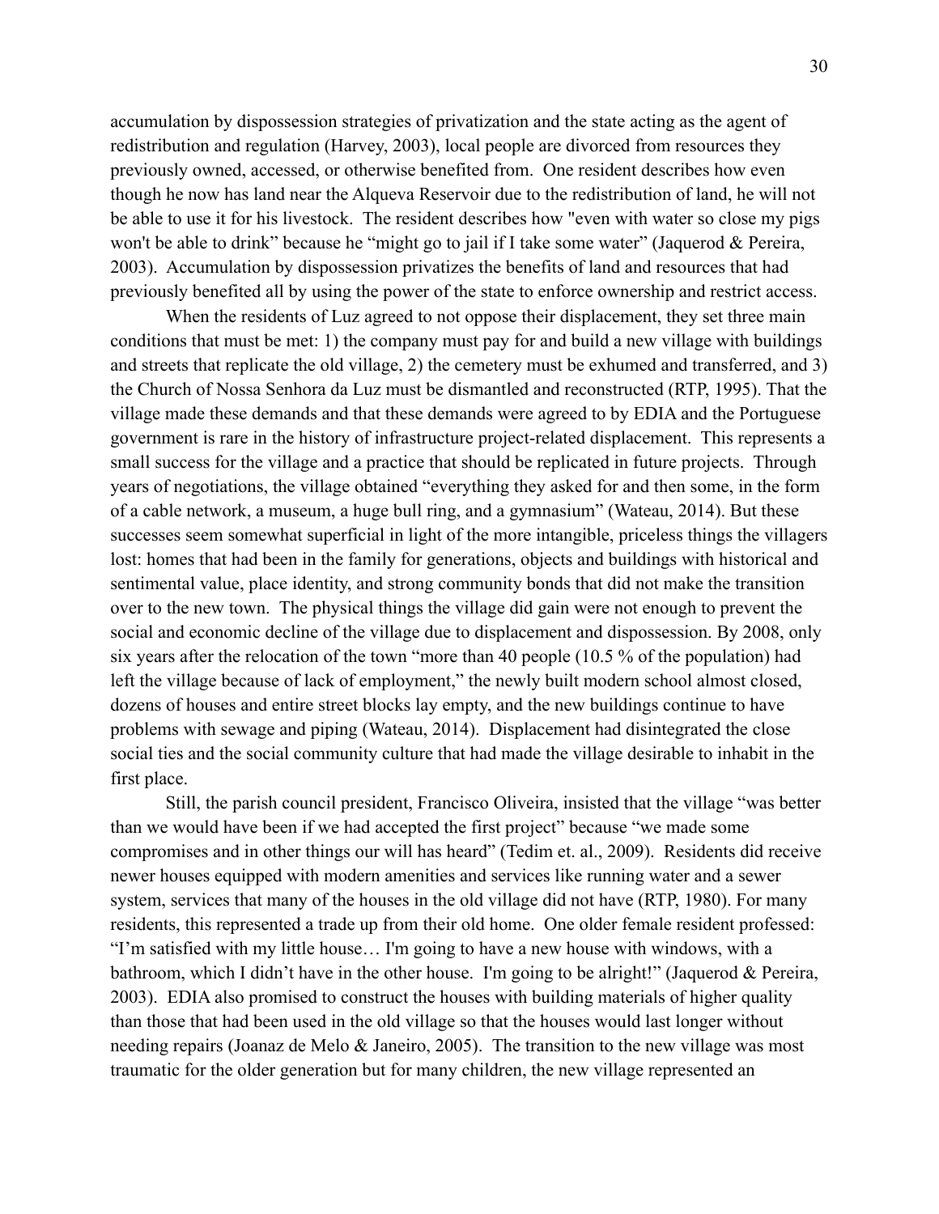accumulation by dispossession strategies of privatization and the state acting as the agent of redistribution and regulation (Harvey, 2003), local people are divorced from resources they previously owned, accessed, or otherwise benefited from. One resident describes how even though he now has land near the Alqueva Reservoir due to the redistribution of land, he will not be able to use it for his livestock. The resident describes how "even with water so close my pigs won't be able to drink" because he "might go to jail if I take some water" (Jaquerod & Pereira, 2003). Accumulation by dispossession privatizes the benefits of land and resources that had previously benefited all by using the power of the state to enforce ownership and restrict access.

When the residents of Luz agreed to not oppose their displacement, they set three main conditions that must be met: 1) the company must pay for and build a new village with buildings and streets that replicate the old village, 2) the cemetery must be exhumed and transferred, and 3) the Church of Nossa Senhora da Luz must be dismantled and reconstructed (RTP, 1995). That the village made these demands and that these demands were agreed to by EDIA and the Portuguese government is rare in the history of infrastructure project-related displacement. This represents a small success for the village and a practice that should be replicated in future projects. Through years of negotiations, the village obtained "everything they asked for and then some, in the form of a cable network, a museum, a huge bull ring, and a gymnasium" (Wateau, 2014). But these successes seem somewhat superficial in light of the more intangible, priceless things the villagers lost: homes that had been in the family for generations, objects and buildings with historical and sentimental value, place identity, and strong community bonds that did not make the transition over to the new town. The physical things the village did gain were not enough to prevent the social and economic decline of the village due to displacement and dispossession. By 2008, only six years after the relocation of the town "more than 40 people (10.5 % of the population) had left the village because of lack of employment," the newly built modern school almost closed, dozens of houses and entire street blocks lay empty, and the new buildings continue to have problems with sewage and piping (Wateau, 2014). Displacement had disintegrated the close social ties and the social community culture that had made the village desirable to inhabit in the first place.

Still, the parish council president, Francisco Oliveira, insisted that the village "was better than we would have been if we had accepted the first project" because "we made some compromises and in other things our will has heard" (Tedim et. al., 2009). Residents did receive newer houses equipped with modern amenities and services like running water and a sewer system, services that many of the houses in the old village did not have (RTP, 1980). For many residents, this represented a trade up from their old home. One older female resident professed: "I'm satisfied with my little house… I'm going to have a new house with windows, with a bathroom, which I didn't have in the other house. I'm going to be alright!" (Jaquerod & Pereira, 2003). EDIA also promised to construct the houses with building materials of higher quality than those that had been used in the old village so that the houses would last longer without needing repairs (Joanaz de Melo & Janeiro, 2005). The transition to the new village was most traumatic for the older generation but for many children, the new village represented an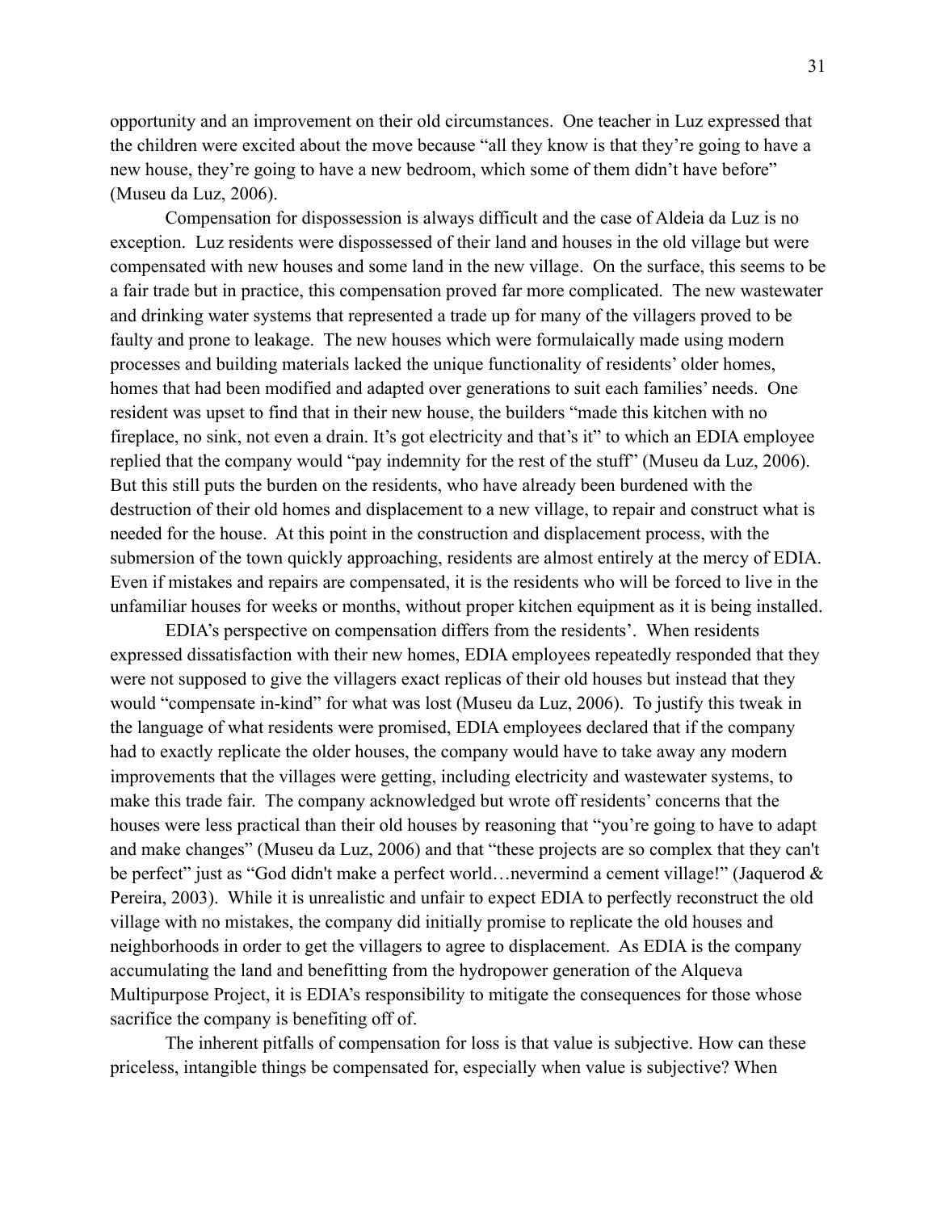opportunity and an improvement on their old circumstances. One teacher in Luz expressed that the children were excited about the move because "all they know is that they're going to have a new house, they're going to have a new bedroom, which some of them didn't have before" (Museu da Luz, 2006).

Compensation for dispossession is always difficult and the case of Aldeia da Luz is no exception. Luz residents were dispossessed of their land and houses in the old village but were compensated with new houses and some land in the new village. On the surface, this seems to be a fair trade but in practice, this compensation proved far more complicated. The new wastewater and drinking water systems that represented a trade up for many of the villagers proved to be faulty and prone to leakage. The new houses which were formulaically made using modern processes and building materials lacked the unique functionality of residents' older homes, homes that had been modified and adapted over generations to suit each families' needs. One resident was upset to find that in their new house, the builders "made this kitchen with no fireplace, no sink, not even a drain. It's got electricity and that's it" to which an EDIA employee replied that the company would "pay indemnity for the rest of the stuff" (Museu da Luz, 2006). But this still puts the burden on the residents, who have already been burdened with the destruction of their old homes and displacement to a new village, to repair and construct what is needed for the house. At this point in the construction and displacement process, with the submersion of the town quickly approaching, residents are almost entirely at the mercy of EDIA. Even if mistakes and repairs are compensated, it is the residents who will be forced to live in the unfamiliar houses for weeks or months, without proper kitchen equipment as it is being installed.

EDIA's perspective on compensation differs from the residents'. When residents expressed dissatisfaction with their new homes, EDIA employees repeatedly responded that they were not supposed to give the villagers exact replicas of their old houses but instead that they would "compensate in-kind" for what was lost (Museu da Luz, 2006). To justify this tweak in the language of what residents were promised, EDIA employees declared that if the company had to exactly replicate the older houses, the company would have to take away any modern improvements that the villages were getting, including electricity and wastewater systems, to make this trade fair. The company acknowledged but wrote off residents' concerns that the houses were less practical than their old houses by reasoning that "you're going to have to adapt and make changes" (Museu da Luz, 2006) and that "these projects are so complex that they can't be perfect" just as "God didn't make a perfect world…nevermind a cement village!" (Jaquerod & Pereira, 2003). While it is unrealistic and unfair to expect EDIA to perfectly reconstruct the old village with no mistakes, the company did initially promise to replicate the old houses and neighborhoods in order to get the villagers to agree to displacement. As EDIA is the company accumulating the land and benefitting from the hydropower generation of the Alqueva Multipurpose Project, it is EDIA's responsibility to mitigate the consequences for those whose sacrifice the company is benefiting off of.

The inherent pitfalls of compensation for loss is that value is subjective. How can these priceless, intangible things be compensated for, especially when value is subjective? When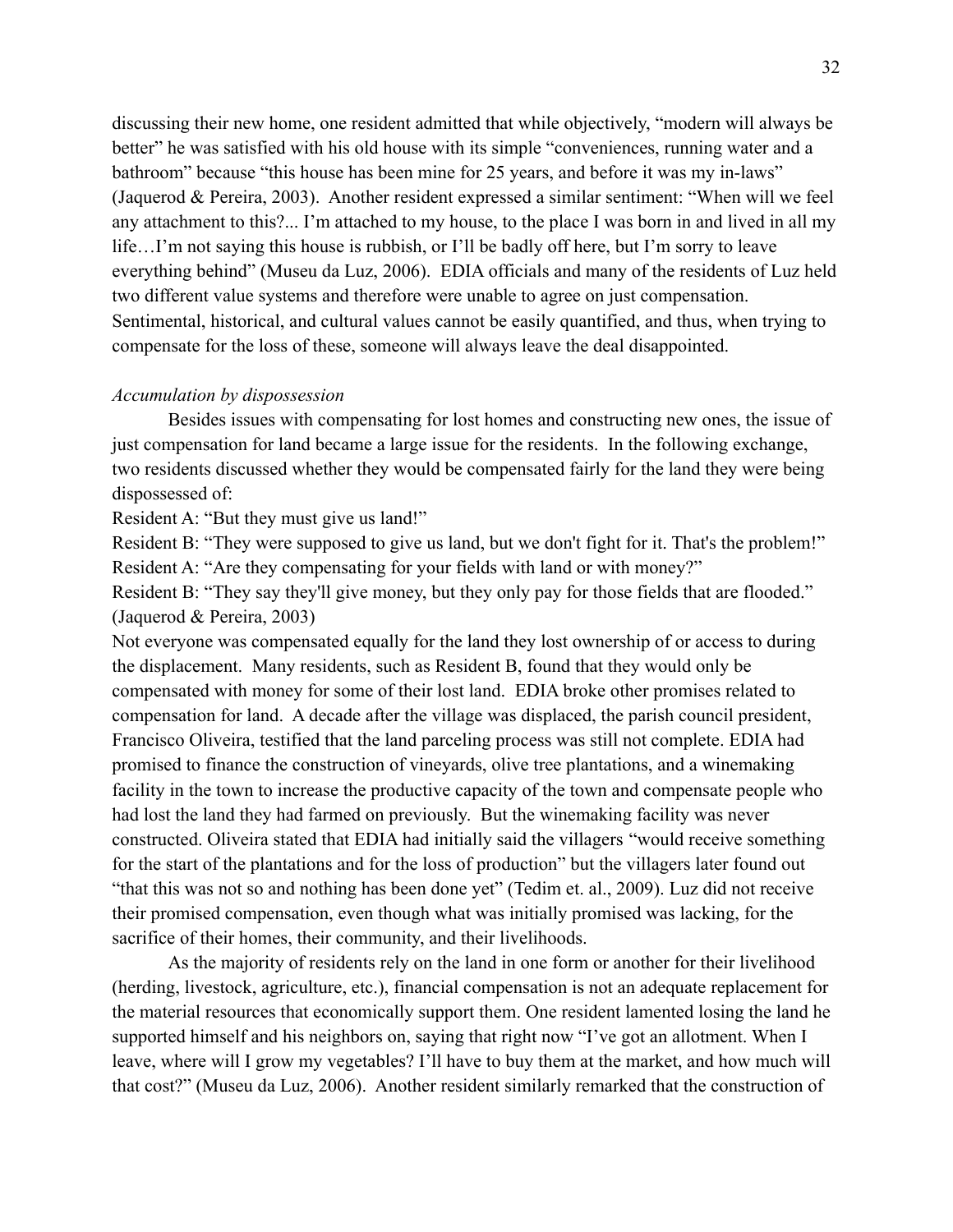discussing their new home, one resident admitted that while objectively, "modern will always be better" he was satisfied with his old house with its simple "conveniences, running water and a bathroom" because "this house has been mine for 25 years, and before it was my in-laws" (Jaquerod & Pereira, 2003). Another resident expressed a similar sentiment: "When will we feel any attachment to this?... I'm attached to my house, to the place I was born in and lived in all my life…I'm not saying this house is rubbish, or I'll be badly off here, but I'm sorry to leave everything behind" (Museu da Luz, 2006). EDIA officials and many of the residents of Luz held two different value systems and therefore were unable to agree on just compensation. Sentimental, historical, and cultural values cannot be easily quantified, and thus, when trying to compensate for the loss of these, someone will always leave the deal disappointed.

*Accumulation by dispossession*

Besides issues with compensating for lost homes and constructing new ones, the issue of just compensation for land became a large issue for the residents. In the following exchange, two residents discussed whether they would be compensated fairly for the land they were being dispossessed of:

Resident A: "But they must give us land!"

Resident B: "They were supposed to give us land, but we don't fight for it. That's the problem!"

Resident A: "Are they compensating for your fields with land or with money?"

Resident B: "They say they'll give money, but they only pay for those fields that are flooded." (Jaquerod & Pereira, 2003)

Not everyone was compensated equally for the land they lost ownership of or access to during the displacement. Many residents, such as Resident B, found that they would only be compensated with money for some of their lost land. EDIA broke other promises related to compensation for land. A decade after the village was displaced, the parish council president, Francisco Oliveira, testified that the land parceling process was still not complete. EDIA had promised to finance the construction of vineyards, olive tree plantations, and a winemaking facility in the town to increase the productive capacity of the town and compensate people who had lost the land they had farmed on previously. But the winemaking facility was never constructed. Oliveira stated that EDIA had initially said the villagers "would receive something for the start of the plantations and for the loss of production" but the villagers later found out "that this was not so and nothing has been done yet" (Tedim et. al., 2009). Luz did not receive their promised compensation, even though what was initially promised was lacking, for the sacrifice of their homes, their community, and their livelihoods.

As the majority of residents rely on the land in one form or another for their livelihood (herding, livestock, agriculture, etc.), financial compensation is not an adequate replacement for the material resources that economically support them. One resident lamented losing the land he supported himself and his neighbors on, saying that right now "I've got an allotment. When I leave, where will I grow my vegetables? I'll have to buy them at the market, and how much will that cost?" (Museu da Luz, 2006). Another resident similarly remarked that the construction of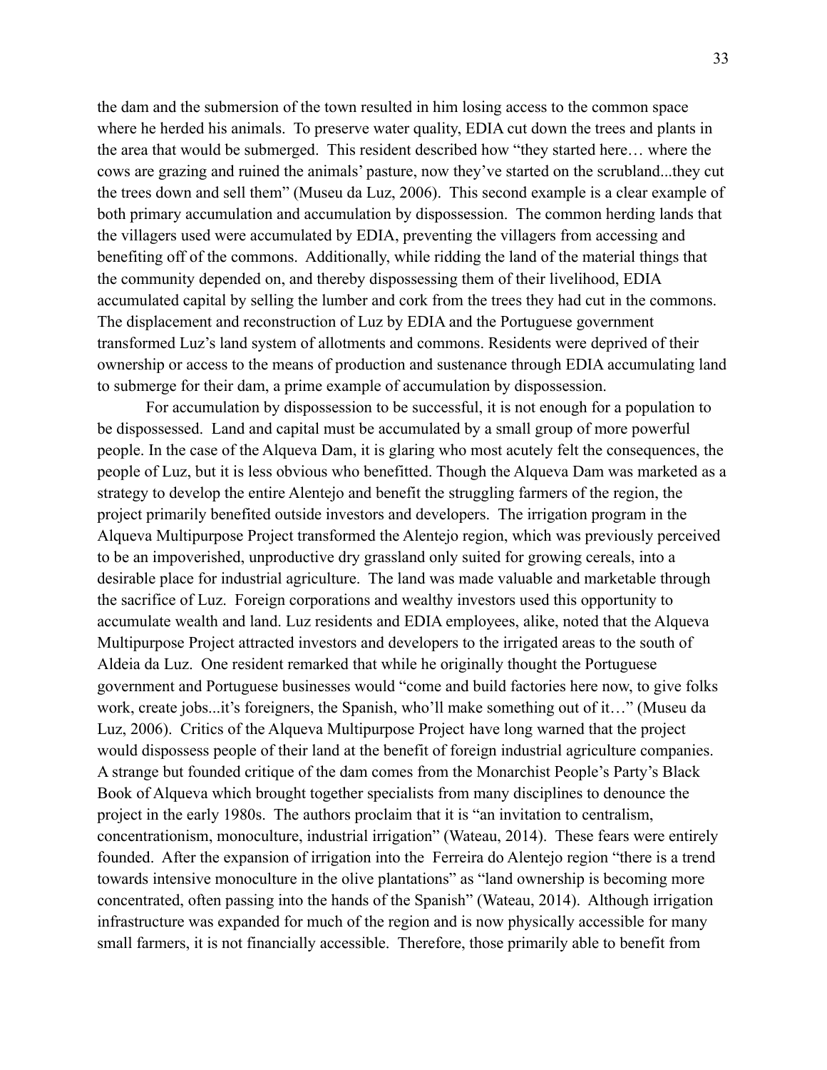the dam and the submersion of the town resulted in him losing access to the common space where he herded his animals. To preserve water quality, EDIA cut down the trees and plants in the area that would be submerged. This resident described how "they started here… where the cows are grazing and ruined the animals' pasture, now they've started on the scrubland...they cut the trees down and sell them" (Museu da Luz, 2006). This second example is a clear example of both primary accumulation and accumulation by dispossession. The common herding lands that the villagers used were accumulated by EDIA, preventing the villagers from accessing and benefiting off of the commons. Additionally, while ridding the land of the material things that the community depended on, and thereby dispossessing them of their livelihood, EDIA accumulated capital by selling the lumber and cork from the trees they had cut in the commons. The displacement and reconstruction of Luz by EDIA and the Portuguese government transformed Luz's land system of allotments and commons. Residents were deprived of their ownership or access to the means of production and sustenance through EDIA accumulating land to submerge for their dam, a prime example of accumulation by dispossession.

For accumulation by dispossession to be successful, it is not enough for a population to be dispossessed. Land and capital must be accumulated by a small group of more powerful people. In the case of the Alqueva Dam, it is glaring who most acutely felt the consequences, the people of Luz, but it is less obvious who benefitted. Though the Alqueva Dam was marketed as a strategy to develop the entire Alentejo and benefit the struggling farmers of the region, the project primarily benefited outside investors and developers. The irrigation program in the Alqueva Multipurpose Project transformed the Alentejo region, which was previously perceived to be an impoverished, unproductive dry grassland only suited for growing cereals, into a desirable place for industrial agriculture. The land was made valuable and marketable through the sacrifice of Luz. Foreign corporations and wealthy investors used this opportunity to accumulate wealth and land. Luz residents and EDIA employees, alike, noted that the Alqueva Multipurpose Project attracted investors and developers to the irrigated areas to the south of Aldeia da Luz. One resident remarked that while he originally thought the Portuguese government and Portuguese businesses would "come and build factories here now, to give folks work, create jobs...it's foreigners, the Spanish, who'll make something out of it…" (Museu da Luz, 2006). Critics of the Alqueva Multipurpose Project have long warned that the project would dispossess people of their land at the benefit of foreign industrial agriculture companies. A strange but founded critique of the dam comes from the Monarchist People's Party's Black Book of Alqueva which brought together specialists from many disciplines to denounce the project in the early 1980s. The authors proclaim that it is "an invitation to centralism, concentrationism, monoculture, industrial irrigation" (Wateau, 2014). These fears were entirely founded. After the expansion of irrigation into the Ferreira do Alentejo region "there is a trend towards intensive monoculture in the olive plantations" as "land ownership is becoming more concentrated, often passing into the hands of the Spanish" (Wateau, 2014). Although irrigation infrastructure was expanded for much of the region and is now physically accessible for many small farmers, it is not financially accessible. Therefore, those primarily able to benefit from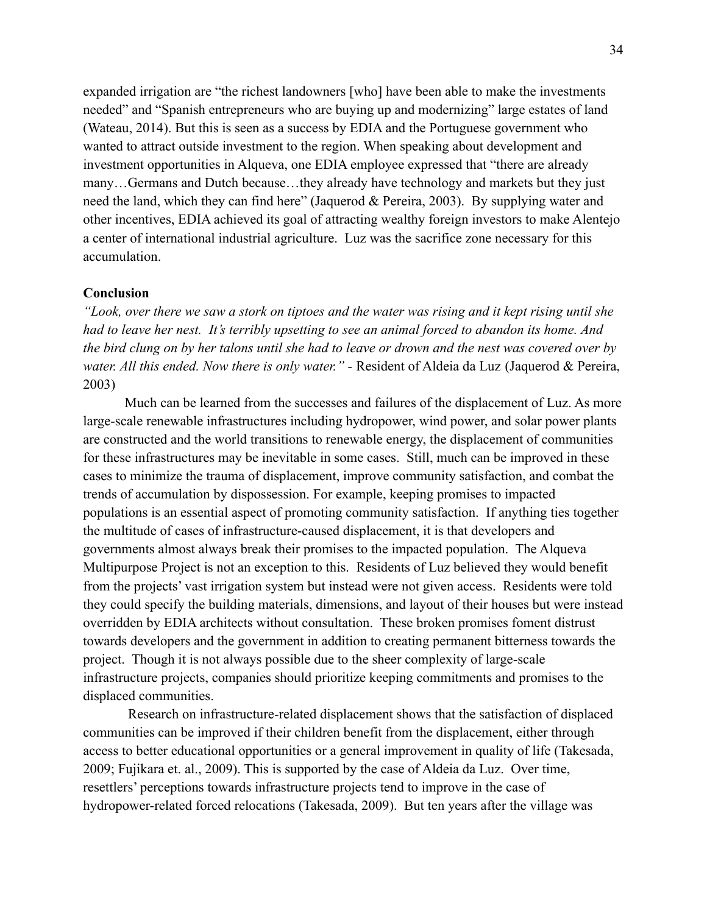expanded irrigation are "the richest landowners [who] have been able to make the investments needed" and "Spanish entrepreneurs who are buying up and modernizing" large estates of land (Wateau, 2014). But this is seen as a success by EDIA and the Portuguese government who wanted to attract outside investment to the region. When speaking about development and investment opportunities in Alqueva, one EDIA employee expressed that "there are already many…Germans and Dutch because…they already have technology and markets but they just need the land, which they can find here" (Jaquerod & Pereira, 2003). By supplying water and other incentives, EDIA achieved its goal of attracting wealthy foreign investors to make Alentejo a center of international industrial agriculture. Luz was the sacrifice zone necessary for this accumulation.

**Conclusion**

*"Look, over there we saw a stork on tiptoes and the water was rising and it kept rising until she had to leave her nest. It's terribly upsetting to see an animal forced to abandon its home. And the bird clung on by her talons until she had to leave or drown and the nest was covered over by water. All this ended. Now there is only water."* - Resident of Aldeia da Luz (Jaquerod & Pereira, 2003)

Much can be learned from the successes and failures of the displacement of Luz. As more large-scale renewable infrastructures including hydropower, wind power, and solar power plants are constructed and the world transitions to renewable energy, the displacement of communities for these infrastructures may be inevitable in some cases. Still, much can be improved in these cases to minimize the trauma of displacement, improve community satisfaction, and combat the trends of accumulation by dispossession. For example, keeping promises to impacted populations is an essential aspect of promoting community satisfaction. If anything ties together the multitude of cases of infrastructure-caused displacement, it is that developers and governments almost always break their promises to the impacted population. The Alqueva Multipurpose Project is not an exception to this. Residents of Luz believed they would benefit from the projects' vast irrigation system but instead were not given access. Residents were told they could specify the building materials, dimensions, and layout of their houses but were instead overridden by EDIA architects without consultation. These broken promises foment distrust towards developers and the government in addition to creating permanent bitterness towards the project. Though it is not always possible due to the sheer complexity of large-scale infrastructure projects, companies should prioritize keeping commitments and promises to the displaced communities.

Research on infrastructure-related displacement shows that the satisfaction of displaced communities can be improved if their children benefit from the displacement, either through access to better educational opportunities or a general improvement in quality of life (Takesada, 2009; Fujikara et. al., 2009). This is supported by the case of Aldeia da Luz. Over time, resettlers' perceptions towards infrastructure projects tend to improve in the case of hydropower-related forced relocations (Takesada, 2009). But ten years after the village was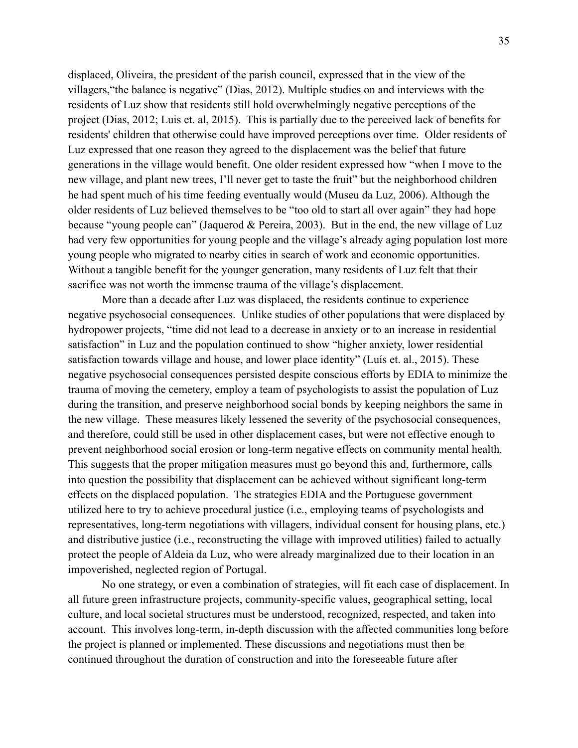displaced, Oliveira, the president of the parish council, expressed that in the view of the villagers,"the balance is negative" (Dias, 2012). Multiple studies on and interviews with the residents of Luz show that residents still hold overwhelmingly negative perceptions of the project (Dias, 2012; Luis et. al, 2015). This is partially due to the perceived lack of benefits for residents' children that otherwise could have improved perceptions over time. Older residents of Luz expressed that one reason they agreed to the displacement was the belief that future generations in the village would benefit. One older resident expressed how "when I move to the new village, and plant new trees, I'll never get to taste the fruit" but the neighborhood children he had spent much of his time feeding eventually would (Museu da Luz, 2006). Although the older residents of Luz believed themselves to be "too old to start all over again" they had hope because "young people can" (Jaquerod & Pereira, 2003). But in the end, the new village of Luz had very few opportunities for young people and the village's already aging population lost more young people who migrated to nearby cities in search of work and economic opportunities. Without a tangible benefit for the younger generation, many residents of Luz felt that their sacrifice was not worth the immense trauma of the village's displacement.

More than a decade after Luz was displaced, the residents continue to experience negative psychosocial consequences. Unlike studies of other populations that were displaced by hydropower projects, "time did not lead to a decrease in anxiety or to an increase in residential satisfaction" in Luz and the population continued to show "higher anxiety, lower residential satisfaction towards village and house, and lower place identity" (Luís et. al., 2015). These negative psychosocial consequences persisted despite conscious efforts by EDIA to minimize the trauma of moving the cemetery, employ a team of psychologists to assist the population of Luz during the transition, and preserve neighborhood social bonds by keeping neighbors the same in the new village. These measures likely lessened the severity of the psychosocial consequences, and therefore, could still be used in other displacement cases, but were not effective enough to prevent neighborhood social erosion or long-term negative effects on community mental health. This suggests that the proper mitigation measures must go beyond this and, furthermore, calls into question the possibility that displacement can be achieved without significant long-term effects on the displaced population. The strategies EDIA and the Portuguese government utilized here to try to achieve procedural justice (i.e., employing teams of psychologists and representatives, long-term negotiations with villagers, individual consent for housing plans, etc.) and distributive justice (i.e., reconstructing the village with improved utilities) failed to actually protect the people of Aldeia da Luz, who were already marginalized due to their location in an impoverished, neglected region of Portugal.

No one strategy, or even a combination of strategies, will fit each case of displacement. In all future green infrastructure projects, community-specific values, geographical setting, local culture, and local societal structures must be understood, recognized, respected, and taken into account. This involves long-term, in-depth discussion with the affected communities long before the project is planned or implemented. These discussions and negotiations must then be continued throughout the duration of construction and into the foreseeable future after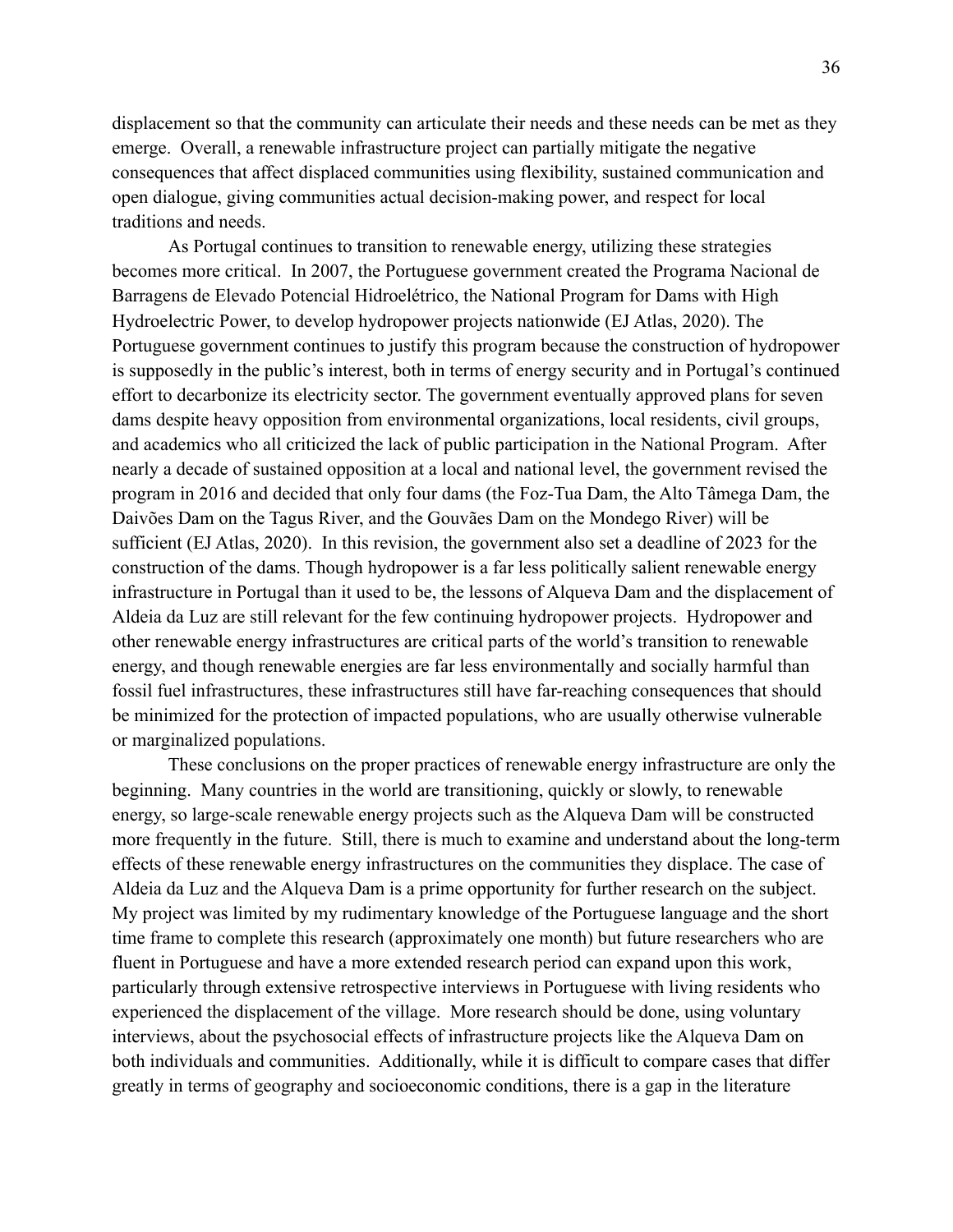displacement so that the community can articulate their needs and these needs can be met as they emerge. Overall, a renewable infrastructure project can partially mitigate the negative consequences that affect displaced communities using flexibility, sustained communication and open dialogue, giving communities actual decision-making power, and respect for local traditions and needs.

As Portugal continues to transition to renewable energy, utilizing these strategies becomes more critical. In 2007, the Portuguese government created the Programa Nacional de Barragens de Elevado Potencial Hidroelétrico, the National Program for Dams with High Hydroelectric Power, to develop hydropower projects nationwide (EJ Atlas, 2020). The Portuguese government continues to justify this program because the construction of hydropower is supposedly in the public's interest, both in terms of energy security and in Portugal's continued effort to decarbonize its electricity sector. The government eventually approved plans for seven dams despite heavy opposition from environmental organizations, local residents, civil groups, and academics who all criticized the lack of public participation in the National Program. After nearly a decade of sustained opposition at a local and national level, the government revised the program in 2016 and decided that only four dams (the Foz-Tua Dam, the Alto Tâmega Dam, the Daivões Dam on the Tagus River, and the Gouvães Dam on the Mondego River) will be sufficient (EJ Atlas, 2020). In this revision, the government also set a deadline of 2023 for the construction of the dams. Though hydropower is a far less politically salient renewable energy infrastructure in Portugal than it used to be, the lessons of Alqueva Dam and the displacement of Aldeia da Luz are still relevant for the few continuing hydropower projects. Hydropower and other renewable energy infrastructures are critical parts of the world's transition to renewable energy, and though renewable energies are far less environmentally and socially harmful than fossil fuel infrastructures, these infrastructures still have far-reaching consequences that should be minimized for the protection of impacted populations, who are usually otherwise vulnerable or marginalized populations.

These conclusions on the proper practices of renewable energy infrastructure are only the beginning. Many countries in the world are transitioning, quickly or slowly, to renewable energy, so large-scale renewable energy projects such as the Alqueva Dam will be constructed more frequently in the future. Still, there is much to examine and understand about the long-term effects of these renewable energy infrastructures on the communities they displace. The case of Aldeia da Luz and the Alqueva Dam is a prime opportunity for further research on the subject. My project was limited by my rudimentary knowledge of the Portuguese language and the short time frame to complete this research (approximately one month) but future researchers who are fluent in Portuguese and have a more extended research period can expand upon this work, particularly through extensive retrospective interviews in Portuguese with living residents who experienced the displacement of the village. More research should be done, using voluntary interviews, about the psychosocial effects of infrastructure projects like the Alqueva Dam on both individuals and communities. Additionally, while it is difficult to compare cases that differ greatly in terms of geography and socioeconomic conditions, there is a gap in the literature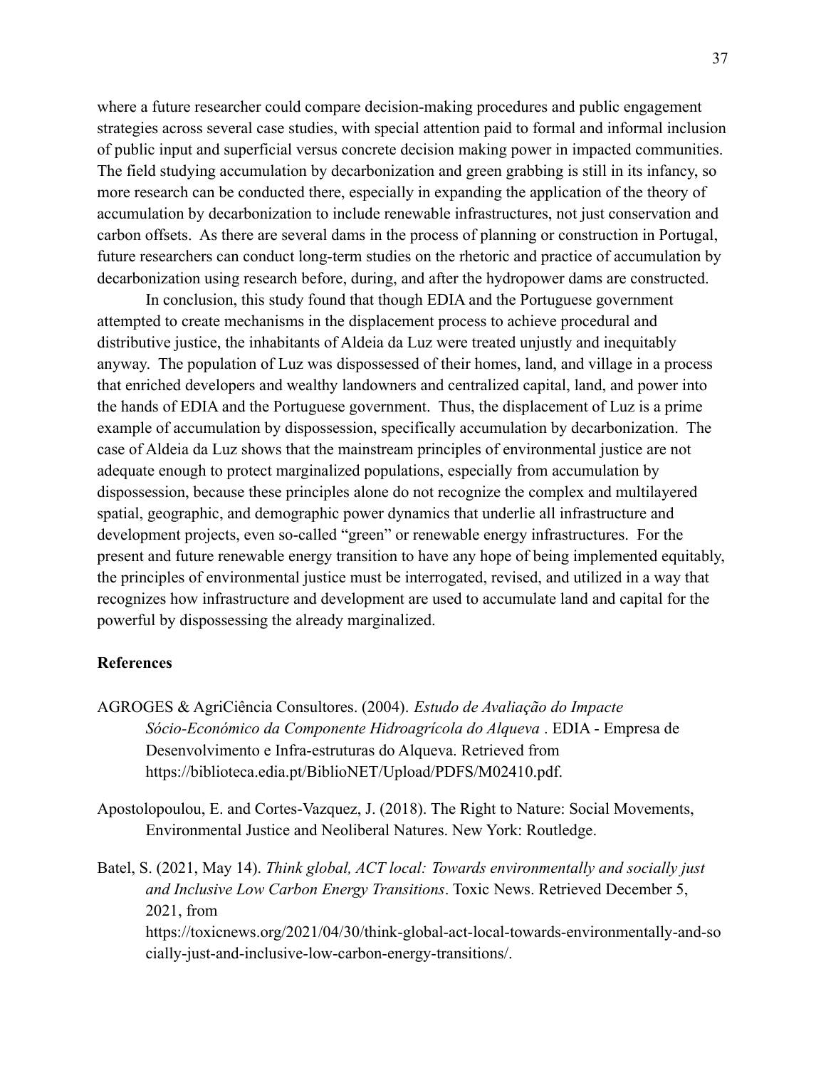where a future researcher could compare decision-making procedures and public engagement strategies across several case studies, with special attention paid to formal and informal inclusion of public input and superficial versus concrete decision making power in impacted communities. The field studying accumulation by decarbonization and green grabbing is still in its infancy, so more research can be conducted there, especially in expanding the application of the theory of accumulation by decarbonization to include renewable infrastructures, not just conservation and carbon offsets. As there are several dams in the process of planning or construction in Portugal, future researchers can conduct long-term studies on the rhetoric and practice of accumulation by decarbonization using research before, during, and after the hydropower dams are constructed.

In conclusion, this study found that though EDIA and the Portuguese government attempted to create mechanisms in the displacement process to achieve procedural and distributive justice, the inhabitants of Aldeia da Luz were treated unjustly and inequitably anyway. The population of Luz was dispossessed of their homes, land, and village in a process that enriched developers and wealthy landowners and centralized capital, land, and power into the hands of EDIA and the Portuguese government. Thus, the displacement of Luz is a prime example of accumulation by dispossession, specifically accumulation by decarbonization. The case of Aldeia da Luz shows that the mainstream principles of environmental justice are not adequate enough to protect marginalized populations, especially from accumulation by dispossession, because these principles alone do not recognize the complex and multilayered spatial, geographic, and demographic power dynamics that underlie all infrastructure and development projects, even so-called "green" or renewable energy infrastructures. For the present and future renewable energy transition to have any hope of being implemented equitably, the principles of environmental justice must be interrogated, revised, and utilized in a way that recognizes how infrastructure and development are used to accumulate land and capital for the powerful by dispossessing the already marginalized.

## References

AGROGES & AgriCiência Consultores. (2004). *Estudo de Avaliação do Impacte Sócio-Económico da Componente Hidroagrícola do Alqueva* . EDIA - Empresa de Desenvolvimento e Infra-estruturas do Alqueva. Retrieved from https://biblioteca.edia.pt/BiblioNET/Upload/PDFS/M02410.pdf.

Apostolopoulou, E. and Cortes-Vazquez, J. (2018). The Right to Nature: Social Movements, Environmental Justice and Neoliberal Natures. New York: Routledge.

Batel, S. (2021, May 14). *Think global, ACT local: Towards environmentally and socially just and Inclusive Low Carbon Energy Transitions*. Toxic News. Retrieved December 5, 2021, from https://toxicnews.org/2021/04/30/think-global-act-local-towards-environmentally-and-socially-just-and-inclusive-low-carbon-energy-transitions/.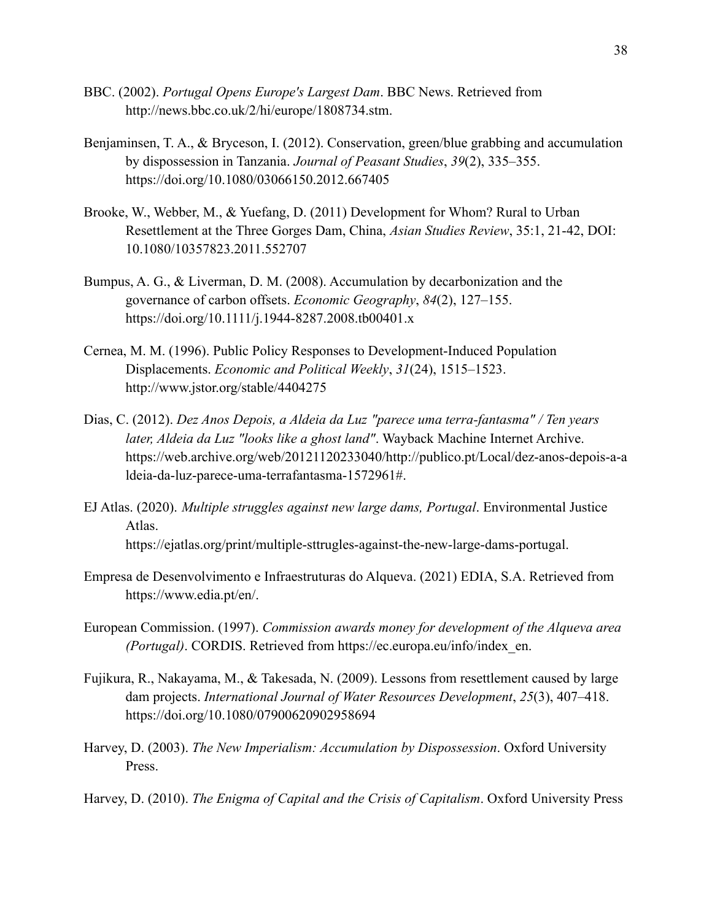BBC. (2002). *Portugal Opens Europe's Largest Dam*. BBC News. Retrieved from http://news.bbc.co.uk/2/hi/europe/1808734.stm.

Benjaminsen, T. A., & Bryceson, I. (2012). Conservation, green/blue grabbing and accumulation by dispossession in Tanzania. *Journal of Peasant Studies*, *39*(2), 335–355. https://doi.org/10.1080/03066150.2012.667405

Brooke, W., Webber, M., & Yuefang, D. (2011) Development for Whom? Rural to Urban Resettlement at the Three Gorges Dam, China, *Asian Studies Review*, 35:1, 21-42, DOI: 10.1080/10357823.2011.552707

Bumpus, A. G., & Liverman, D. M. (2008). Accumulation by decarbonization and the governance of carbon offsets. *Economic Geography*, *84*(2), 127–155. https://doi.org/10.1111/j.1944-8287.2008.tb00401.x

Cernea, M. M. (1996). Public Policy Responses to Development-Induced Population Displacements. *Economic and Political Weekly*, *31*(24), 1515–1523. http://www.jstor.org/stable/4404275

Dias, C. (2012). *Dez Anos Depois, a Aldeia da Luz "parece uma terra-fantasma" / Ten years later, Aldeia da Luz "looks like a ghost land"*. Wayback Machine Internet Archive. https://web.archive.org/web/20121120233040/http://publico.pt/Local/dez-anos-depois-a-aldeia-da-luz-parece-uma-terrafantasma-1572961#.

EJ Atlas. (2020). *Multiple struggles against new large dams, Portugal*. Environmental Justice Atlas. https://ejatlas.org/print/multiple-sttrugles-against-the-new-large-dams-portugal.

Empresa de Desenvolvimento e Infraestruturas do Alqueva. (2021) EDIA, S.A. Retrieved from https://www.edia.pt/en/.

European Commission. (1997). *Commission awards money for development of the Alqueva area (Portugal)*. CORDIS. Retrieved from https://ec.europa.eu/info/index_en.

Fujikura, R., Nakayama, M., & Takesada, N. (2009). Lessons from resettlement caused by large dam projects. *International Journal of Water Resources Development*, *25*(3), 407–418. https://doi.org/10.1080/07900620902958694

Harvey, D. (2003). *The New Imperialism: Accumulation by Dispossession*. Oxford University Press.

Harvey, D. (2010). *The Enigma of Capital and the Crisis of Capitalism*. Oxford University Press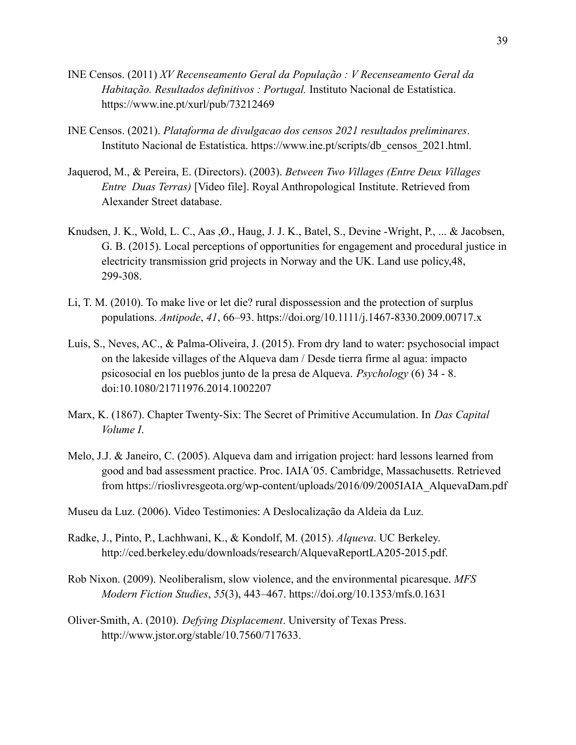INE Censos. (2011) *XV Recenseamento Geral da População : V Recenseamento Geral da Habitação. Resultados definitivos : Portugal.* Instituto Nacional de Estatística. https://www.ine.pt/xurl/pub/73212469

INE Censos. (2021). *Plataforma de divulgacao dos censos 2021 resultados preliminares*. Instituto Nacional de Estatística. https://www.ine.pt/scripts/db_censos_2021.html.

Jaquerod, M., & Pereira, E. (Directors). (2003). *Between Two Villages (Entre Deux Villages Entre Duas Terras)* [Video file]. Royal Anthropological Institute. Retrieved from Alexander Street database.

Knudsen, J. K., Wold, L. C., Aas ,Ø., Haug, J. J. K., Batel, S., Devine -Wright, P., ... & Jacobsen, G. B. (2015). Local perceptions of opportunities for engagement and procedural justice in electricity transmission grid projects in Norway and the UK. Land use policy,48, 299-308.

Li, T. M. (2010). To make live or let die? rural dispossession and the protection of surplus populations. *Antipode*, *41*, 66–93. https://doi.org/10.1111/j.1467-8330.2009.00717.x

Luís, S., Neves, AC., & Palma-Oliveira, J. (2015). From dry land to water: psychosocial impact on the lakeside villages of the Alqueva dam / Desde tierra firme al agua: impacto psicosocial en los pueblos junto de la presa de Alqueva. *Psychology* (6) 34 - 8. doi:10.1080/21711976.2014.1002207

Marx, K. (1867). Chapter Twenty-Six: The Secret of Primitive Accumulation. In *Das Capital Volume I*.

Melo, J.J. & Janeiro, C. (2005). Alqueva dam and irrigation project: hard lessons learned from good and bad assessment practice. Proc. IAIA´05. Cambridge, Massachusetts. Retrieved from https://rioslivresgeota.org/wp-content/uploads/2016/09/2005IAIA_AlquevaDam.pdf

Museu da Luz. (2006). Video Testimonies: A Deslocalização da Aldeia da Luz.

Radke, J., Pinto, P., Lachhwani, K., & Kondolf, M. (2015). *Alqueva*. UC Berkeley. http://ced.berkeley.edu/downloads/research/AlquevaReportLA205-2015.pdf.

Rob Nixon. (2009). Neoliberalism, slow violence, and the environmental picaresque. *MFS Modern Fiction Studies*, *55*(3), 443–467. https://doi.org/10.1353/mfs.0.1631

Oliver-Smith, A. (2010). *Defying Displacement*. University of Texas Press. http://www.jstor.org/stable/10.7560/717633.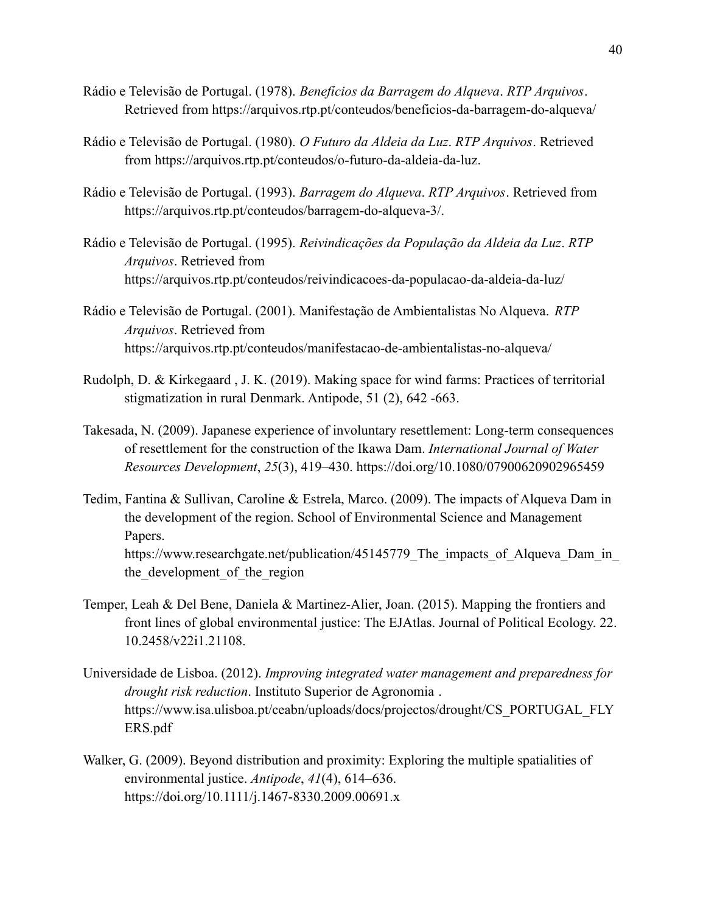Rádio e Televisão de Portugal. (1978). *Benefícios da Barragem do Alqueva*. *RTP Arquivos*. Retrieved from https://arquivos.rtp.pt/conteudos/beneficios-da-barragem-do-alqueva/

Rádio e Televisão de Portugal. (1980). *O Futuro da Aldeia da Luz*. *RTP Arquivos*. Retrieved from https://arquivos.rtp.pt/conteudos/o-futuro-da-aldeia-da-luz.

Rádio e Televisão de Portugal. (1993). *Barragem do Alqueva*. *RTP Arquivos*. Retrieved from https://arquivos.rtp.pt/conteudos/barragem-do-alqueva-3/.

Rádio e Televisão de Portugal. (1995). *Reivindicações da População da Aldeia da Luz*. *RTP Arquivos*. Retrieved from https://arquivos.rtp.pt/conteudos/reivindicacoes-da-populacao-da-aldeia-da-luz/

Rádio e Televisão de Portugal. (2001). Manifestação de Ambientalistas No Alqueva. *RTP Arquivos*. Retrieved from https://arquivos.rtp.pt/conteudos/manifestacao-de-ambientalistas-no-alqueva/

Rudolph, D. & Kirkegaard , J. K. (2019). Making space for wind farms: Practices of territorial stigmatization in rural Denmark. Antipode, 51 (2), 642 -663.

Takesada, N. (2009). Japanese experience of involuntary resettlement: Long-term consequences of resettlement for the construction of the Ikawa Dam. *International Journal of Water Resources Development*, *25*(3), 419–430. https://doi.org/10.1080/07900620902965459

Tedim, Fantina & Sullivan, Caroline & Estrela, Marco. (2009). The impacts of Alqueva Dam in the development of the region. School of Environmental Science and Management Papers. https://www.researchgate.net/publication/45145779_The_impacts_of_Alqueva_Dam_in_the_development_of_the_region

Temper, Leah & Del Bene, Daniela & Martinez-Alier, Joan. (2015). Mapping the frontiers and front lines of global environmental justice: The EJAtlas. Journal of Political Ecology. 22. 10.2458/v22i1.21108.

Universidade de Lisboa. (2012). *Improving integrated water management and preparedness for drought risk reduction*. Instituto Superior de Agronomia . https://www.isa.ulisboa.pt/ceabn/uploads/docs/projectos/drought/CS_PORTUGAL_FLYERS.pdf

Walker, G. (2009). Beyond distribution and proximity: Exploring the multiple spatialities of environmental justice. *Antipode*, *41*(4), 614–636. https://doi.org/10.1111/j.1467-8330.2009.00691.x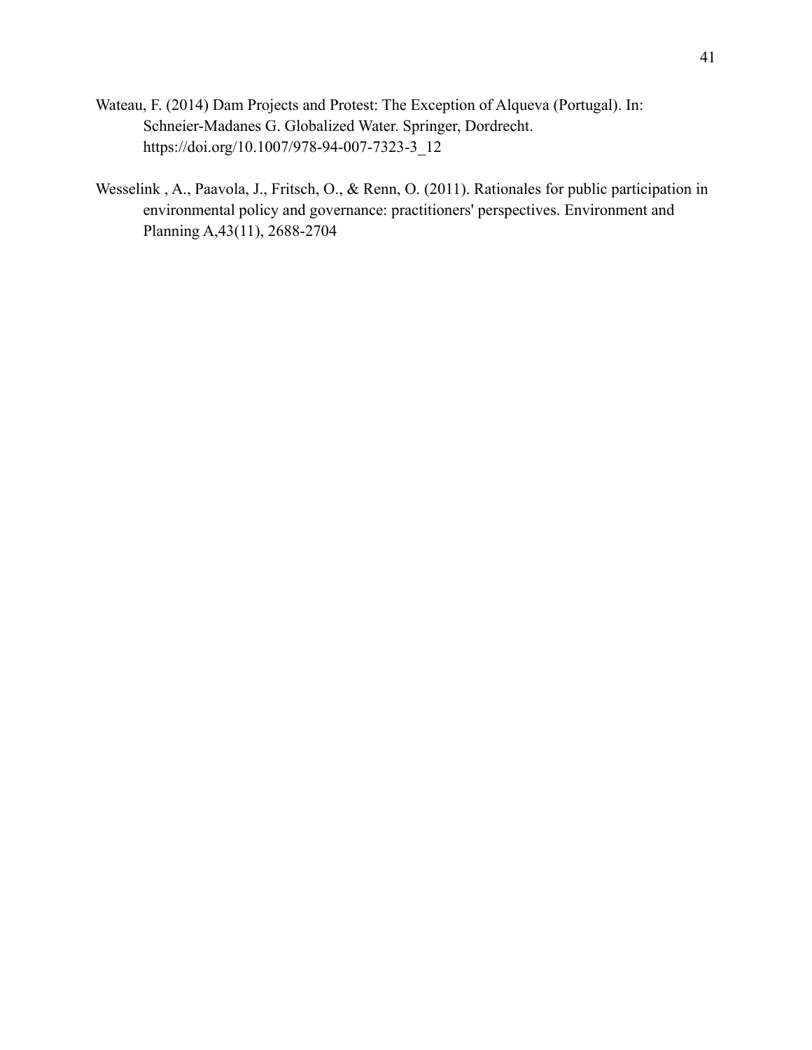Wateau, F. (2014) Dam Projects and Protest: The Exception of Alqueva (Portugal). In: Schneier-Madanes G. Globalized Water. Springer, Dordrecht. https://doi.org/10.1007/978-94-007-7323-3_12

Wesselink , A., Paavola, J., Fritsch, O., & Renn, O. (2011). Rationales for public participation in environmental policy and governance: practitioners' perspectives. Environment and Planning A,43(11), 2688-2704